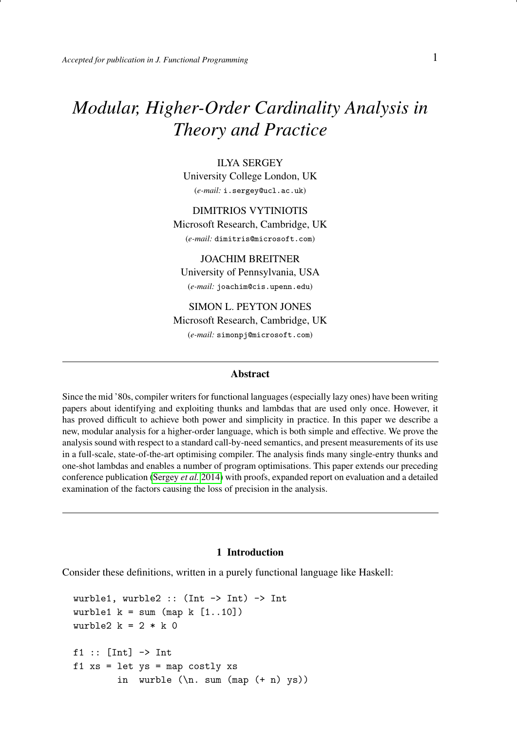# *Modular, Higher-Order Cardinality Analysis in Theory and Practice*

ILYA SERGEY
University College London, UK
(*e-mail:* i.sergey@ucl.ac.uk)

DIMITRIOS VYTINIOTIS
Microsoft Research, Cambridge, UK
(*e-mail:* dimitris@microsoft.com)

JOACHIM BREITNER
University of Pennsylvania, USA
(*e-mail:* joachim@cis.upenn.edu)

SIMON L. PEYTON JONES
Microsoft Research, Cambridge, UK
(*e-mail:* simonpj@microsoft.com)

## Abstract

Since the mid '80s, compiler writers for functional languages (especially lazy ones) have been writing papers about identifying and exploiting thunks and lambdas that are used only once. However, it has proved difficult to achieve both power and simplicity in practice. In this paper we describe a new, modular analysis for a higher-order language, which is both simple and effective. We prove the analysis sound with respect to a standard call-by-need semantics, and present measurements of its use in a full-scale, state-of-the-art optimising compiler. The analysis finds many single-entry thunks and one-shot lambdas and enables a number of program optimisations. This paper extends our preceding conference publication (Sergey *et al.* 2014) with proofs, expanded report on evaluation and a detailed examination of the factors causing the loss of precision in the analysis.

## 1 Introduction

Consider these definitions, written in a purely functional language like Haskell:

```
wurble1, wurble2 :: (Int -> Int) -> Int
wurble1 k = sum (map k [1..10])
wurble2 k = 2 * k 0

f1 :: [Int] -> Int
f1 xs = let ys = map costly xs
        in  wurble (\n. sum (map (+ n) ys))
```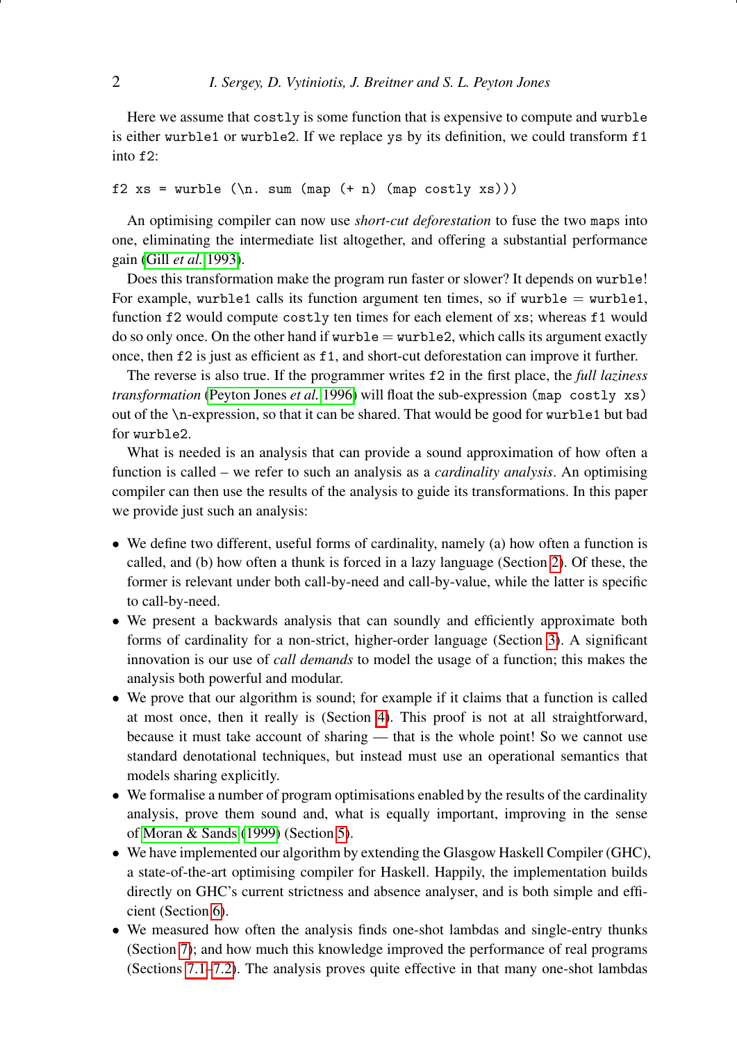Here we assume that `costly` is some function that is expensive to compute and `wurble` is either `wurble1` or `wurble2`. If we replace `ys` by its definition, we could transform `f1` into `f2`:

```
f2 xs = wurble (\n. sum (map (+ n) (map costly xs)))
```

An optimising compiler can now use *short-cut deforestation* to fuse the two `map`s into one, eliminating the intermediate list altogether, and offering a substantial performance gain (Gill *et al.* 1993).

Does this transformation make the program run faster or slower? It depends on `wurble`! For example, `wurble1` calls its function argument ten times, so if `wurble` = `wurble1`, function `f2` would compute `costly` ten times for each element of `xs`; whereas `f1` would do so only once. On the other hand if `wurble` = `wurble2`, which calls its argument exactly once, then `f2` is just as efficient as `f1`, and short-cut deforestation can improve it further.

The reverse is also true. If the programmer writes `f2` in the first place, the *full laziness transformation* (Peyton Jones *et al.* 1996) will float the sub-expression `(map costly xs)` out of the `\n`-expression, so that it can be shared. That would be good for `wurble1` but bad for `wurble2`.

What is needed is an analysis that can provide a sound approximation of how often a function is called – we refer to such an analysis as a *cardinality analysis*. An optimising compiler can then use the results of the analysis to guide its transformations. In this paper we provide just such an analysis:

- We define two different, useful forms of cardinality, namely (a) how often a function is called, and (b) how often a thunk is forced in a lazy language (Section 2). Of these, the former is relevant under both call-by-need and call-by-value, while the latter is specific to call-by-need.
- We present a backwards analysis that can soundly and efficiently approximate both forms of cardinality for a non-strict, higher-order language (Section 3). A significant innovation is our use of *call demands* to model the usage of a function; this makes the analysis both powerful and modular.
- We prove that our algorithm is sound; for example if it claims that a function is called at most once, then it really is (Section 4). This proof is not at all straightforward, because it must take account of sharing — that is the whole point! So we cannot use standard denotational techniques, but instead must use an operational semantics that models sharing explicitly.
- We formalise a number of program optimisations enabled by the results of the cardinality analysis, prove them sound and, what is equally important, improving in the sense of Moran & Sands (1999) (Section 5).
- We have implemented our algorithm by extending the Glasgow Haskell Compiler (GHC), a state-of-the-art optimising compiler for Haskell. Happily, the implementation builds directly on GHC's current strictness and absence analyser, and is both simple and efficient (Section 6).
- We measured how often the analysis finds one-shot lambdas and single-entry thunks (Section 7); and how much this knowledge improved the performance of real programs (Sections 7.1–7.2). The analysis proves quite effective in that many one-shot lambdas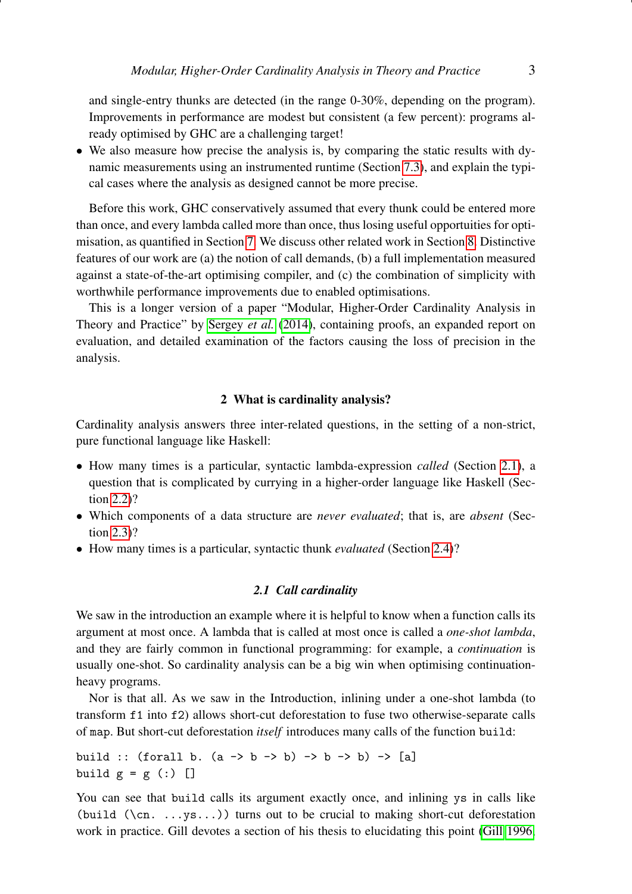and single-entry thunks are detected (in the range 0-30%, depending on the program). Improvements in performance are modest but consistent (a few percent): programs already optimised by GHC are a challenging target!

- We also measure how precise the analysis is, by comparing the static results with dynamic measurements using an instrumented runtime (Section 7.3), and explain the typical cases where the analysis as designed cannot be more precise.

Before this work, GHC conservatively assumed that every thunk could be entered more than once, and every lambda called more than once, thus losing useful opportuties for optimisation, as quantified in Section 7. We discuss other related work in Section 8. Distinctive features of our work are (a) the notion of call demands, (b) a full implementation measured against a state-of-the-art optimising compiler, and (c) the combination of simplicity with worthwhile performance improvements due to enabled optimisations.

This is a longer version of a paper "Modular, Higher-Order Cardinality Analysis in Theory and Practice" by Sergey *et al.* (2014), containing proofs, an expanded report on evaluation, and detailed examination of the factors causing the loss of precision in the analysis.

## 2 What is cardinality analysis?

Cardinality analysis answers three inter-related questions, in the setting of a non-strict, pure functional language like Haskell:

- How many times is a particular, syntactic lambda-expression *called* (Section 2.1), a question that is complicated by currying in a higher-order language like Haskell (Section 2.2)?
- Which components of a data structure are *never evaluated*; that is, are *absent* (Section 2.3)?
- How many times is a particular, syntactic thunk *evaluated* (Section 2.4)?

### 2.1 Call cardinality

We saw in the introduction an example where it is helpful to know when a function calls its argument at most once. A lambda that is called at most once is called a *one-shot lambda*, and they are fairly common in functional programming: for example, a *continuation* is usually one-shot. So cardinality analysis can be a big win when optimising continuation-heavy programs.

Nor is that all. As we saw in the Introduction, inlining under a one-shot lambda (to transform `f1` into `f2`) allows short-cut deforestation to fuse two otherwise-separate calls of `map`. But short-cut deforestation *itself* introduces many calls of the function `build`:

```
build :: (forall b. (a -> b -> b) -> b -> b) -> [a]
build g = g (:) []
```

You can see that `build` calls its argument exactly once, and inlining `ys` in calls like `(build (\cn. ...ys...))` turns out to be crucial to making short-cut deforestation work in practice. Gill devotes a section of his thesis to elucidating this point (Gill 1996,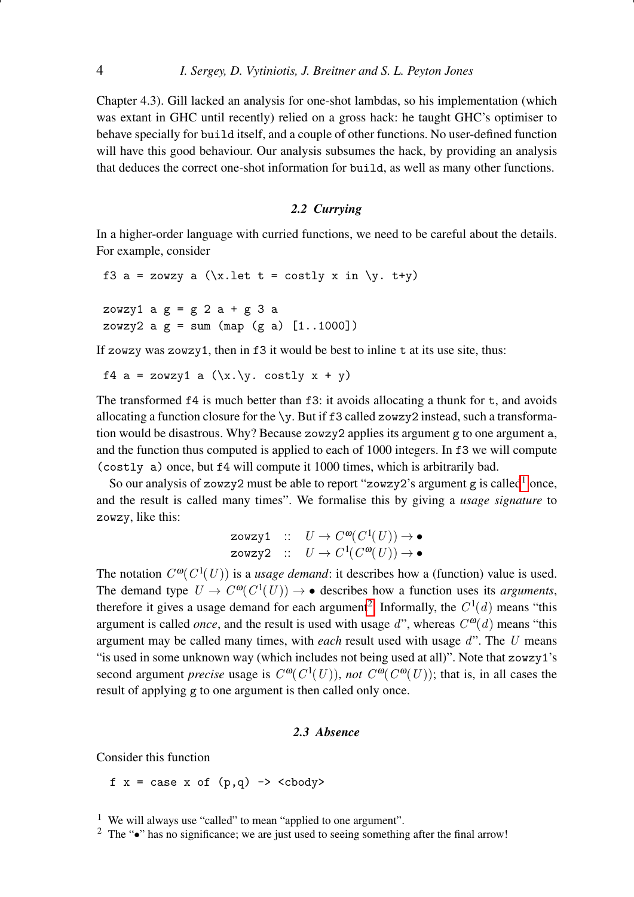Chapter 4.3). Gill lacked an analysis for one-shot lambdas, so his implementation (which was extant in GHC until recently) relied on a gross hack: he taught GHC's optimiser to behave specially for `build` itself, and a couple of other functions. No user-defined function will have this good behaviour. Our analysis subsumes the hack, by providing an analysis that deduces the correct one-shot information for `build`, as well as many other functions.

### 2.2 Currying

In a higher-order language with curried functions, we need to be careful about the details. For example, consider

```
f3 a = zowzy a (\x.let t = costly x in \y. t+y)

zowzy1 a g = g 2 a + g 3 a
zowzy2 a g = sum (map (g a) [1..1000])
```

If `zowzy` was `zowzy1`, then in `f3` it would be best to inline `t` at its use site, thus:

```
f4 a = zowzy1 a (\x.\y. costly x + y)
```

The transformed `f4` is much better than `f3`: it avoids allocating a thunk for `t`, and avoids allocating a function closure for the `\y`. But if `f3` called `zowzy2` instead, such a transformation would be disastrous. Why? Because `zowzy2` applies its argument `g` to one argument `a`, and the function thus computed is applied to each of 1000 integers. In `f3` we will compute `(costly a)` once, but `f4` will compute it 1000 times, which is arbitrarily bad.

So our analysis of `zowzy2` must be able to report "`zowzy2`'s argument `g` is called[1] once, and the result is called many times". We formalise this by giving a *usage signature* to `zowzy`, like this:

$$\begin{array}{lll} \texttt{zowzy1} & :: & U \to C^{\omega}(C^{1}(U)) \to \bullet \\ \texttt{zowzy2} & :: & U \to C^{1}(C^{\omega}(U)) \to \bullet \end{array}$$

The notation $C^{\omega}(C^{1}(U))$ is a *usage demand*: it describes how a (function) value is used. The demand type $U \to C^{\omega}(C^{1}(U)) \to \bullet$ describes how a function uses its *arguments*, therefore it gives a usage demand for each argument[2]. Informally, the $C^{1}(d)$ means "this argument is called *once*, and the result is used with usage $d$", whereas $C^{\omega}(d)$ means "this argument may be called many times, with *each* result used with usage $d$". The $U$ means "is used in some unknown way (which includes not being used at all)". Note that `zowzy1`'s second argument *precise* usage is $C^{\omega}(C^{1}(U))$, *not* $C^{\omega}(C^{\omega}(U))$; that is, in all cases the result of applying `g` to one argument is then called only once.

### 2.3 Absence

Consider this function

```
f x = case x of (p,q) -> <cbody>
```

[1] We will always use "called" to mean "applied to one argument".

[2] The "$\bullet$" has no significance; we are just used to seeing something after the final arrow!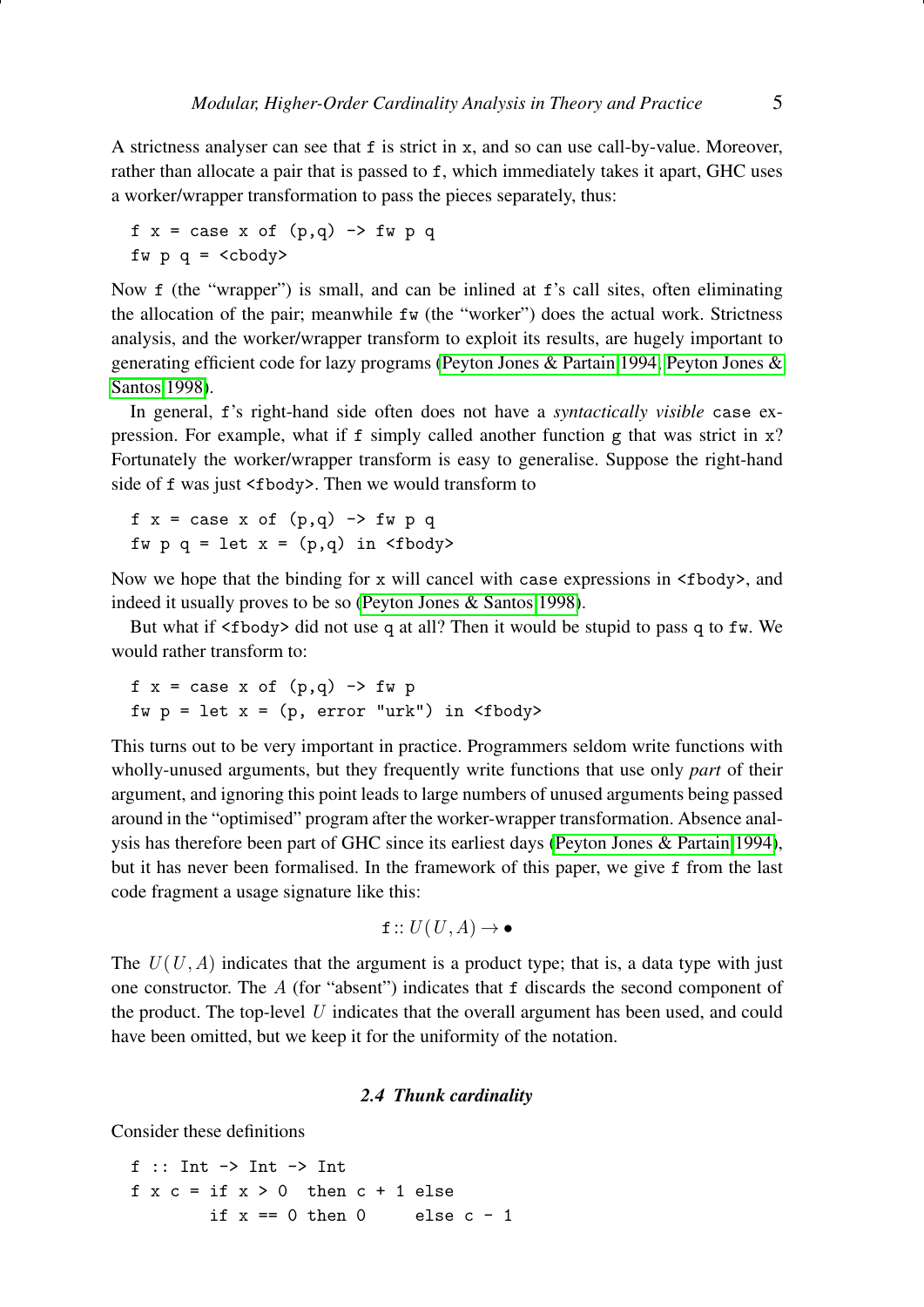A strictness analyser can see that `f` is strict in `x`, and so can use call-by-value. Moreover, rather than allocate a pair that is passed to `f`, which immediately takes it apart, GHC uses a worker/wrapper transformation to pass the pieces separately, thus:

```
f x = case x of (p,q) -> fw p q
fw p q = <cbody>
```

Now `f` (the "wrapper") is small, and can be inlined at `f`'s call sites, often eliminating the allocation of the pair; meanwhile `fw` (the "worker") does the actual work. Strictness analysis, and the worker/wrapper transform to exploit its results, are hugely important to generating efficient code for lazy programs (Peyton Jones & Partain 1994; Peyton Jones & Santos 1998).

In general, `f`'s right-hand side often does not have a *syntactically visible* `case` expression. For example, what if `f` simply called another function `g` that was strict in `x`? Fortunately the worker/wrapper transform is easy to generalise. Suppose the right-hand side of `f` was just `<fbody>`. Then we would transform to

```
f x = case x of (p,q) -> fw p q
fw p q = let x = (p,q) in <fbody>
```

Now we hope that the binding for `x` will cancel with `case` expressions in `<fbody>`, and indeed it usually proves to be so (Peyton Jones & Santos 1998).

But what if `<fbody>` did not use `q` at all? Then it would be stupid to pass `q` to `fw`. We would rather transform to:

```
f x = case x of (p,q) -> fw p
fw p = let x = (p, error "urk") in <fbody>
```

This turns out to be very important in practice. Programmers seldom write functions with wholly-unused arguments, but they frequently write functions that use only *part* of their argument, and ignoring this point leads to large numbers of unused arguments being passed around in the "optimised" program after the worker-wrapper transformation. Absence analysis has therefore been part of GHC since its earliest days (Peyton Jones & Partain 1994), but it has never been formalised. In the framework of this paper, we give `f` from the last code fragment a usage signature like this:

$$\texttt{f} :: U(U, A) \rightarrow \bullet$$

The $U(U, A)$ indicates that the argument is a product type; that is, a data type with just one constructor. The $A$ (for "absent") indicates that `f` discards the second component of the product. The top-level $U$ indicates that the overall argument has been used, and could have been omitted, but we keep it for the uniformity of the notation.

### 2.4 Thunk cardinality

Consider these definitions

```
f :: Int -> Int -> Int
f x c = if x > 0  then c + 1 else
        if x == 0 then 0     else c - 1
```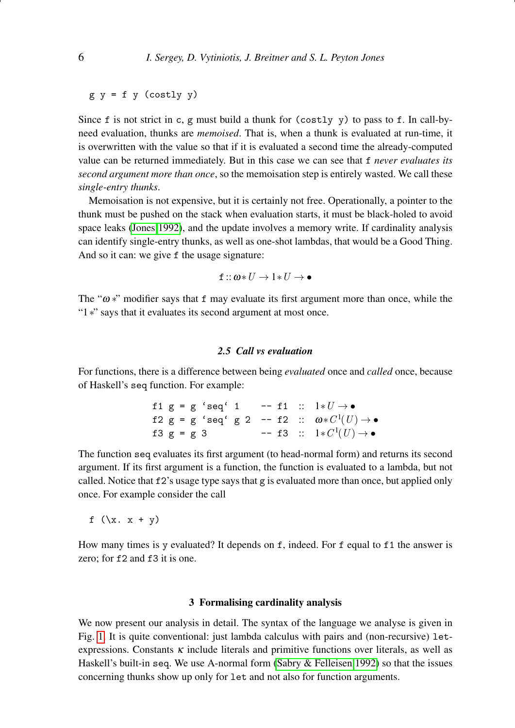```
g y = f y (costly y)
```

Since `f` is not strict in `c`, `g` must build a thunk for `(costly y)` to pass to `f`. In call-by-need evaluation, thunks are *memoised*. That is, when a thunk is evaluated at run-time, it is overwritten with the value so that if it is evaluated a second time the already-computed value can be returned immediately. But in this case we can see that `f` *never evaluates its second argument more than once*, so the memoisation step is entirely wasted. We call these *single-entry thunks*.

Memoisation is not expensive, but it is certainly not free. Operationally, a pointer to the thunk must be pushed on the stack when evaluation starts, it must be black-holed to avoid space leaks (Jones 1992), and the update involves a memory write. If cardinality analysis can identify single-entry thunks, as well as one-shot lambdas, that would be a Good Thing. And so it can: we give `f` the usage signature:

$$\texttt{f} :: \omega{*}U \to 1{*}U \to \bullet$$

The "$\omega\,*$" modifier says that `f` may evaluate its first argument more than once, while the "$1\,*$" says that it evaluates its second argument at most once.

### 2.5 Call vs evaluation

For functions, there is a difference between being *evaluated* once and *called* once, because of Haskell's `seq` function. For example:

```
f1 g = g `seq` 1     -- f1  ::  1*U → •
f2 g = g `seq` g 2   -- f2  ::  ω*C¹(U) → •
f3 g = g 3           -- f3  ::  1*C¹(U) → •
```

The function `seq` evaluates its first argument (to head-normal form) and returns its second argument. If its first argument is a function, the function is evaluated to a lambda, but not called. Notice that `f2`'s usage type says that `g` is evaluated more than once, but applied only once. For example consider the call

```
f (\x. x + y)
```

How many times is `y` evaluated? It depends on `f`, indeed. For `f` equal to `f1` the answer is zero; for `f2` and `f3` it is one.

## 3 Formalising cardinality analysis

We now present our analysis in detail. The syntax of the language we analyse is given in Fig. 1. It is quite conventional: just lambda calculus with pairs and (non-recursive) `let`-expressions. Constants $\kappa$ include literals and primitive functions over literals, as well as Haskell's built-in `seq`. We use A-normal form (Sabry & Felleisen 1992) so that the issues concerning thunks show up only for `let` and not also for function arguments.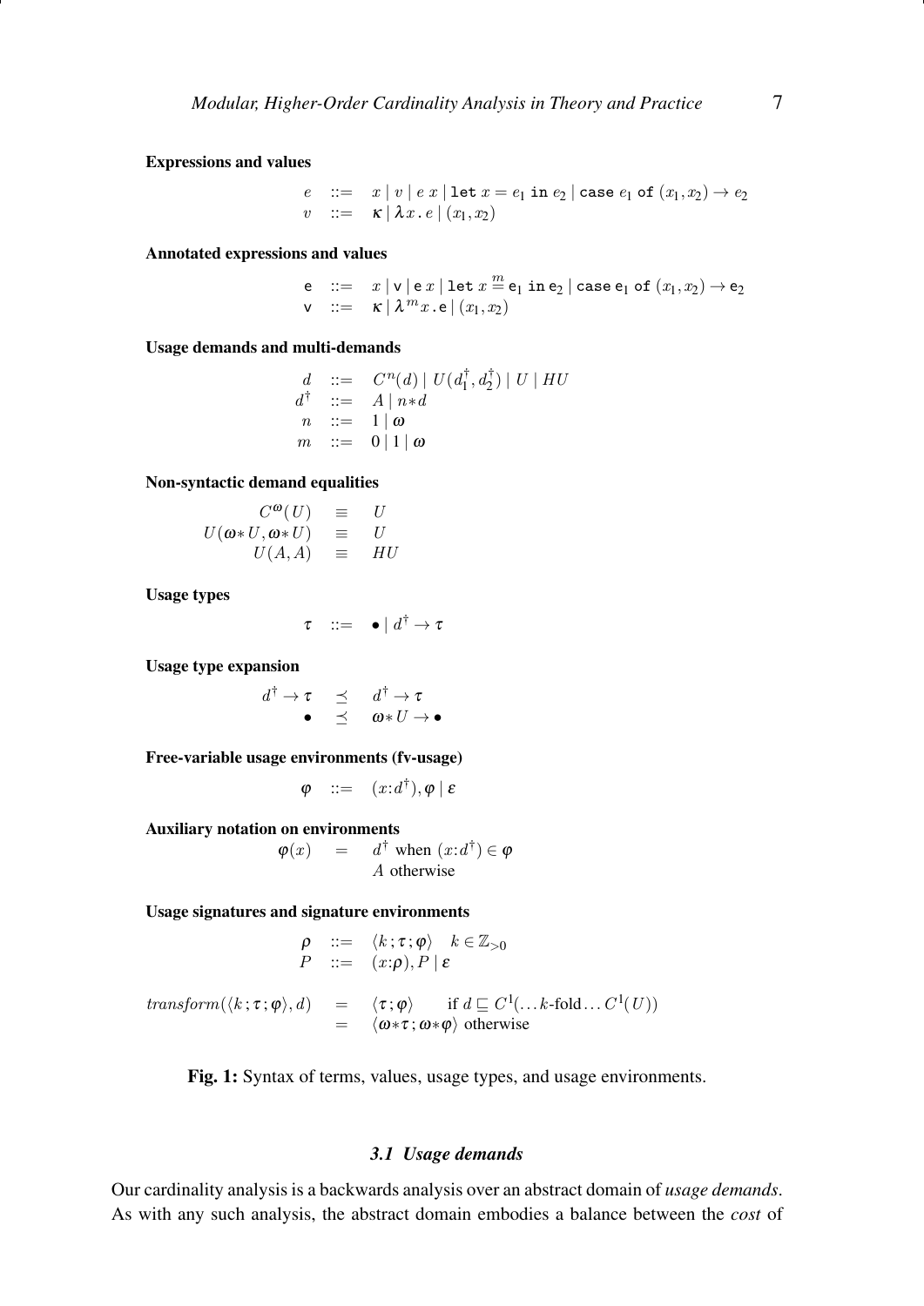**Expressions and values**

$$
\begin{array}{rcl}
e & ::= & x \mid v \mid e\ x \mid \texttt{let}\ x = e_1\ \texttt{in}\ e_2 \mid \texttt{case}\ e_1\ \texttt{of}\ (x_1, x_2) \rightarrow e_2 \\
v & ::= & \kappa \mid \lambda x\,.\,e \mid (x_1, x_2)
\end{array}
$$

**Annotated expressions and values**

$$
\begin{array}{rcl}
\mathsf{e} & ::= & x \mid \mathsf{v} \mid \mathsf{e}\ x \mid \texttt{let}\ x \overset{m}{=} \mathsf{e}_1\ \texttt{in}\ \mathsf{e}_2 \mid \texttt{case}\ \mathsf{e}_1\ \texttt{of}\ (x_1, x_2) \rightarrow \mathsf{e}_2 \\
\mathsf{v} & ::= & \kappa \mid \lambda^m x\,.\,\mathsf{e} \mid (x_1, x_2)
\end{array}
$$

**Usage demands and multi-demands**

$$
\begin{array}{rcl}
d & ::= & C^n(d) \mid U(d_1^\dagger, d_2^\dagger) \mid U \mid HU \\
d^\dagger & ::= & A \mid n{*}d \\
n & ::= & 1 \mid \omega \\
m & ::= & 0 \mid 1 \mid \omega
\end{array}
$$

**Non-syntactic demand equalities**

$$
\begin{array}{rcl}
C^\omega(U) & \equiv & U \\
U(\omega{*}U, \omega{*}U) & \equiv & U \\
U(A, A) & \equiv & HU
\end{array}
$$

**Usage types**

$$
\tau \quad ::= \quad \bullet \mid d^\dagger \rightarrow \tau
$$

**Usage type expansion**

$$
\begin{array}{rcl}
d^\dagger \rightarrow \tau & \preceq & d^\dagger \rightarrow \tau \\
\bullet & \preceq & \omega{*}U \rightarrow \bullet
\end{array}
$$

**Free-variable usage environments (fv-usage)**

$$
\varphi \quad ::= \quad (x{:}d^\dagger), \varphi \mid \varepsilon
$$

**Auxiliary notation on environments**

$$
\begin{array}{rcl}
\varphi(x) & = & d^\dagger \text{ when } (x{:}d^\dagger) \in \varphi \\
 & & A \text{ otherwise}
\end{array}
$$

**Usage signatures and signature environments**

$$
\begin{array}{rcl}
\rho & ::= & \langle k\,;\tau\,;\varphi \rangle \quad k \in \mathbb{Z}_{>0} \\
P & ::= & (x{:}\rho), P \mid \varepsilon
\end{array}
$$

$$
\begin{array}{rcl}
\mathit{transform}(\langle k\,;\tau\,;\varphi \rangle, d) & = & \langle \tau\,;\varphi \rangle \qquad \text{if } d \sqsubseteq C^1(\ldots k\text{-fold} \ldots C^1(U)) \\
 & = & \langle \omega{*}\tau\,;\omega{*}\varphi \rangle \text{ otherwise}
\end{array}
$$

**Fig. 1:** Syntax of terms, values, usage types, and usage environments.

### *3.1 Usage demands*

Our cardinality analysis is a backwards analysis over an abstract domain of *usage demands*. As with any such analysis, the abstract domain embodies a balance between the *cost* of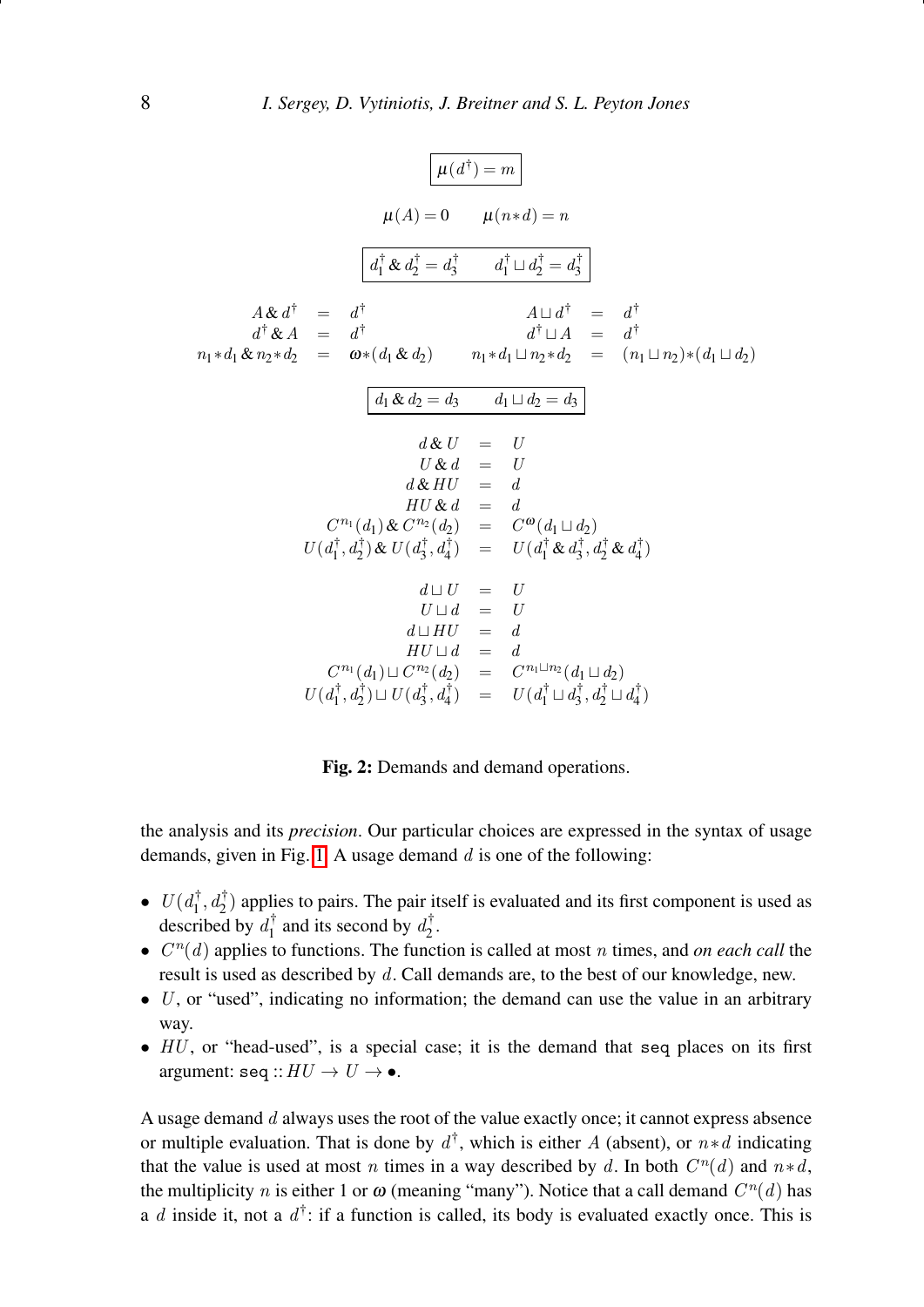$$\boxed{\mu(d^\dagger) = m}$$

$$\mu(A) = 0 \qquad \mu(n{*}d) = n$$

$$\boxed{d_1^\dagger \mathbin{\&} d_2^\dagger = d_3^\dagger \qquad d_1^\dagger \sqcup d_2^\dagger = d_3^\dagger}$$

$$
\begin{array}{rcl@{\qquad}rcl}
A \mathbin{\&} d^\dagger &=& d^\dagger & A \sqcup d^\dagger &=& d^\dagger \\
d^\dagger \mathbin{\&} A &=& d^\dagger & d^\dagger \sqcup A &=& d^\dagger \\
n_1{*}d_1 \mathbin{\&} n_2{*}d_2 &=& \omega{*}(d_1 \mathbin{\&} d_2) & n_1{*}d_1 \sqcup n_2{*}d_2 &=& (n_1 \sqcup n_2){*}(d_1 \sqcup d_2)
\end{array}
$$

$$\boxed{d_1 \mathbin{\&} d_2 = d_3 \qquad d_1 \sqcup d_2 = d_3}$$

$$
\begin{array}{rcl}
d \mathbin{\&} U &=& U \\
U \mathbin{\&} d &=& U \\
d \mathbin{\&} HU &=& d \\
HU \mathbin{\&} d &=& d \\
C^{n_1}(d_1) \mathbin{\&} C^{n_2}(d_2) &=& C^{\omega}(d_1 \sqcup d_2) \\
U(d_1^\dagger, d_2^\dagger) \mathbin{\&} U(d_3^\dagger, d_4^\dagger) &=& U(d_1^\dagger \mathbin{\&} d_3^\dagger, d_2^\dagger \mathbin{\&} d_4^\dagger) \\
\\
d \sqcup U &=& U \\
U \sqcup d &=& U \\
d \sqcup HU &=& d \\
HU \sqcup d &=& d \\
C^{n_1}(d_1) \sqcup C^{n_2}(d_2) &=& C^{n_1 \sqcup n_2}(d_1 \sqcup d_2) \\
U(d_1^\dagger, d_2^\dagger) \sqcup U(d_3^\dagger, d_4^\dagger) &=& U(d_1^\dagger \sqcup d_3^\dagger, d_2^\dagger \sqcup d_4^\dagger)
\end{array}
$$

**Fig. 2:** Demands and demand operations.

the analysis and its *precision*. Our particular choices are expressed in the syntax of usage demands, given in Fig. 1. A usage demand $d$ is one of the following:

- $U(d_1^\dagger, d_2^\dagger)$ applies to pairs. The pair itself is evaluated and its first component is used as described by $d_1^\dagger$ and its second by $d_2^\dagger$.
- $C^n(d)$ applies to functions. The function is called at most $n$ times, and *on each call* the result is used as described by $d$. Call demands are, to the best of our knowledge, new.
- $U$, or "used", indicating no information; the demand can use the value in an arbitrary way.
- $HU$, or "head-used", is a special case; it is the demand that `seq` places on its first argument: `seq` $:: HU \rightarrow U \rightarrow \bullet$.

A usage demand $d$ always uses the root of the value exactly once; it cannot express absence or multiple evaluation. That is done by $d^\dagger$, which is either $A$ (absent), or $n{*}d$ indicating that the value is used at most $n$ times in a way described by $d$. In both $C^n(d)$ and $n{*}d$, the multiplicity $n$ is either 1 or $\omega$ (meaning "many"). Notice that a call demand $C^n(d)$ has a $d$ inside it, not a $d^\dagger$: if a function is called, its body is evaluated exactly once. This is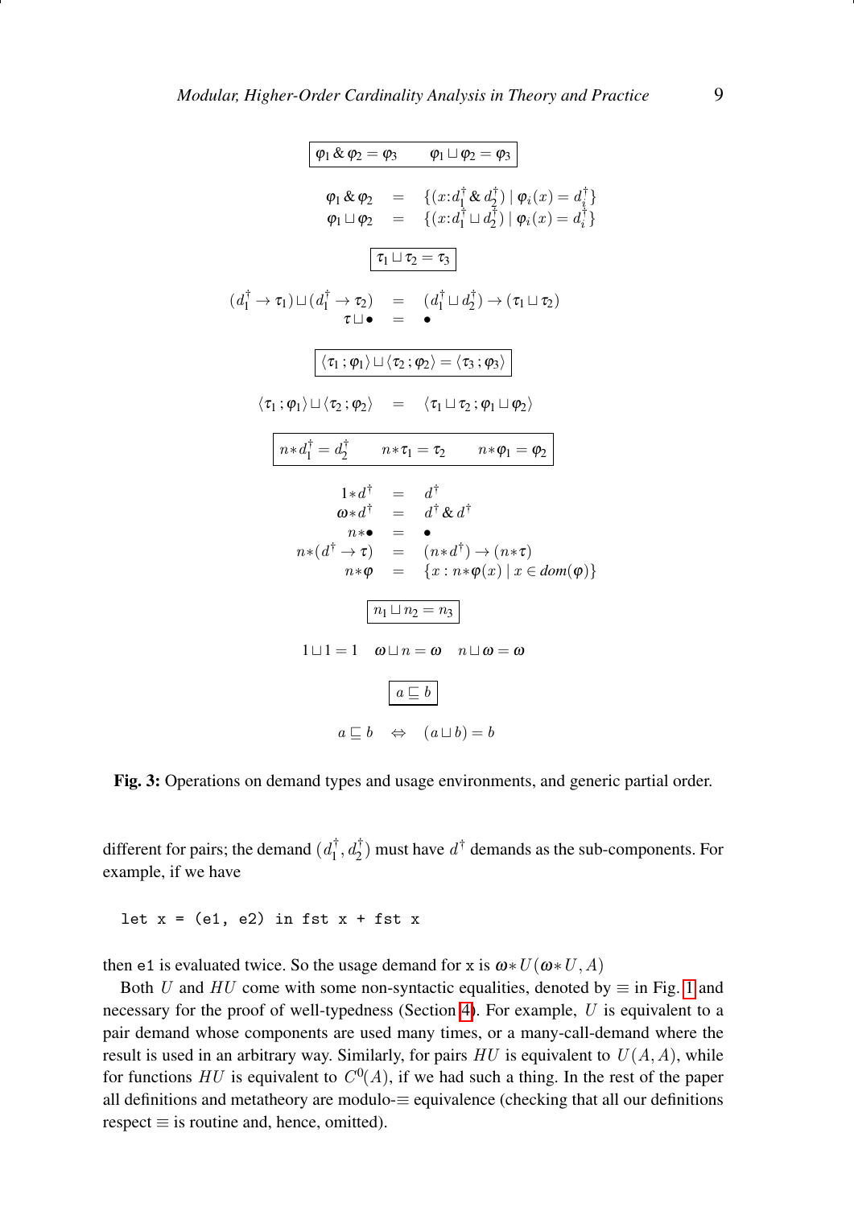$$\boxed{\varphi_1 \,\&\, \varphi_2 = \varphi_3 \qquad \varphi_1 \sqcup \varphi_2 = \varphi_3}$$

$$\begin{array}{rcl}
\varphi_1 \,\&\, \varphi_2 & = & \{(x{:}d_1^\dagger \,\&\, d_2^\dagger) \mid \varphi_i(x) = d_i^\dagger\} \\
\varphi_1 \sqcup \varphi_2 & = & \{(x{:}d_1^\dagger \sqcup d_2^\dagger) \mid \varphi_i(x) = d_i^\dagger\}
\end{array}$$

$$\boxed{\tau_1 \sqcup \tau_2 = \tau_3}$$

$$\begin{array}{rcl}
(d_1^\dagger \to \tau_1) \sqcup (d_1^\dagger \to \tau_2) & = & (d_1^\dagger \sqcup d_2^\dagger) \to (\tau_1 \sqcup \tau_2) \\
\tau \sqcup \bullet & = & \bullet
\end{array}$$

$$\boxed{\langle \tau_1 \,;\, \varphi_1 \rangle \sqcup \langle \tau_2 \,;\, \varphi_2 \rangle = \langle \tau_3 \,;\, \varphi_3 \rangle}$$

$$\langle \tau_1 \,;\, \varphi_1 \rangle \sqcup \langle \tau_2 \,;\, \varphi_2 \rangle \quad = \quad \langle \tau_1 \sqcup \tau_2 \,;\, \varphi_1 \sqcup \varphi_2 \rangle$$

$$\boxed{n{*}d_1^\dagger = d_2^\dagger \qquad n{*}\tau_1 = \tau_2 \qquad n{*}\varphi_1 = \varphi_2}$$

$$\begin{array}{rcl}
1{*}d^\dagger & = & d^\dagger \\
\omega{*}d^\dagger & = & d^\dagger \,\&\, d^\dagger \\
n{*}\bullet & = & \bullet \\
n{*}(d^\dagger \to \tau) & = & (n{*}d^\dagger) \to (n{*}\tau) \\
n{*}\varphi & = & \{x : n{*}\varphi(x) \mid x \in dom(\varphi)\}
\end{array}$$

$$\boxed{n_1 \sqcup n_2 = n_3}$$

$$1 \sqcup 1 = 1 \quad \omega \sqcup n = \omega \quad n \sqcup \omega = \omega$$

$$\boxed{a \sqsubseteq b}$$

$$a \sqsubseteq b \quad \Leftrightarrow \quad (a \sqcup b) = b$$

**Fig. 3:** Operations on demand types and usage environments, and generic partial order.

different for pairs; the demand $(d_1^\dagger, d_2^\dagger)$ must have $d^\dagger$ demands as the sub-components. For example, if we have

```
let x = (e1, e2) in fst x + fst x
```

then `e1` is evaluated twice. So the usage demand for `x` is $\omega{*}U(\omega{*}U, A)$

Both $U$ and $HU$ come with some non-syntactic equalities, denoted by $\equiv$ in Fig. 1 and necessary for the proof of well-typedness (Section 4). For example, $U$ is equivalent to a pair demand whose components are used many times, or a many-call-demand where the result is used in an arbitrary way. Similarly, for pairs $HU$ is equivalent to $U(A, A)$, while for functions $HU$ is equivalent to $C^0(A)$, if we had such a thing. In the rest of the paper all definitions and metatheory are modulo-$\equiv$ equivalence (checking that all our definitions respect $\equiv$ is routine and, hence, omitted).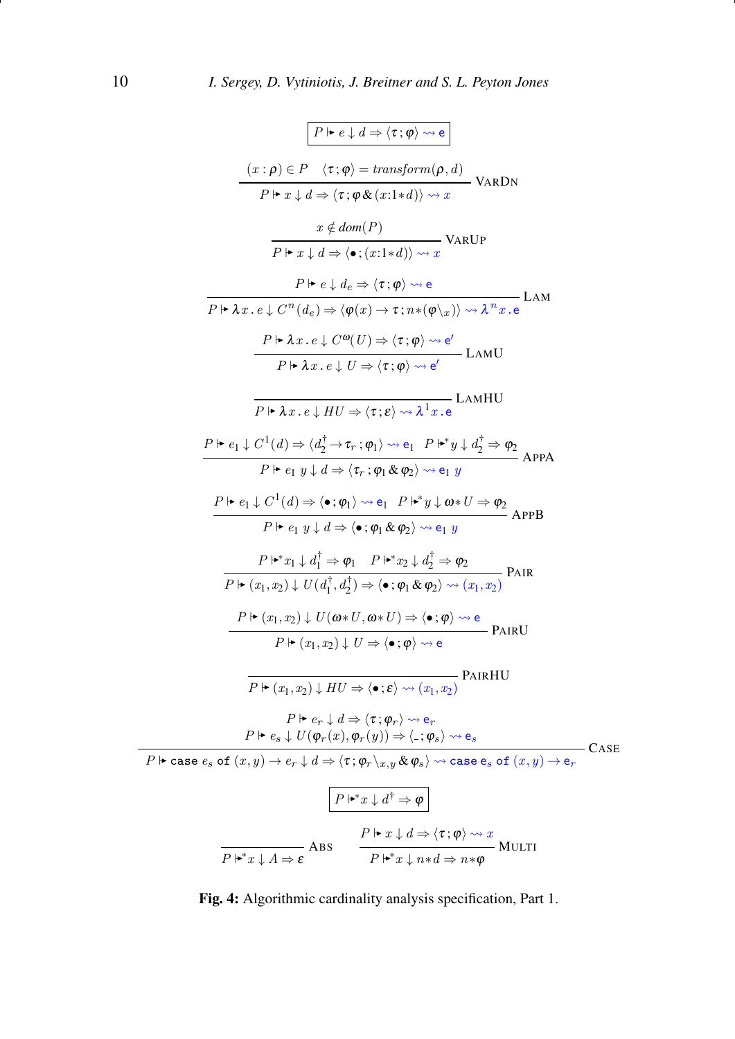$$\boxed{P \Vdash e \downarrow d \Rightarrow \langle \tau ; \varphi \rangle \rightsquigarrow \mathsf{e}}$$

$$\frac{(x : \rho) \in P \quad \langle \tau ; \varphi \rangle = \mathit{transform}(\rho, d)}{P \Vdash x \downarrow d \Rightarrow \langle \tau ; \varphi \,\&\, (x{:}1{*}d) \rangle \rightsquigarrow x} \ \textsc{VarDn}$$

$$\frac{x \notin \mathit{dom}(P)}{P \Vdash x \downarrow d \Rightarrow \langle \bullet ; (x{:}1{*}d) \rangle \rightsquigarrow x} \ \textsc{VarUp}$$

$$\frac{P \Vdash e \downarrow d_e \Rightarrow \langle \tau ; \varphi \rangle \rightsquigarrow \mathsf{e}}{P \Vdash \lambda x\,.\,e \downarrow C^n(d_e) \Rightarrow \langle \varphi(x) \to \tau ; n{*}(\varphi\backslash_x) \rangle \rightsquigarrow \lambda^n x\,.\,\mathsf{e}} \ \textsc{Lam}$$

$$\frac{P \Vdash \lambda x\,.\,e \downarrow C^\omega(U) \Rightarrow \langle \tau ; \varphi \rangle \rightsquigarrow \mathsf{e}'}{P \Vdash \lambda x\,.\,e \downarrow U \Rightarrow \langle \tau ; \varphi \rangle \rightsquigarrow \mathsf{e}'} \ \textsc{LamU}$$

$$\frac{}{P \Vdash \lambda x\,.\,e \downarrow HU \Rightarrow \langle \tau ; \varepsilon \rangle \rightsquigarrow \lambda^1 x\,.\,\mathsf{e}} \ \textsc{LamHU}$$

$$\frac{P \Vdash e_1 \downarrow C^1(d) \Rightarrow \langle d_2^\dagger \to \tau_r ; \varphi_1 \rangle \rightsquigarrow \mathsf{e}_1 \quad P \Vdash^{*} y \downarrow d_2^\dagger \Rightarrow \varphi_2}{P \Vdash e_1\ y \downarrow d \Rightarrow \langle \tau_r ; \varphi_1 \,\&\, \varphi_2 \rangle \rightsquigarrow \mathsf{e}_1\ y} \ \textsc{AppA}$$

$$\frac{P \Vdash e_1 \downarrow C^1(d) \Rightarrow \langle \bullet ; \varphi_1 \rangle \rightsquigarrow \mathsf{e}_1 \quad P \Vdash^{*} y \downarrow \omega{*}U \Rightarrow \varphi_2}{P \Vdash e_1\ y \downarrow d \Rightarrow \langle \bullet ; \varphi_1 \,\&\, \varphi_2 \rangle \rightsquigarrow \mathsf{e}_1\ y} \ \textsc{AppB}$$

$$\frac{P \Vdash^{*} x_1 \downarrow d_1^\dagger \Rightarrow \varphi_1 \quad P \Vdash^{*} x_2 \downarrow d_2^\dagger \Rightarrow \varphi_2}{P \Vdash (x_1, x_2) \downarrow U(d_1^\dagger, d_2^\dagger) \Rightarrow \langle \bullet ; \varphi_1 \,\&\, \varphi_2 \rangle \rightsquigarrow (x_1, x_2)} \ \textsc{Pair}$$

$$\frac{P \Vdash (x_1, x_2) \downarrow U(\omega{*}U, \omega{*}U) \Rightarrow \langle \bullet ; \varphi \rangle \rightsquigarrow \mathsf{e}}{P \Vdash (x_1, x_2) \downarrow U \Rightarrow \langle \bullet ; \varphi \rangle \rightsquigarrow \mathsf{e}} \ \textsc{PairU}$$

$$\frac{}{P \Vdash (x_1, x_2) \downarrow HU \Rightarrow \langle \bullet ; \varepsilon \rangle \rightsquigarrow (x_1, x_2)} \ \textsc{PairHU}$$

$$\frac{\begin{array}{c} P \Vdash e_r \downarrow d \Rightarrow \langle \tau ; \varphi_r \rangle \rightsquigarrow \mathsf{e}_r \\ P \Vdash e_s \downarrow U(\varphi_r(x), \varphi_r(y)) \Rightarrow \langle \_ ; \varphi_s \rangle \rightsquigarrow \mathsf{e}_s \end{array}}{P \Vdash \mathtt{case}\ e_s\ \mathtt{of}\ (x, y) \to e_r \downarrow d \Rightarrow \langle \tau ; \varphi_r\backslash_{x,y} \,\&\, \varphi_s \rangle \rightsquigarrow \mathtt{case}\ \mathsf{e}_s\ \mathtt{of}\ (x, y) \to \mathsf{e}_r} \ \textsc{Case}$$

$$\boxed{P \Vdash^{*} x \downarrow d^\dagger \Rightarrow \varphi}$$

$$\frac{}{P \Vdash^{*} x \downarrow A \Rightarrow \varepsilon} \ \textsc{Abs} \qquad \frac{P \Vdash x \downarrow d \Rightarrow \langle \tau ; \varphi \rangle \rightsquigarrow x}{P \Vdash^{*} x \downarrow n{*}d \Rightarrow n{*}\varphi} \ \textsc{Multi}$$

**Fig. 4:** Algorithmic cardinality analysis specification, Part 1.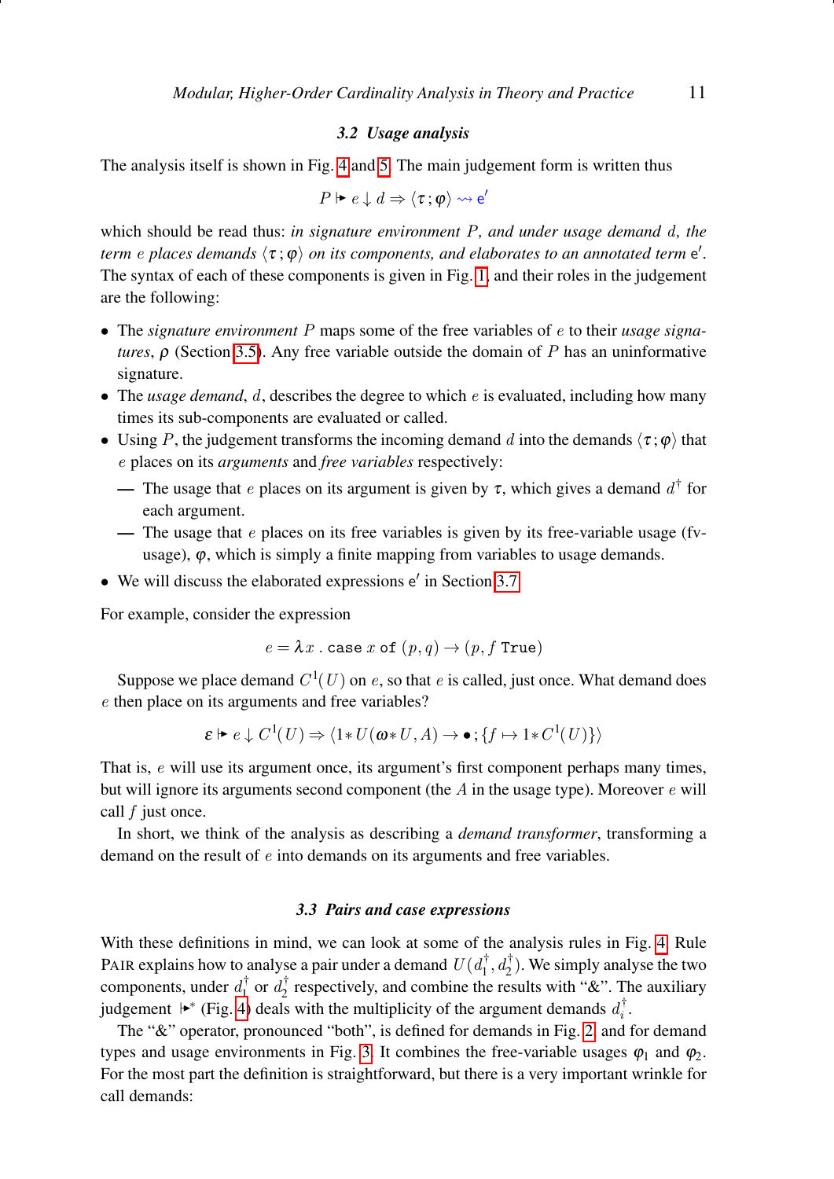### 3.2 Usage analysis

The analysis itself is shown in Fig. 4 and 5. The main judgement form is written thus

$$P \Vdash e \downarrow d \Rightarrow \langle \tau \,;\varphi \rangle \rightsquigarrow \mathsf{e}'$$

which should be read thus: *in signature environment $P$, and under usage demand $d$, the term $e$ places demands $\langle \tau \,;\varphi \rangle$ on its components, and elaborates to an annotated term $\mathsf{e}'$.* The syntax of each of these components is given in Fig. 1, and their roles in the judgement are the following:

- The *signature environment* $P$ maps some of the free variables of $e$ to their *usage signatures*, $\rho$ (Section 3.5). Any free variable outside the domain of $P$ has an uninformative signature.
- The *usage demand*, $d$, describes the degree to which $e$ is evaluated, including how many times its sub-components are evaluated or called.
- Using $P$, the judgement transforms the incoming demand $d$ into the demands $\langle \tau \,;\varphi \rangle$ that $e$ places on its *arguments* and *free variables* respectively:
  - — The usage that $e$ places on its argument is given by $\tau$, which gives a demand $d^\dagger$ for each argument.
  - — The usage that $e$ places on its free variables is given by its free-variable usage (fv-usage), $\varphi$, which is simply a finite mapping from variables to usage demands.
- We will discuss the elaborated expressions $\mathsf{e}'$ in Section 3.7.

For example, consider the expression

$$e = \lambda x \,.\, \texttt{case}\ x\ \texttt{of}\ (p,q) \rightarrow (p, f\ \texttt{True})$$

Suppose we place demand $C^1(U)$ on $e$, so that $e$ is called, just once. What demand does $e$ then place on its arguments and free variables?

$$\varepsilon \Vdash e \downarrow C^1(U) \Rightarrow \langle 1{*}U(\omega{*}U, A) \rightarrow \bullet \,; \{f \mapsto 1{*}C^1(U)\}\rangle$$

That is, $e$ will use its argument once, its argument's first component perhaps many times, but will ignore its arguments second component (the $A$ in the usage type). Moreover $e$ will call $f$ just once.

In short, we think of the analysis as describing a *demand transformer*, transforming a demand on the result of $e$ into demands on its arguments and free variables.

### 3.3 Pairs and case expressions

With these definitions in mind, we can look at some of the analysis rules in Fig. 4. Rule PAIR explains how to analyse a pair under a demand $U(d_1^\dagger, d_2^\dagger)$. We simply analyse the two components, under $d_1^\dagger$ or $d_2^\dagger$ respectively, and combine the results with "&". The auxiliary judgement $\Vdash^*$ (Fig. 4) deals with the multiplicity of the argument demands $d_i^\dagger$.

The "&" operator, pronounced "both", is defined for demands in Fig. 2, and for demand types and usage environments in Fig. 3. It combines the free-variable usages $\varphi_1$ and $\varphi_2$. For the most part the definition is straightforward, but there is a very important wrinkle for call demands: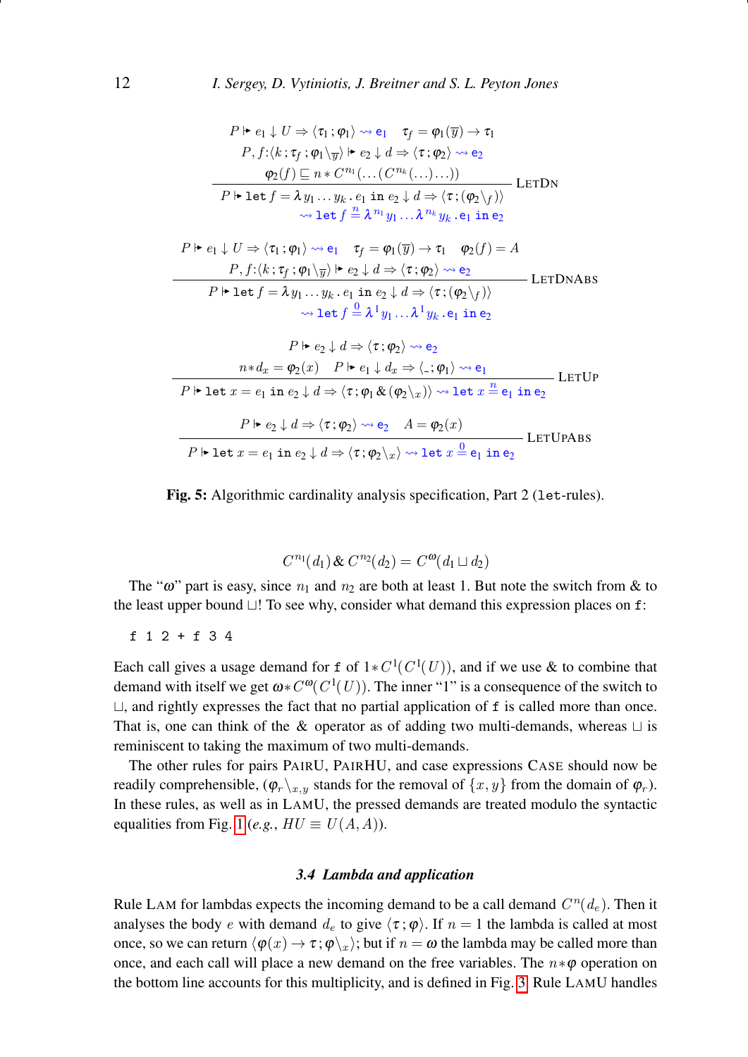$$\frac{\begin{array}{c} P \Vdash e_1 \downarrow U \Rightarrow \langle \tau_1 ; \varphi_1 \rangle \rightsquigarrow \mathsf{e}_1 \quad \tau_f = \varphi_1(\overline{y}) \to \tau_1 \\ P, f{:}\langle k ; \tau_f ; \varphi_1 \backslash_{\overline{y}} \rangle \Vdash e_2 \downarrow d \Rightarrow \langle \tau ; \varphi_2 \rangle \rightsquigarrow \mathsf{e}_2 \\ \varphi_2(f) \sqsubseteq n * C^{n_1}(\ldots(C^{n_k}(\ldots))\ldots)) \end{array}}{\begin{array}{c} P \Vdash \mathtt{let}\ f = \lambda y_1 \ldots y_k \,.\, e_1\ \mathtt{in}\ e_2 \downarrow d \Rightarrow \langle \tau ; (\varphi_2 \backslash_f) \rangle \\ \rightsquigarrow \mathtt{let}\ f \overset{n}{=} \lambda^{n_1} y_1 \ldots \lambda^{n_k} y_k \,.\, \mathsf{e}_1\ \mathtt{in}\ \mathsf{e}_2 \end{array}} \ \text{LetDn}$$

$$\frac{\begin{array}{c} P \Vdash e_1 \downarrow U \Rightarrow \langle \tau_1 ; \varphi_1 \rangle \rightsquigarrow \mathsf{e}_1 \quad \tau_f = \varphi_1(\overline{y}) \to \tau_1 \quad \varphi_2(f) = A \\ P, f{:}\langle k ; \tau_f ; \varphi_1 \backslash_{\overline{y}} \rangle \Vdash e_2 \downarrow d \Rightarrow \langle \tau ; \varphi_2 \rangle \rightsquigarrow \mathsf{e}_2 \end{array}}{\begin{array}{c} P \Vdash \mathtt{let}\ f = \lambda y_1 \ldots y_k \,.\, e_1\ \mathtt{in}\ e_2 \downarrow d \Rightarrow \langle \tau ; (\varphi_2 \backslash_f) \rangle \\ \rightsquigarrow \mathtt{let}\ f \overset{0}{=} \lambda^1 y_1 \ldots \lambda^1 y_k \,.\, \mathsf{e}_1\ \mathtt{in}\ \mathsf{e}_2 \end{array}} \ \text{LetDnAbs}$$

$$\frac{\begin{array}{c} P \Vdash e_2 \downarrow d \Rightarrow \langle \tau ; \varphi_2 \rangle \rightsquigarrow \mathsf{e}_2 \\ n * d_x = \varphi_2(x) \quad P \Vdash e_1 \downarrow d_x \Rightarrow \langle \_ ; \varphi_1 \rangle \rightsquigarrow \mathsf{e}_1 \end{array}}{P \Vdash \mathtt{let}\ x = e_1\ \mathtt{in}\ e_2 \downarrow d \Rightarrow \langle \tau ; \varphi_1 \,\&\, (\varphi_2 \backslash_x) \rangle \rightsquigarrow \mathtt{let}\ x \overset{n}{=} \mathsf{e}_1\ \mathtt{in}\ \mathsf{e}_2} \ \text{LetUp}$$

$$\frac{P \Vdash e_2 \downarrow d \Rightarrow \langle \tau ; \varphi_2 \rangle \rightsquigarrow \mathsf{e}_2 \quad A = \varphi_2(x)}{P \Vdash \mathtt{let}\ x = e_1\ \mathtt{in}\ e_2 \downarrow d \Rightarrow \langle \tau ; \varphi_2 \backslash_x \rangle \rightsquigarrow \mathtt{let}\ x \overset{0}{=} \mathsf{e}_1\ \mathtt{in}\ \mathsf{e}_2} \ \text{LetUpAbs}$$

**Fig. 5:** Algorithmic cardinality analysis specification, Part 2 (`let`-rules).

$$C^{n_1}(d_1) \,\&\, C^{n_2}(d_2) = C^{\omega}(d_1 \sqcup d_2)$$

The "$\omega$" part is easy, since $n_1$ and $n_2$ are both at least 1. But note the switch from & to the least upper bound $\sqcup$! To see why, consider what demand this expression places on `f`:

```
f 1 2 + f 3 4
```

Each call gives a usage demand for `f` of $1 * C^1(C^1(U))$, and if we use & to combine that demand with itself we get $\omega * C^{\omega}(C^1(U))$. The inner "1" is a consequence of the switch to $\sqcup$, and rightly expresses the fact that no partial application of `f` is called more than once. That is, one can think of the & operator as of adding two multi-demands, whereas $\sqcup$ is reminiscent to taking the maximum of two multi-demands.

The other rules for pairs PairU, PairHU, and case expressions Case should now be readily comprehensible, $(\varphi_r \backslash_{x,y}$ stands for the removal of $\{x, y\}$ from the domain of $\varphi_r$). In these rules, as well as in LamU, the pressed demands are treated modulo the syntactic equalities from Fig. 1 (*e.g.*, $HU \equiv U(A, A)$).

### 3.4 Lambda and application

Rule Lam for lambdas expects the incoming demand to be a call demand $C^n(d_e)$. Then it analyses the body $e$ with demand $d_e$ to give $\langle \tau ; \varphi \rangle$. If $n = 1$ the lambda is called at most once, so we can return $\langle \varphi(x) \to \tau ; \varphi \backslash_x \rangle$; but if $n = \omega$ the lambda may be called more than once, and each call will place a new demand on the free variables. The $n * \varphi$ operation on the bottom line accounts for this multiplicity, and is defined in Fig. 3. Rule LamU handles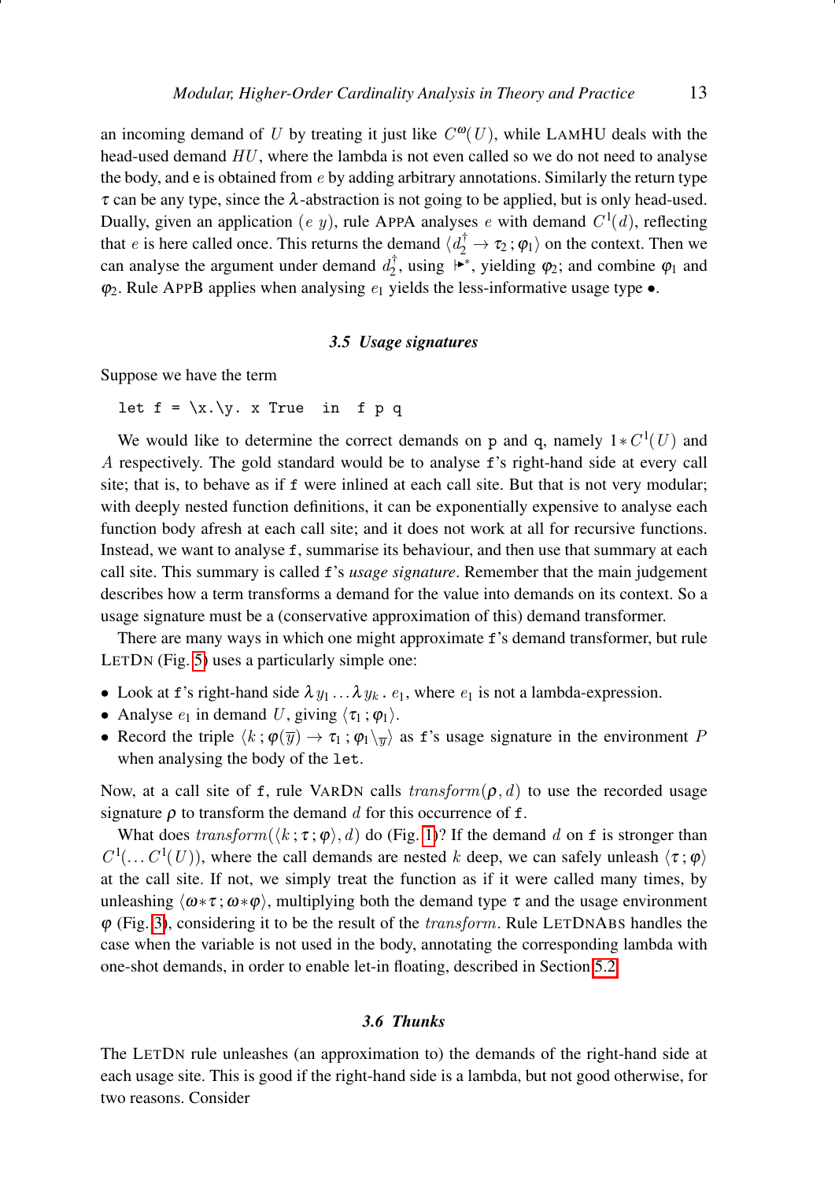an incoming demand of $U$ by treating it just like $C^{\omega}(U)$, while LAMHU deals with the head-used demand $HU$, where the lambda is not even called so we do not need to analyse the body, and e is obtained from $e$ by adding arbitrary annotations. Similarly the return type $\tau$ can be any type, since the $\lambda$-abstraction is not going to be applied, but is only head-used. Dually, given an application $(e\ y)$, rule APPA analyses $e$ with demand $C^1(d)$, reflecting that $e$ is here called once. This returns the demand $\langle d_2^{\dagger} \rightarrow \tau_2\, ;\varphi_1\rangle$ on the context. Then we can analyse the argument under demand $d_2^{\dagger}$, using $\Vdash^{*}$, yielding $\varphi_2$; and combine $\varphi_1$ and $\varphi_2$. Rule APPB applies when analysing $e_1$ yields the less-informative usage type $\bullet$.

### 3.5 Usage signatures

Suppose we have the term

```
let f = \x.\y. x True  in  f p q
```

We would like to determine the correct demands on p and q, namely $1 * C^1(U)$ and $A$ respectively. The gold standard would be to analyse f's right-hand side at every call site; that is, to behave as if f were inlined at each call site. But that is not very modular; with deeply nested function definitions, it can be exponentially expensive to analyse each function body afresh at each call site; and it does not work at all for recursive functions. Instead, we want to analyse f, summarise its behaviour, and then use that summary at each call site. This summary is called f's *usage signature*. Remember that the main judgement describes how a term transforms a demand for the value into demands on its context. So a usage signature must be a (conservative approximation of this) demand transformer.

There are many ways in which one might approximate f's demand transformer, but rule LETDN (Fig. 5) uses a particularly simple one:

- Look at f's right-hand side $\lambda y_1 \dots \lambda y_k\, .\, e_1$, where $e_1$ is not a lambda-expression.
- Analyse $e_1$ in demand $U$, giving $\langle \tau_1\, ; \varphi_1\rangle$.
- Record the triple $\langle k\, ; \varphi(\overline{y}) \rightarrow \tau_1\, ; \varphi_1 \backslash_{\overline{y}} \rangle$ as f's usage signature in the environment $P$ when analysing the body of the let.

Now, at a call site of f, rule VARDN calls $transform(\rho, d)$ to use the recorded usage signature $\rho$ to transform the demand $d$ for this occurrence of f.

What does $transform(\langle k\, ; \tau\, ; \varphi\rangle, d)$ do (Fig. 1)? If the demand $d$ on f is stronger than $C^1(\dots C^1(U))$, where the call demands are nested $k$ deep, we can safely unleash $\langle \tau\, ; \varphi\rangle$ at the call site. If not, we simply treat the function as if it were called many times, by unleashing $\langle \omega * \tau\, ; \omega * \varphi\rangle$, multiplying both the demand type $\tau$ and the usage environment $\varphi$ (Fig. 3), considering it to be the result of the $transform$. Rule LETDNABS handles the case when the variable is not used in the body, annotating the corresponding lambda with one-shot demands, in order to enable let-in floating, described in Section 5.2.

### 3.6 Thunks

The LETDN rule unleashes (an approximation to) the demands of the right-hand side at each usage site. This is good if the right-hand side is a lambda, but not good otherwise, for two reasons. Consider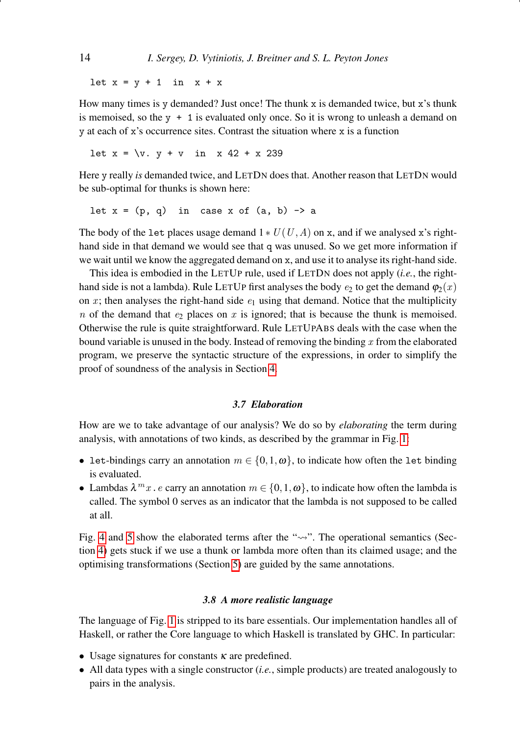```
let x = y + 1  in  x + x
```

How many times is `y` demanded? Just once! The thunk `x` is demanded twice, but `x`'s thunk is memoised, so the `y + 1` is evaluated only once. So it is wrong to unleash a demand on `y` at each of `x`'s occurrence sites. Contrast the situation where `x` is a function

```
let x = \v. y + v  in  x 42 + x 239
```

Here `y` really *is* demanded twice, and LETDN does that. Another reason that LETDN would be sub-optimal for thunks is shown here:

```
let x = (p, q)  in  case x of (a, b) -> a
```

The body of the `let` places usage demand $1 * U(U, A)$ on `x`, and if we analysed `x`'s right-hand side in that demand we would see that `q` was unused. So we get more information if we wait until we know the aggregated demand on `x`, and use it to analyse its right-hand side.

This idea is embodied in the LETUP rule, used if LETDN does not apply (*i.e.*, the right-hand side is not a lambda). Rule LETUP first analyses the body $e_2$ to get the demand $\varphi_2(x)$ on $x$; then analyses the right-hand side $e_1$ using that demand. Notice that the multiplicity $n$ of the demand that $e_2$ places on $x$ is ignored; that is because the thunk is memoised. Otherwise the rule is quite straightforward. Rule LETUPABS deals with the case when the bound variable is unused in the body. Instead of removing the binding $x$ from the elaborated program, we preserve the syntactic structure of the expressions, in order to simplify the proof of soundness of the analysis in Section 4.

### 3.7 Elaboration

How are we to take advantage of our analysis? We do so by *elaborating* the term during analysis, with annotations of two kinds, as described by the grammar in Fig. 1:

- `let`-bindings carry an annotation $m \in \{0, 1, \omega\}$, to indicate how often the `let` binding is evaluated.
- Lambdas $\lambda^m x \,.\, e$ carry an annotation $m \in \{0, 1, \omega\}$, to indicate how often the lambda is called. The symbol 0 serves as an indicator that the lambda is not supposed to be called at all.

Fig. 4 and 5 show the elaborated terms after the "$\rightsquigarrow$". The operational semantics (Section 4) gets stuck if we use a thunk or lambda more often than its claimed usage; and the optimising transformations (Section 5) are guided by the same annotations.

### 3.8 A more realistic language

The language of Fig. 1 is stripped to its bare essentials. Our implementation handles all of Haskell, or rather the Core language to which Haskell is translated by GHC. In particular:

- Usage signatures for constants $\kappa$ are predefined.
- All data types with a single constructor (*i.e.*, simple products) are treated analogously to pairs in the analysis.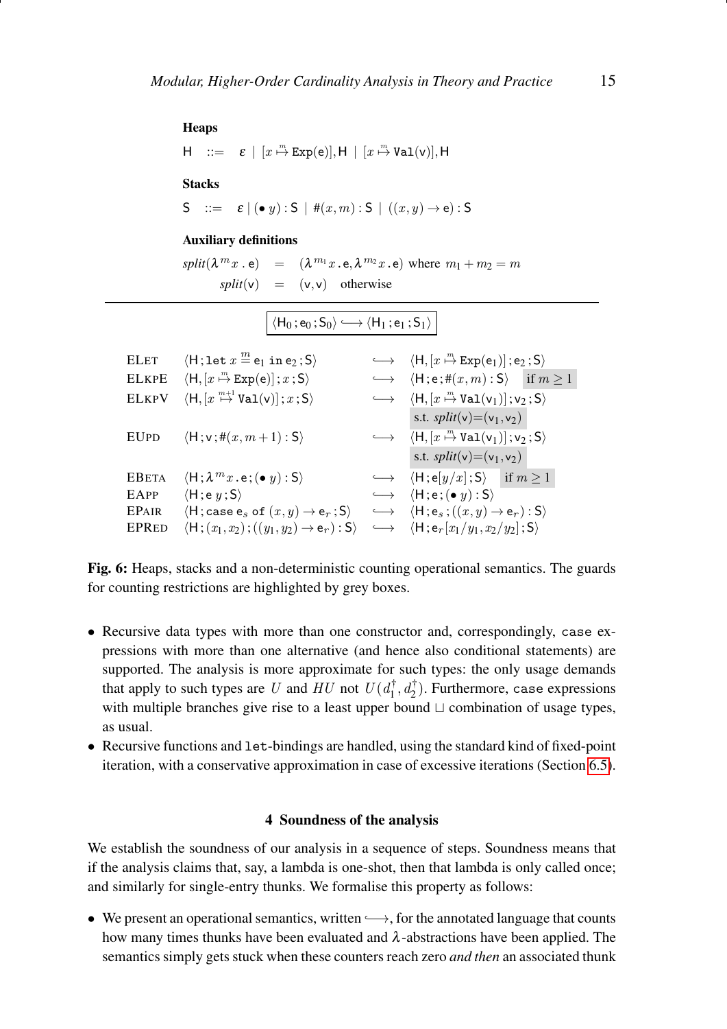**Heaps**

$$\mathsf{H} \quad ::= \quad \varepsilon \;|\; [x \overset{m}{\mapsto} \texttt{Exp}(\mathsf{e})], \mathsf{H} \;|\; [x \overset{m}{\mapsto} \texttt{Val}(\mathsf{v})], \mathsf{H}$$

**Stacks**

$$\mathsf{S} \quad ::= \quad \varepsilon \;|\; (\bullet\; y) : \mathsf{S} \;|\; \#(x, m) : \mathsf{S} \;|\; ((x, y) \to \mathsf{e}) : \mathsf{S}$$

**Auxiliary definitions**

$$\begin{aligned} \mathit{split}(\lambda^m x \,.\, \mathsf{e}) &= (\lambda^{m_1} x \,.\, \mathsf{e}, \lambda^{m_2} x \,.\, \mathsf{e}) \text{ where } m_1 + m_2 = m \\ \mathit{split}(\mathsf{v}) &= (\mathsf{v}, \mathsf{v}) \quad \text{otherwise} \end{aligned}$$

$$\boxed{\langle \mathsf{H}_0 \,;\, \mathsf{e}_0 \,;\, \mathsf{S}_0 \rangle \hookrightarrow \langle \mathsf{H}_1 \,;\, \mathsf{e}_1 \,;\, \mathsf{S}_1 \rangle}$$

| | | | | |
|---|---|---|---|---|
| ELET | $\langle \mathsf{H} \,;\, \texttt{let}\; x \overset{m}{=} \mathsf{e}_1 \;\texttt{in}\; \mathsf{e}_2 \,;\, \mathsf{S} \rangle$ | $\hookrightarrow$ | $\langle \mathsf{H}, [x \overset{m}{\mapsto} \texttt{Exp}(\mathsf{e}_1)] \,;\, \mathsf{e}_2 \,;\, \mathsf{S} \rangle$ | |
| ELKPE | $\langle \mathsf{H}, [x \overset{m}{\mapsto} \texttt{Exp}(\mathsf{e})] \,;\, x \,;\, \mathsf{S} \rangle$ | $\hookrightarrow$ | $\langle \mathsf{H} \,;\, \mathsf{e} \,;\, \#(x, m) : \mathsf{S} \rangle$ | if $m \geq 1$ |
| ELKPV | $\langle \mathsf{H}, [x \overset{m+1}{\mapsto} \texttt{Val}(\mathsf{v})] \,;\, x \,;\, \mathsf{S} \rangle$ | $\hookrightarrow$ | $\langle \mathsf{H}, [x \overset{m}{\mapsto} \texttt{Val}(\mathsf{v}_1)] \,;\, \mathsf{v}_2 \,;\, \mathsf{S} \rangle$ | s.t. $\mathit{split}(\mathsf{v}) = (\mathsf{v}_1, \mathsf{v}_2)$ |
| EUPD | $\langle \mathsf{H} \,;\, \mathsf{v} \,;\, \#(x, m+1) : \mathsf{S} \rangle$ | $\hookrightarrow$ | $\langle \mathsf{H}, [x \overset{m}{\mapsto} \texttt{Val}(\mathsf{v}_1)] \,;\, \mathsf{v}_2 \,;\, \mathsf{S} \rangle$ | s.t. $\mathit{split}(\mathsf{v}) = (\mathsf{v}_1, \mathsf{v}_2)$ |
| EBETA | $\langle \mathsf{H} \,;\, \lambda^m x \,.\, \mathsf{e} \,;\, (\bullet\; y) : \mathsf{S} \rangle$ | $\hookrightarrow$ | $\langle \mathsf{H} \,;\, \mathsf{e}[y/x] \,;\, \mathsf{S} \rangle$ | if $m \geq 1$ |
| EAPP | $\langle \mathsf{H} \,;\, \mathsf{e}\; y \,;\, \mathsf{S} \rangle$ | $\hookrightarrow$ | $\langle \mathsf{H} \,;\, \mathsf{e} \,;\, (\bullet\; y) : \mathsf{S} \rangle$ | |
| EPAIR | $\langle \mathsf{H} \,;\, \texttt{case}\; \mathsf{e}_s \;\texttt{of}\; (x, y) \to \mathsf{e}_r \,;\, \mathsf{S} \rangle$ | $\hookrightarrow$ | $\langle \mathsf{H} \,;\, \mathsf{e}_s \,;\, ((x, y) \to \mathsf{e}_r) : \mathsf{S} \rangle$ | |
| EPRED | $\langle \mathsf{H} \,;\, (x_1, x_2) \,;\, ((y_1, y_2) \to \mathsf{e}_r) : \mathsf{S} \rangle$ | $\hookrightarrow$ | $\langle \mathsf{H} \,;\, \mathsf{e}_r[x_1/y_1, x_2/y_2] \,;\, \mathsf{S} \rangle$ | |

**Fig. 6:** Heaps, stacks and a non-deterministic counting operational semantics. The guards for counting restrictions are highlighted by grey boxes.

- Recursive data types with more than one constructor and, correspondingly, `case` expressions with more than one alternative (and hence also conditional statements) are supported. The analysis is more approximate for such types: the only usage demands that apply to such types are $U$ and $HU$ not $U(d_1^\dagger, d_2^\dagger)$. Furthermore, `case` expressions with multiple branches give rise to a least upper bound $\sqcup$ combination of usage types, as usual.
- Recursive functions and `let`-bindings are handled, using the standard kind of fixed-point iteration, with a conservative approximation in case of excessive iterations (Section 6.5).

## 4 Soundness of the analysis

We establish the soundness of our analysis in a sequence of steps. Soundness means that if the analysis claims that, say, a lambda is one-shot, then that lambda is only called once; and similarly for single-entry thunks. We formalise this property as follows:

- We present an operational semantics, written $\hookrightarrow$, for the annotated language that counts how many times thunks have been evaluated and $\lambda$-abstractions have been applied. The semantics simply gets stuck when these counters reach zero *and then* an associated thunk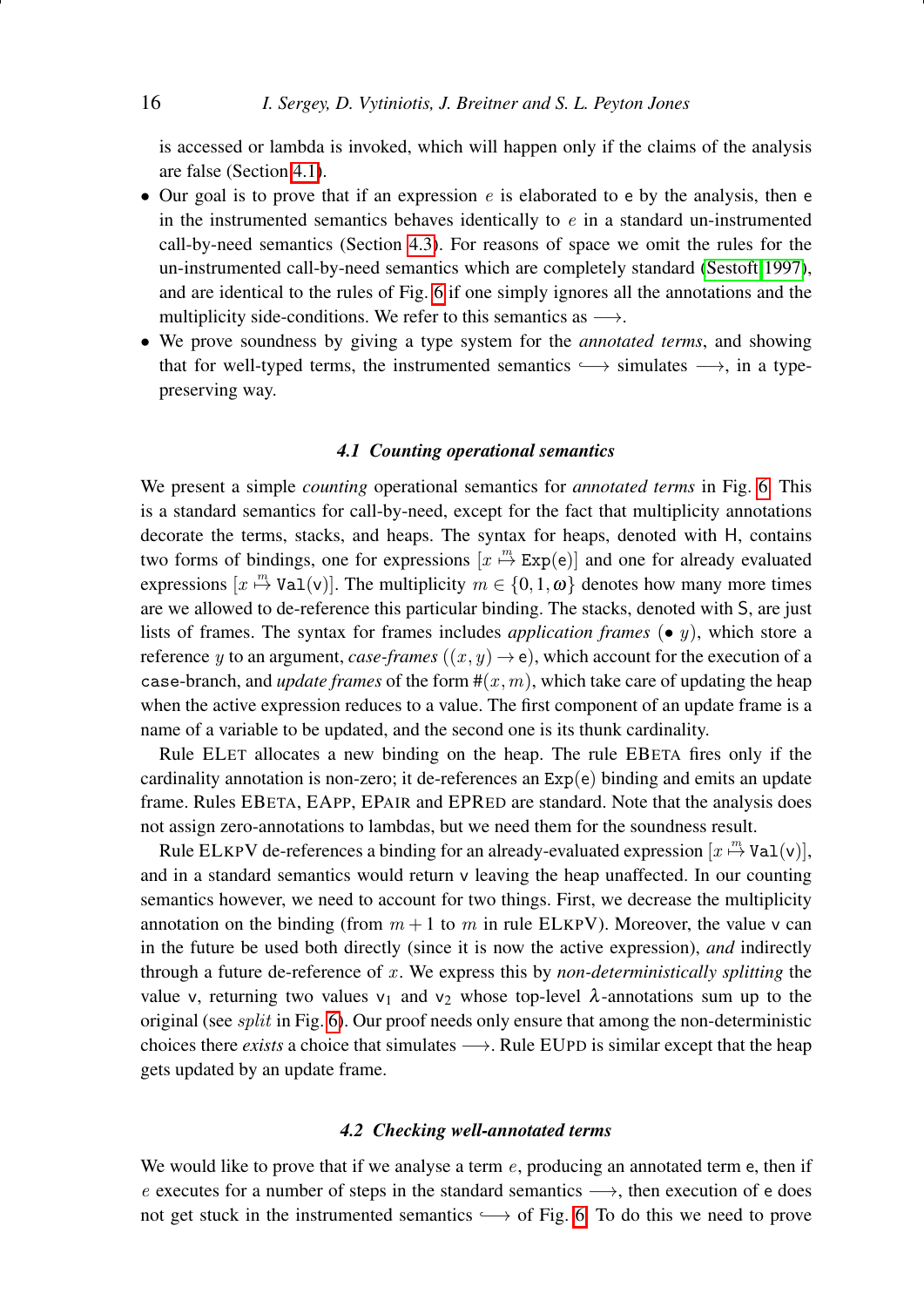is accessed or lambda is invoked, which will happen only if the claims of the analysis are false (Section 4.1).

- Our goal is to prove that if an expression $e$ is elaborated to $\mathsf{e}$ by the analysis, then $\mathsf{e}$ in the instrumented semantics behaves identically to $e$ in a standard un-instrumented call-by-need semantics (Section 4.3). For reasons of space we omit the rules for the un-instrumented call-by-need semantics which are completely standard (Sestoft 1997), and are identical to the rules of Fig. 6 if one simply ignores all the annotations and the multiplicity side-conditions. We refer to this semantics as $\longrightarrow$.
- We prove soundness by giving a type system for the *annotated terms*, and showing that for well-typed terms, the instrumented semantics $\hookrightarrow$ simulates $\longrightarrow$, in a type-preserving way.

### 4.1 Counting operational semantics

We present a simple *counting* operational semantics for *annotated terms* in Fig. 6. This is a standard semantics for call-by-need, except for the fact that multiplicity annotations decorate the terms, stacks, and heaps. The syntax for heaps, denoted with $\mathsf{H}$, contains two forms of bindings, one for expressions $[x \overset{m}{\mapsto} \mathtt{Exp}(\mathsf{e})]$ and one for already evaluated expressions $[x \overset{m}{\mapsto} \mathtt{Val}(\mathsf{v})]$. The multiplicity $m \in \{0, 1, \omega\}$ denotes how many more times are we allowed to de-reference this particular binding. The stacks, denoted with $\mathsf{S}$, are just lists of frames. The syntax for frames includes *application frames* $(\bullet\ y)$, which store a reference $y$ to an argument, *case-frames* $((x, y) \rightarrow \mathsf{e})$, which account for the execution of a `case`-branch, and *update frames* of the form $\#(x, m)$, which take care of updating the heap when the active expression reduces to a value. The first component of an update frame is a name of a variable to be updated, and the second one is its thunk cardinality.

Rule ELET allocates a new binding on the heap. The rule EBETA fires only if the cardinality annotation is non-zero; it de-references an $\mathtt{Exp}(\mathsf{e})$ binding and emits an update frame. Rules EBETA, EAPP, EPAIR and EPRED are standard. Note that the analysis does not assign zero-annotations to lambdas, but we need them for the soundness result.

Rule ELKPV de-references a binding for an already-evaluated expression $[x \overset{m}{\mapsto} \mathtt{Val}(\mathsf{v})]$, and in a standard semantics would return $\mathsf{v}$ leaving the heap unaffected. In our counting semantics however, we need to account for two things. First, we decrease the multiplicity annotation on the binding (from $m+1$ to $m$ in rule ELKPV). Moreover, the value $\mathsf{v}$ can in the future be used both directly (since it is now the active expression), *and* indirectly through a future de-reference of $x$. We express this by *non-deterministically splitting* the value $\mathsf{v}$, returning two values $\mathsf{v}_1$ and $\mathsf{v}_2$ whose top-level $\lambda$-annotations sum up to the original (see *split* in Fig. 6). Our proof needs only ensure that among the non-deterministic choices there *exists* a choice that simulates $\longrightarrow$. Rule EUPD is similar except that the heap gets updated by an update frame.

### 4.2 Checking well-annotated terms

We would like to prove that if we analyse a term $e$, producing an annotated term $\mathsf{e}$, then if $e$ executes for a number of steps in the standard semantics $\longrightarrow$, then execution of $\mathsf{e}$ does not get stuck in the instrumented semantics $\hookrightarrow$ of Fig. 6. To do this we need to prove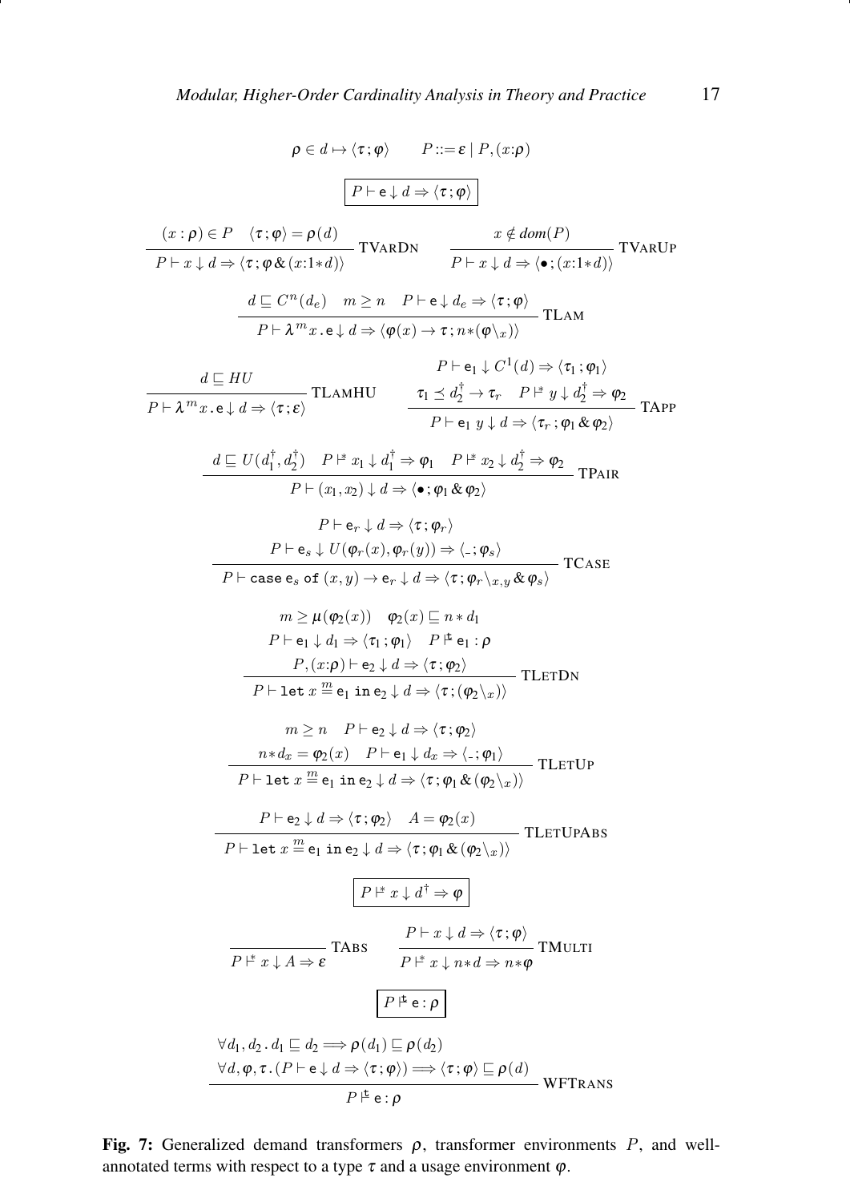$$\rho \in d \mapsto \langle \tau ; \varphi \rangle \qquad P ::= \varepsilon \mid P, (x{:}\rho)$$

$$\boxed{P \vdash \mathsf{e} \downarrow d \Rightarrow \langle \tau ; \varphi \rangle}$$

$$\frac{(x:\rho) \in P \quad \langle \tau ; \varphi \rangle = \rho(d)}{P \vdash x \downarrow d \Rightarrow \langle \tau ; \varphi \,\&\, (x{:}1{*}d) \rangle}\ \textsc{TVarDn} \qquad \frac{x \notin \mathit{dom}(P)}{P \vdash x \downarrow d \Rightarrow \langle \bullet ; (x{:}1{*}d) \rangle}\ \textsc{TVarUp}$$

$$\frac{d \sqsubseteq C^n(d_e) \quad m \geq n \quad P \vdash \mathsf{e} \downarrow d_e \Rightarrow \langle \tau ; \varphi \rangle}{P \vdash \lambda^m x \,.\, \mathsf{e} \downarrow d \Rightarrow \langle \varphi(x) \to \tau ; n{*}(\varphi \backslash_x) \rangle}\ \textsc{TLam}$$

$$\frac{d \sqsubseteq HU}{P \vdash \lambda^m x \,.\, \mathsf{e} \downarrow d \Rightarrow \langle \tau ; \varepsilon \rangle}\ \textsc{TLamHU} \qquad \frac{\begin{array}{c} P \vdash \mathsf{e}_1 \downarrow C^1(d) \Rightarrow \langle \tau_1 ; \varphi_1 \rangle \\ \tau_1 \preceq d_2^\dagger \to \tau_r \quad P \vdash^{*} y \downarrow d_2^\dagger \Rightarrow \varphi_2 \end{array}}{P \vdash \mathsf{e}_1 \; y \downarrow d \Rightarrow \langle \tau_r ; \varphi_1 \,\&\, \varphi_2 \rangle}\ \textsc{TApp}$$

$$\frac{d \sqsubseteq U(d_1^\dagger, d_2^\dagger) \quad P \vdash^{*} x_1 \downarrow d_1^\dagger \Rightarrow \varphi_1 \quad P \vdash^{*} x_2 \downarrow d_2^\dagger \Rightarrow \varphi_2}{P \vdash (x_1, x_2) \downarrow d \Rightarrow \langle \bullet ; \varphi_1 \,\&\, \varphi_2 \rangle}\ \textsc{TPair}$$

$$\frac{\begin{array}{c} P \vdash \mathsf{e}_r \downarrow d \Rightarrow \langle \tau ; \varphi_r \rangle \\ P \vdash \mathsf{e}_s \downarrow U(\varphi_r(x), \varphi_r(y)) \Rightarrow \langle \_ ; \varphi_s \rangle \end{array}}{P \vdash \mathtt{case}\ \mathsf{e}_s\ \mathtt{of}\ (x,y) \to \mathsf{e}_r \downarrow d \Rightarrow \langle \tau ; \varphi_r \backslash_{x,y} \,\&\, \varphi_s \rangle}\ \textsc{TCase}$$

$$\frac{\begin{array}{c} m \geq \mu(\varphi_2(x)) \quad \varphi_2(x) \sqsubseteq n * d_1 \\ P \vdash \mathsf{e}_1 \downarrow d_1 \Rightarrow \langle \tau_1 ; \varphi_1 \rangle \quad P \mathrel{\vdash^{\!\!\!\!t}} \mathsf{e}_1 : \rho \\ P, (x{:}\rho) \vdash \mathsf{e}_2 \downarrow d \Rightarrow \langle \tau ; \varphi_2 \rangle \end{array}}{P \vdash \mathtt{let}\ x \overset{m}{=} \mathsf{e}_1\ \mathtt{in}\ \mathsf{e}_2 \downarrow d \Rightarrow \langle \tau ; (\varphi_2 \backslash_x) \rangle}\ \textsc{TLetDn}$$

$$\frac{\begin{array}{c} m \geq n \quad P \vdash \mathsf{e}_2 \downarrow d \Rightarrow \langle \tau ; \varphi_2 \rangle \\ n{*}d_x = \varphi_2(x) \quad P \vdash \mathsf{e}_1 \downarrow d_x \Rightarrow \langle \_ ; \varphi_1 \rangle \end{array}}{P \vdash \mathtt{let}\ x \overset{m}{=} \mathsf{e}_1\ \mathtt{in}\ \mathsf{e}_2 \downarrow d \Rightarrow \langle \tau ; \varphi_1 \,\&\, (\varphi_2 \backslash_x) \rangle}\ \textsc{TLetUp}$$

$$\frac{P \vdash \mathsf{e}_2 \downarrow d \Rightarrow \langle \tau ; \varphi_2 \rangle \quad A = \varphi_2(x)}{P \vdash \mathtt{let}\ x \overset{m}{=} \mathsf{e}_1\ \mathtt{in}\ \mathsf{e}_2 \downarrow d \Rightarrow \langle \tau ; \varphi_1 \,\&\, (\varphi_2 \backslash_x) \rangle}\ \textsc{TLetUpAbs}$$

$$\boxed{P \vdash^{*} x \downarrow d^\dagger \Rightarrow \varphi}$$

$$\frac{}{P \vdash^{*} x \downarrow A \Rightarrow \varepsilon}\ \textsc{TAbs} \qquad \frac{P \vdash x \downarrow d \Rightarrow \langle \tau ; \varphi \rangle}{P \vdash^{*} x \downarrow n{*}d \Rightarrow n{*}\varphi}\ \textsc{TMulti}$$

$$\boxed{P \mathrel{\vdash^{\!\!\!\!t}} \mathsf{e} : \rho}$$

$$\frac{\begin{array}{l} \forall d_1, d_2 \,.\, d_1 \sqsubseteq d_2 \implies \rho(d_1) \sqsubseteq \rho(d_2) \\ \forall d, \varphi, \tau \,.\, (P \vdash \mathsf{e} \downarrow d \Rightarrow \langle \tau ; \varphi \rangle) \implies \langle \tau ; \varphi \rangle \sqsubseteq \rho(d) \end{array}}{P \mathrel{\vdash^{\!\!\!\!t}} \mathsf{e} : \rho}\ \textsc{WFTrans}$$

**Fig. 7:** Generalized demand transformers $\rho$, transformer environments $P$, and well-annotated terms with respect to a type $\tau$ and a usage environment $\varphi$.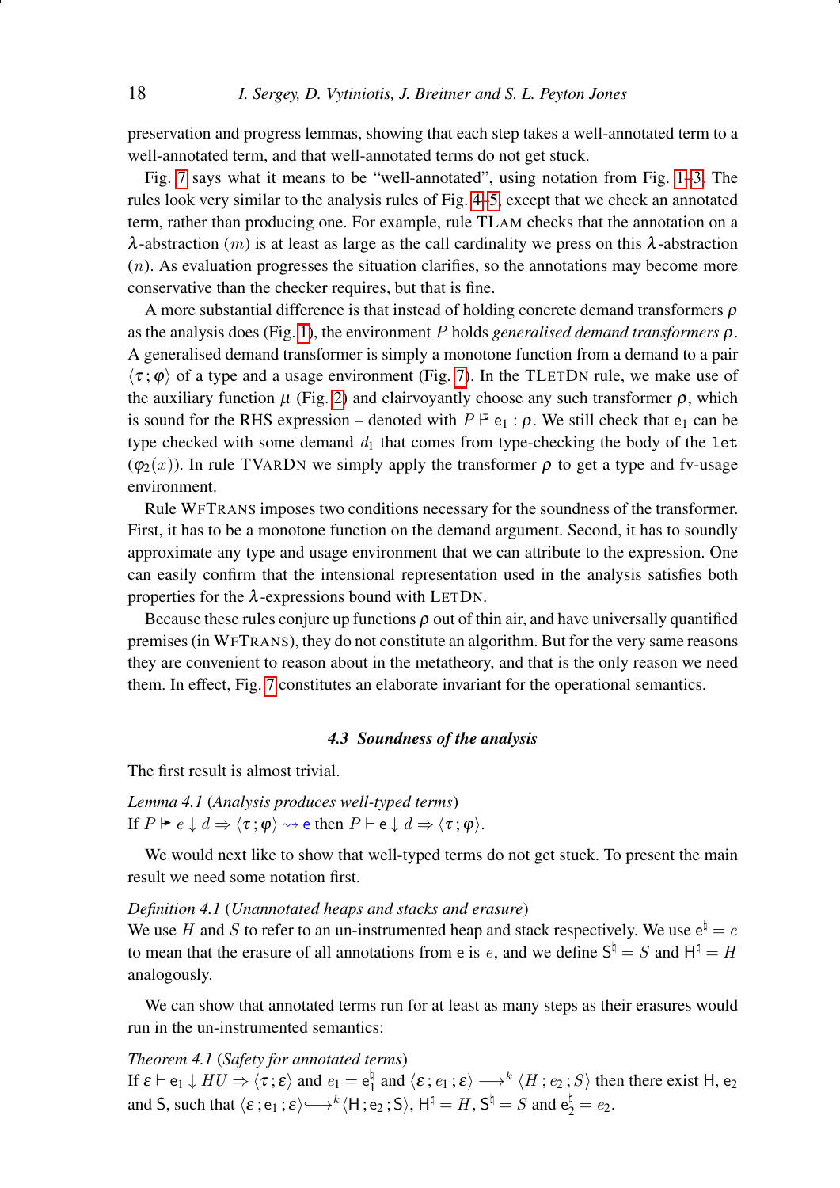preservation and progress lemmas, showing that each step takes a well-annotated term to a well-annotated term, and that well-annotated terms do not get stuck.

Fig. 7 says what it means to be "well-annotated", using notation from Fig. 1–3. The rules look very similar to the analysis rules of Fig. 4–5, except that we check an annotated term, rather than producing one. For example, rule TLAM checks that the annotation on a $\lambda$-abstraction ($m$) is at least as large as the call cardinality we press on this $\lambda$-abstraction ($n$). As evaluation progresses the situation clarifies, so the annotations may become more conservative than the checker requires, but that is fine.

A more substantial difference is that instead of holding concrete demand transformers $\rho$ as the analysis does (Fig. 1), the environment $P$ holds *generalised demand transformers* $\rho$. A generalised demand transformer is simply a monotone function from a demand to a pair $\langle \tau ; \varphi \rangle$ of a type and a usage environment (Fig. 7). In the TLETDN rule, we make use of the auxiliary function $\mu$ (Fig. 2) and clairvoyantly choose any such transformer $\rho$, which is sound for the RHS expression – denoted with $P \Vdash \mathsf{e}_1 : \rho$. We still check that $\mathsf{e}_1$ can be type checked with some demand $d_1$ that comes from type-checking the body of the `let` ($\varphi_2(x)$). In rule TVARDN we simply apply the transformer $\rho$ to get a type and fv-usage environment.

Rule WFTRANS imposes two conditions necessary for the soundness of the transformer. First, it has to be a monotone function on the demand argument. Second, it has to soundly approximate any type and usage environment that we can attribute to the expression. One can easily confirm that the intensional representation used in the analysis satisfies both properties for the $\lambda$-expressions bound with LETDN.

Because these rules conjure up functions $\rho$ out of thin air, and have universally quantified premises (in WFTRANS), they do not constitute an algorithm. But for the very same reasons they are convenient to reason about in the metatheory, and that is the only reason we need them. In effect, Fig. 7 constitutes an elaborate invariant for the operational semantics.

### 4.3 Soundness of the analysis

The first result is almost trivial.

*Lemma 4.1* (*Analysis produces well-typed terms*)
If $P \blacktriangleright e \downarrow d \Rightarrow \langle \tau ; \varphi \rangle \rightsquigarrow \mathsf{e}$ then $P \vdash \mathsf{e} \downarrow d \Rightarrow \langle \tau ; \varphi \rangle$.

We would next like to show that well-typed terms do not get stuck. To present the main result we need some notation first.

*Definition 4.1* (*Unannotated heaps and stacks and erasure*)
We use $H$ and $S$ to refer to an un-instrumented heap and stack respectively. We use $\mathsf{e}^\natural = e$ to mean that the erasure of all annotations from $\mathsf{e}$ is $e$, and we define $\mathsf{S}^\natural = S$ and $\mathsf{H}^\natural = H$ analogously.

We can show that annotated terms run for at least as many steps as their erasures would run in the un-instrumented semantics:

*Theorem 4.1* (*Safety for annotated terms*)
If $\varepsilon \vdash \mathsf{e}_1 \downarrow HU \Rightarrow \langle \tau ; \varepsilon \rangle$ and $e_1 = \mathsf{e}_1^\natural$ and $\langle \varepsilon ; e_1 ; \varepsilon \rangle \longrightarrow^k \langle H ; e_2 ; S \rangle$ then there exist $\mathsf{H}$, $\mathsf{e}_2$ and $\mathsf{S}$, such that $\langle \varepsilon ; \mathsf{e}_1 ; \varepsilon \rangle \hookrightarrow^k \langle \mathsf{H} ; \mathsf{e}_2 ; \mathsf{S} \rangle$, $\mathsf{H}^\natural = H$, $\mathsf{S}^\natural = S$ and $\mathsf{e}_2^\natural = e_2$.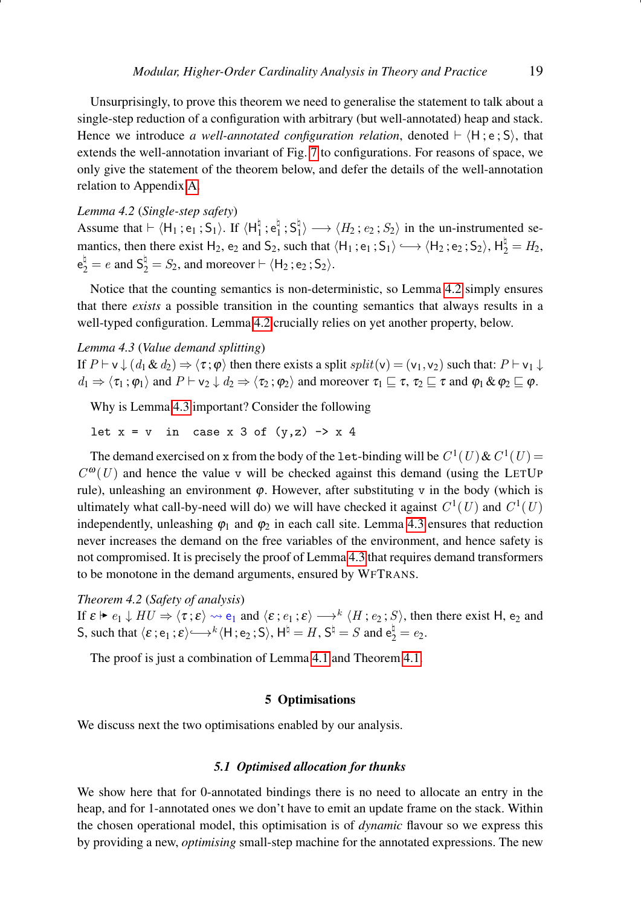Unsurprisingly, to prove this theorem we need to generalise the statement to talk about a single-step reduction of a configuration with arbitrary (but well-annotated) heap and stack. Hence we introduce *a well-annotated configuration relation*, denoted $\vdash \langle \mathsf{H} ; \mathsf{e} ; \mathsf{S} \rangle$, that extends the well-annotation invariant of Fig. 7 to configurations. For reasons of space, we only give the statement of the theorem below, and defer the details of the well-annotation relation to Appendix A.

*Lemma 4.2* (*Single-step safety*)
Assume that $\vdash \langle \mathsf{H}_1 ; \mathsf{e}_1 ; \mathsf{S}_1 \rangle$. If $\langle \mathsf{H}_1^\natural ; \mathsf{e}_1^\natural ; \mathsf{S}_1^\natural \rangle \longrightarrow \langle H_2 ; e_2 ; S_2 \rangle$ in the un-instrumented semantics, then there exist $\mathsf{H}_2$, $\mathsf{e}_2$ and $\mathsf{S}_2$, such that $\langle \mathsf{H}_1 ; \mathsf{e}_1 ; \mathsf{S}_1 \rangle \hookrightarrow \langle \mathsf{H}_2 ; \mathsf{e}_2 ; \mathsf{S}_2 \rangle$, $\mathsf{H}_2^\natural = H_2$, $\mathsf{e}_2^\natural = e$ and $\mathsf{S}_2^\natural = S_2$, and moreover $\vdash \langle \mathsf{H}_2 ; \mathsf{e}_2 ; \mathsf{S}_2 \rangle$.

Notice that the counting semantics is non-deterministic, so Lemma 4.2 simply ensures that there *exists* a possible transition in the counting semantics that always results in a well-typed configuration. Lemma 4.2 crucially relies on yet another property, below.

*Lemma 4.3* (*Value demand splitting*)
If $P \vdash \mathsf{v} \downarrow (d_1 \,\&\, d_2) \Rightarrow \langle \tau ; \varphi \rangle$ then there exists a split $\mathit{split}(\mathsf{v}) = (\mathsf{v}_1, \mathsf{v}_2)$ such that: $P \vdash \mathsf{v}_1 \downarrow d_1 \Rightarrow \langle \tau_1 ; \varphi_1 \rangle$ and $P \vdash \mathsf{v}_2 \downarrow d_2 \Rightarrow \langle \tau_2 ; \varphi_2 \rangle$ and moreover $\tau_1 \sqsubseteq \tau$, $\tau_2 \sqsubseteq \tau$ and $\varphi_1 \,\&\, \varphi_2 \sqsubseteq \varphi$.

Why is Lemma 4.3 important? Consider the following

```
let x = v  in  case x 3 of (y,z) -> x 4
```

The demand exercised on `x` from the body of the `let`-binding will be $C^1(U) \,\&\, C^1(U) = C^\omega(U)$ and hence the value `v` will be checked against this demand (using the LETUP rule), unleashing an environment $\varphi$. However, after substituting `v` in the body (which is ultimately what call-by-need will do) we will have checked it against $C^1(U)$ and $C^1(U)$ independently, unleashing $\varphi_1$ and $\varphi_2$ in each call site. Lemma 4.3 ensures that reduction never increases the demand on the free variables of the environment, and hence safety is not compromised. It is precisely the proof of Lemma 4.3 that requires demand transformers to be monotone in the demand arguments, ensured by WFTRANS.

*Theorem 4.2* (*Safety of analysis*)
If $\varepsilon \Vdash e_1 \downarrow HU \Rightarrow \langle \tau ; \varepsilon \rangle \rightsquigarrow \mathsf{e}_1$ and $\langle \varepsilon ; e_1 ; \varepsilon \rangle \longrightarrow^k \langle H ; e_2 ; S \rangle$, then there exist $\mathsf{H}$, $\mathsf{e}_2$ and $\mathsf{S}$, such that $\langle \varepsilon ; \mathsf{e}_1 ; \varepsilon \rangle \hookrightarrow^k \langle \mathsf{H} ; \mathsf{e}_2 ; \mathsf{S} \rangle$, $\mathsf{H}^\natural = H$, $\mathsf{S}^\natural = S$ and $\mathsf{e}_2^\natural = e_2$.

The proof is just a combination of Lemma 4.1 and Theorem 4.1.

## 5 Optimisations

We discuss next the two optimisations enabled by our analysis.

### 5.1 Optimised allocation for thunks

We show here that for 0-annotated bindings there is no need to allocate an entry in the heap, and for 1-annotated ones we don't have to emit an update frame on the stack. Within the chosen operational model, this optimisation is of *dynamic* flavour so we express this by providing a new, *optimising* small-step machine for the annotated expressions. The new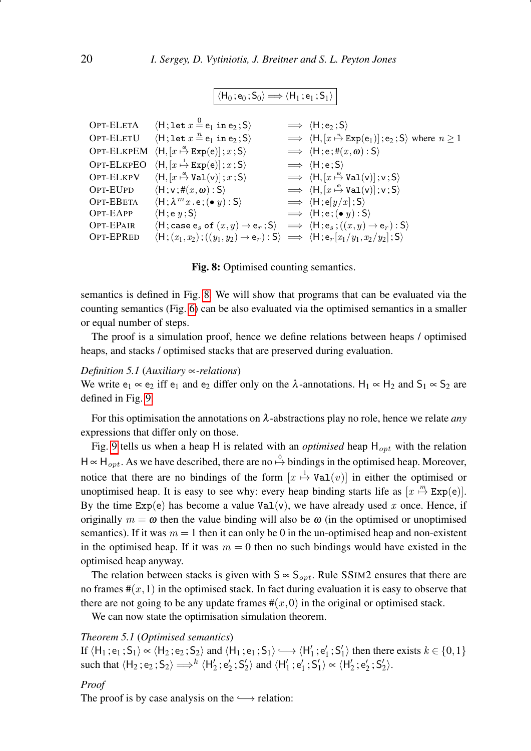$$\boxed{\langle \mathsf{H}_0\,;\mathsf{e}_0\,;\mathsf{S}_0\rangle \Longrightarrow \langle \mathsf{H}_1\,;\mathsf{e}_1\,;\mathsf{S}_1\rangle}$$

| | | | |
|---|---|---|---|
| OPT-ELETA | $\langle \mathsf{H}\,;\texttt{let}\ x \overset{0}{=} \mathsf{e}_1\ \texttt{in}\ \mathsf{e}_2\,;\mathsf{S}\rangle$ | $\Longrightarrow$ | $\langle \mathsf{H}\,;\mathsf{e}_2\,;\mathsf{S}\rangle$ |
| OPT-ELETU | $\langle \mathsf{H}\,;\texttt{let}\ x \overset{n}{=} \mathsf{e}_1\ \texttt{in}\ \mathsf{e}_2\,;\mathsf{S}\rangle$ | $\Longrightarrow$ | $\langle \mathsf{H}, [x \overset{n}{\mapsto} \texttt{Exp}(\mathsf{e}_1)]\,;\mathsf{e}_2\,;\mathsf{S}\rangle$ where $n \geq 1$ |
| OPT-ELKPEM | $\langle \mathsf{H}, [x \overset{\omega}{\mapsto} \texttt{Exp}(\mathsf{e})]\,;x\,;\mathsf{S}\rangle$ | $\Longrightarrow$ | $\langle \mathsf{H}\,;\mathsf{e}\,;\#(x,\omega) : \mathsf{S}\rangle$ |
| OPT-ELKPEO | $\langle \mathsf{H}, [x \overset{1}{\mapsto} \texttt{Exp}(\mathsf{e})]\,;x\,;\mathsf{S}\rangle$ | $\Longrightarrow$ | $\langle \mathsf{H}\,;\mathsf{e}\,;\mathsf{S}\rangle$ |
| OPT-ELKPV | $\langle \mathsf{H}, [x \overset{\omega}{\mapsto} \texttt{Val}(\mathsf{v})]\,;x\,;\mathsf{S}\rangle$ | $\Longrightarrow$ | $\langle \mathsf{H}, [x \overset{\omega}{\mapsto} \texttt{Val}(\mathsf{v})]\,;\mathsf{v}\,;\mathsf{S}\rangle$ |
| OPT-EUPD | $\langle \mathsf{H}\,;\mathsf{v}\,;\#(x,\omega) : \mathsf{S}\rangle$ | $\Longrightarrow$ | $\langle \mathsf{H}, [x \overset{\omega}{\mapsto} \texttt{Val}(\mathsf{v})]\,;\mathsf{v}\,;\mathsf{S}\rangle$ |
| OPT-EBETA | $\langle \mathsf{H}\,;\lambda^m x\,.\,\mathsf{e}\,;(\bullet\ y) : \mathsf{S}\rangle$ | $\Longrightarrow$ | $\langle \mathsf{H}\,;\mathsf{e}[y/x]\,;\mathsf{S}\rangle$ |
| OPT-EAPP | $\langle \mathsf{H}\,;\mathsf{e}\ y\,;\mathsf{S}\rangle$ | $\Longrightarrow$ | $\langle \mathsf{H}\,;\mathsf{e}\,;(\bullet\ y) : \mathsf{S}\rangle$ |
| OPT-EPAIR | $\langle \mathsf{H}\,;\texttt{case}\ \mathsf{e}_s\ \texttt{of}\ (x,y) \to \mathsf{e}_r\,;\mathsf{S}\rangle$ | $\Longrightarrow$ | $\langle \mathsf{H}\,;\mathsf{e}_s\,;((x,y) \to \mathsf{e}_r) : \mathsf{S}\rangle$ |
| OPT-EPRED | $\langle \mathsf{H}\,;(x_1,x_2)\,;((y_1,y_2) \to \mathsf{e}_r) : \mathsf{S}\rangle$ | $\Longrightarrow$ | $\langle \mathsf{H}\,;\mathsf{e}_r[x_1/y_1, x_2/y_2]\,;\mathsf{S}\rangle$ |

**Fig. 8:** Optimised counting semantics.

semantics is defined in Fig. 8. We will show that programs that can be evaluated via the counting semantics (Fig. 6) can be also evaluated via the optimised semantics in a smaller or equal number of steps.

The proof is a simulation proof, hence we define relations between heaps / optimised heaps, and stacks / optimised stacks that are preserved during evaluation.

*Definition 5.1* (*Auxiliary $\propto$-relations*)
We write $\mathsf{e}_1 \propto \mathsf{e}_2$ iff $\mathsf{e}_1$ and $\mathsf{e}_2$ differ only on the $\lambda$-annotations. $\mathsf{H}_1 \propto \mathsf{H}_2$ and $\mathsf{S}_1 \propto \mathsf{S}_2$ are defined in Fig. 9.

For this optimisation the annotations on $\lambda$-abstractions play no role, hence we relate *any* expressions that differ only on those.

Fig. 9 tells us when a heap $\mathsf{H}$ is related with an *optimised* heap $\mathsf{H}_{opt}$ with the relation $\mathsf{H} \propto \mathsf{H}_{opt}$. As we have described, there are no $\overset{0}{\mapsto}$ bindings in the optimised heap. Moreover, notice that there are no bindings of the form $[x \overset{1}{\mapsto} \texttt{Val}(v)]$ in either the optimised or unoptimised heap. It is easy to see why: every heap binding starts life as $[x \overset{m}{\mapsto} \texttt{Exp}(\mathsf{e})]$. By the time $\texttt{Exp}(\mathsf{e})$ has become a value $\texttt{Val}(\mathsf{v})$, we have already used $x$ once. Hence, if originally $m = \omega$ then the value binding will also be $\omega$ (in the optimised or unoptimised semantics). If it was $m = 1$ then it can only be 0 in the un-optimised heap and non-existent in the optimised heap. If it was $m = 0$ then no such bindings would have existed in the optimised heap anyway.

The relation between stacks is given with $\mathsf{S} \propto \mathsf{S}_{opt}$. Rule SSIM2 ensures that there are no frames $\#(x,1)$ in the optimised stack. In fact during evaluation it is easy to observe that there are not going to be any update frames $\#(x,0)$ in the original or optimised stack.

We can now state the optimisation simulation theorem.

*Theorem 5.1* (*Optimised semantics*)
If $\langle \mathsf{H}_1\,;\mathsf{e}_1\,;\mathsf{S}_1\rangle \propto \langle \mathsf{H}_2\,;\mathsf{e}_2\,;\mathsf{S}_2\rangle$ and $\langle \mathsf{H}_1\,;\mathsf{e}_1\,;\mathsf{S}_1\rangle \hookrightarrow \langle \mathsf{H}'_1\,;\mathsf{e}'_1\,;\mathsf{S}'_1\rangle$ then there exists $k \in \{0,1\}$ such that $\langle \mathsf{H}_2\,;\mathsf{e}_2\,;\mathsf{S}_2\rangle \Longrightarrow^k \langle \mathsf{H}'_2\,;\mathsf{e}'_2\,;\mathsf{S}'_2\rangle$ and $\langle \mathsf{H}'_1\,;\mathsf{e}'_1\,;\mathsf{S}'_1\rangle \propto \langle \mathsf{H}'_2\,;\mathsf{e}'_2\,;\mathsf{S}'_2\rangle$.

*Proof*
The proof is by case analysis on the $\hookrightarrow$ relation: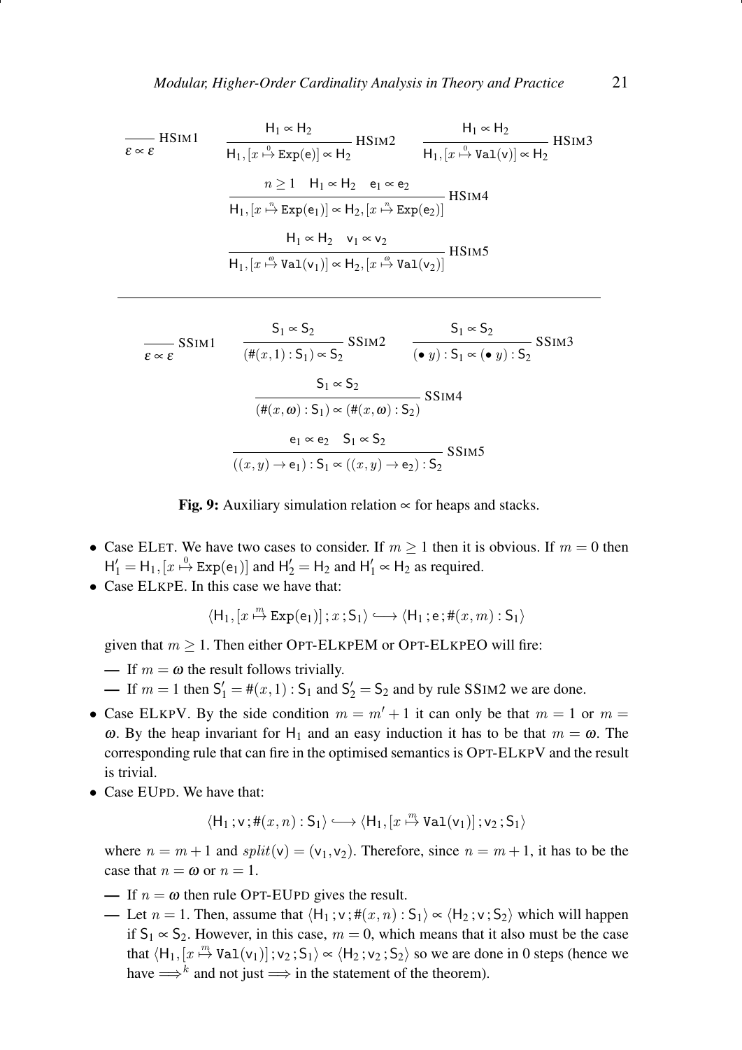$$\frac{}{\varepsilon \propto \varepsilon}\ \text{HSIM1} \qquad \frac{\mathsf{H}_1 \propto \mathsf{H}_2}{\mathsf{H}_1, [x \overset{0}{\mapsto} \mathtt{Exp}(\mathsf{e})] \propto \mathsf{H}_2}\ \text{HSIM2} \qquad \frac{\mathsf{H}_1 \propto \mathsf{H}_2}{\mathsf{H}_1, [x \overset{0}{\mapsto} \mathtt{Val}(\mathsf{v})] \propto \mathsf{H}_2}\ \text{HSIM3}$$

$$\frac{n \geq 1 \quad \mathsf{H}_1 \propto \mathsf{H}_2 \quad \mathsf{e}_1 \propto \mathsf{e}_2}{\mathsf{H}_1, [x \overset{n}{\mapsto} \mathtt{Exp}(\mathsf{e}_1)] \propto \mathsf{H}_2, [x \overset{n}{\mapsto} \mathtt{Exp}(\mathsf{e}_2)]}\ \text{HSIM4}$$

$$\frac{\mathsf{H}_1 \propto \mathsf{H}_2 \quad \mathsf{v}_1 \propto \mathsf{v}_2}{\mathsf{H}_1, [x \overset{\omega}{\mapsto} \mathtt{Val}(\mathsf{v}_1)] \propto \mathsf{H}_2, [x \overset{\omega}{\mapsto} \mathtt{Val}(\mathsf{v}_2)]}\ \text{HSIM5}$$

---

$$\frac{}{\varepsilon \propto \varepsilon}\ \text{SSIM1} \qquad \frac{\mathsf{S}_1 \propto \mathsf{S}_2}{(\#(x,1) : \mathsf{S}_1) \propto \mathsf{S}_2}\ \text{SSIM2} \qquad \frac{\mathsf{S}_1 \propto \mathsf{S}_2}{(\bullet\ y) : \mathsf{S}_1 \propto (\bullet\ y) : \mathsf{S}_2}\ \text{SSIM3}$$

$$\frac{\mathsf{S}_1 \propto \mathsf{S}_2}{(\#(x,\omega) : \mathsf{S}_1) \propto (\#(x,\omega) : \mathsf{S}_2)}\ \text{SSIM4}$$

$$\frac{\mathsf{e}_1 \propto \mathsf{e}_2 \quad \mathsf{S}_1 \propto \mathsf{S}_2}{((x,y) \to \mathsf{e}_1) : \mathsf{S}_1 \propto ((x,y) \to \mathsf{e}_2) : \mathsf{S}_2}\ \text{SSIM5}$$

**Fig. 9:** Auxiliary simulation relation $\propto$ for heaps and stacks.

- Case ELET. We have two cases to consider. If $m \geq 1$ then it is obvious. If $m = 0$ then $\mathsf{H}_1' = \mathsf{H}_1, [x \overset{0}{\mapsto} \mathtt{Exp}(\mathsf{e}_1)]$ and $\mathsf{H}_2' = \mathsf{H}_2$ and $\mathsf{H}_1' \propto \mathsf{H}_2$ as required.
- Case ELKPE. In this case we have that:

$$\langle \mathsf{H}_1, [x \overset{m}{\mapsto} \mathtt{Exp}(\mathsf{e}_1)]\,; x\,; \mathsf{S}_1 \rangle \longleftrightarrow \langle \mathsf{H}_1\,; \mathsf{e}\,; \#(x,m) : \mathsf{S}_1 \rangle$$

  given that $m \geq 1$. Then either OPT-ELKPEM or OPT-ELKPEO will fire:

  — If $m = \omega$ the result follows trivially.

  — If $m = 1$ then $\mathsf{S}_1' = \#(x,1) : \mathsf{S}_1$ and $\mathsf{S}_2' = \mathsf{S}_2$ and by rule SSIM2 we are done.
- Case ELKPV. By the side condition $m = m' + 1$ it can only be that $m = 1$ or $m = \omega$. By the heap invariant for $\mathsf{H}_1$ and an easy induction it has to be that $m = \omega$. The corresponding rule that can fire in the optimised semantics is OPT-ELKPV and the result is trivial.
- Case EUPD. We have that:

$$\langle \mathsf{H}_1\,; \mathsf{v}\,; \#(x,n) : \mathsf{S}_1 \rangle \longleftrightarrow \langle \mathsf{H}_1, [x \overset{m}{\mapsto} \mathtt{Val}(\mathsf{v}_1)]\,; \mathsf{v}_2\,; \mathsf{S}_1 \rangle$$

  where $n = m + 1$ and $split(\mathsf{v}) = (\mathsf{v}_1, \mathsf{v}_2)$. Therefore, since $n = m + 1$, it has to be the case that $n = \omega$ or $n = 1$.

  — If $n = \omega$ then rule OPT-EUPD gives the result.

  — Let $n = 1$. Then, assume that $\langle \mathsf{H}_1\,; \mathsf{v}\,; \#(x,n) : \mathsf{S}_1 \rangle \propto \langle \mathsf{H}_2\,; \mathsf{v}\,; \mathsf{S}_2 \rangle$ which will happen if $\mathsf{S}_1 \propto \mathsf{S}_2$. However, in this case, $m = 0$, which means that it also must be the case that $\langle \mathsf{H}_1, [x \overset{m}{\mapsto} \mathtt{Val}(\mathsf{v}_1)]\,; \mathsf{v}_2\,; \mathsf{S}_1 \rangle \propto \langle \mathsf{H}_2\,; \mathsf{v}_2\,; \mathsf{S}_2 \rangle$ so we are done in 0 steps (hence we have $\Longrightarrow^k$ and not just $\Longrightarrow$ in the statement of the theorem).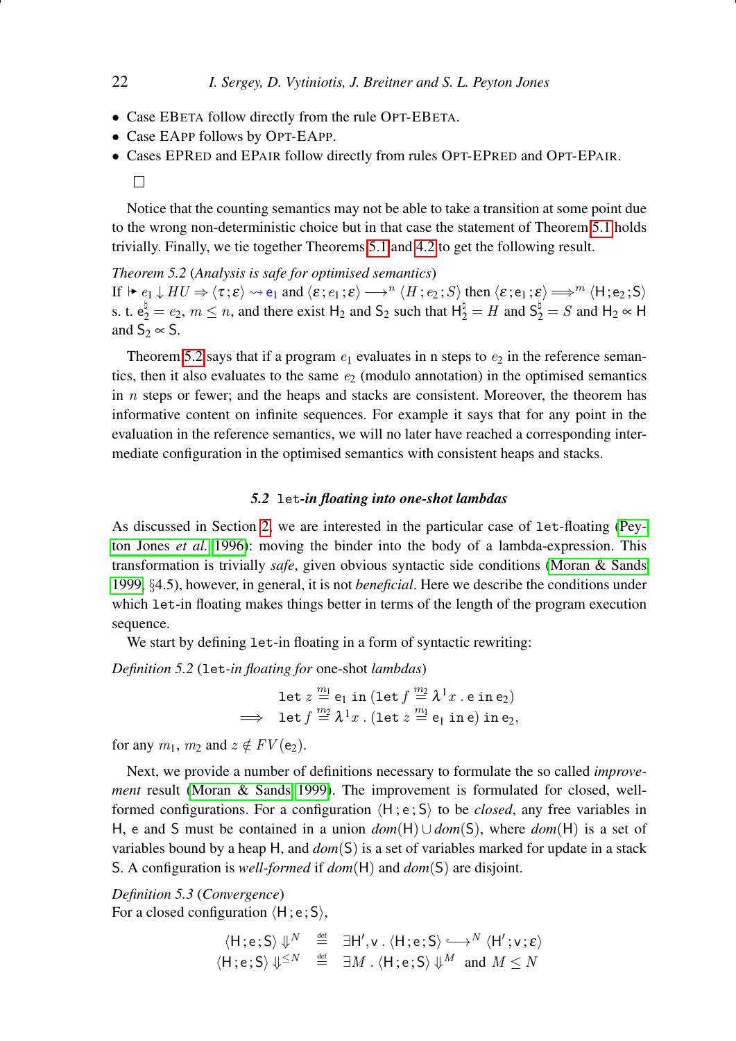- Case EBETA follow directly from the rule OPT-EBETA.
- Case EAPP follows by OPT-EAPP.
- Cases EPRED and EPAIR follow directly from rules OPT-EPRED and OPT-EPAIR.

□

Notice that the counting semantics may not be able to take a transition at some point due to the wrong non-deterministic choice but in that case the statement of Theorem 5.1 holds trivially. Finally, we tie together Theorems 5.1 and 4.2 to get the following result.

*Theorem 5.2* (*Analysis is safe for optimised semantics*)
If $\Vdash e_1 \downarrow HU \Rightarrow \langle \tau ; \varepsilon \rangle \rightsquigarrow \mathsf{e}_1$ and $\langle \varepsilon ; e_1 ; \varepsilon \rangle \longrightarrow^n \langle H ; e_2 ; S \rangle$ then $\langle \varepsilon ; \mathsf{e}_1 ; \varepsilon \rangle \Longrightarrow^m \langle \mathsf{H} ; \mathsf{e}_2 ; \mathsf{S} \rangle$ s. t. $\mathsf{e}_2^\natural = e_2$, $m \leq n$, and there exist $\mathsf{H}_2$ and $\mathsf{S}_2$ such that $\mathsf{H}_2^\natural = H$ and $\mathsf{S}_2^\natural = S$ and $\mathsf{H}_2 \propto \mathsf{H}$ and $\mathsf{S}_2 \propto \mathsf{S}$.

Theorem 5.2 says that if a program $e_1$ evaluates in n steps to $e_2$ in the reference semantics, then it also evaluates to the same $e_2$ (modulo annotation) in the optimised semantics in $n$ steps or fewer; and the heaps and stacks are consistent. Moreover, the theorem has informative content on infinite sequences. For example it says that for any point in the evaluation in the reference semantics, we will no later have reached a corresponding intermediate configuration in the optimised semantics with consistent heaps and stacks.

### 5.2 `let`-*in floating into one-shot lambdas*

As discussed in Section 2, we are interested in the particular case of `let`-floating (Peyton Jones *et al.* 1996): moving the binder into the body of a lambda-expression. This transformation is trivially *safe*, given obvious syntactic side conditions (Moran & Sands 1999, §4.5), however, in general, it is not *beneficial*. Here we describe the conditions under which `let`-in floating makes things better in terms of the length of the program execution sequence.

We start by defining `let`-in floating in a form of syntactic rewriting:

*Definition 5.2* (`let`*-in floating for* one-shot *lambdas*)

$$
\begin{array}{rl}
& \mathtt{let}\ z \overset{m_1}{=} \mathsf{e}_1\ \mathtt{in}\ (\mathtt{let}\ f \overset{m_2}{=} \lambda^1 x\ .\ \mathsf{e}\ \mathtt{in}\ \mathsf{e}_2) \\
\Longrightarrow & \mathtt{let}\ f \overset{m_2}{=} \lambda^1 x\ .\ (\mathtt{let}\ z \overset{m_1}{=} \mathsf{e}_1\ \mathtt{in}\ \mathsf{e})\ \mathtt{in}\ \mathsf{e}_2,
\end{array}
$$

for any $m_1$, $m_2$ and $z \notin FV(\mathsf{e}_2)$.

Next, we provide a number of definitions necessary to formulate the so called *improvement* result (Moran & Sands 1999). The improvement is formulated for closed, well-formed configurations. For a configuration $\langle \mathsf{H} ; \mathsf{e} ; \mathsf{S} \rangle$ to be *closed*, any free variables in $\mathsf{H}$, $\mathsf{e}$ and $\mathsf{S}$ must be contained in a union $dom(\mathsf{H}) \cup dom(\mathsf{S})$, where $dom(\mathsf{H})$ is a set of variables bound by a heap $\mathsf{H}$, and $dom(\mathsf{S})$ is a set of variables marked for update in a stack $\mathsf{S}$. A configuration is *well-formed* if $dom(\mathsf{H})$ and $dom(\mathsf{S})$ are disjoint.

*Definition 5.3* (*Convergence*)
For a closed configuration $\langle \mathsf{H} ; \mathsf{e} ; \mathsf{S} \rangle$,

$$
\begin{array}{rcl}
\langle \mathsf{H} ; \mathsf{e} ; \mathsf{S} \rangle \Downarrow^N & \overset{\text{def}}{=} & \exists \mathsf{H}', \mathsf{v}\ .\ \langle \mathsf{H} ; \mathsf{e} ; \mathsf{S} \rangle \hookrightarrow^N \langle \mathsf{H}' ; \mathsf{v} ; \varepsilon \rangle \\
\langle \mathsf{H} ; \mathsf{e} ; \mathsf{S} \rangle \Downarrow^{\leq N} & \overset{\text{def}}{=} & \exists M\ .\ \langle \mathsf{H} ; \mathsf{e} ; \mathsf{S} \rangle \Downarrow^M \text{ and } M \leq N
\end{array}
$$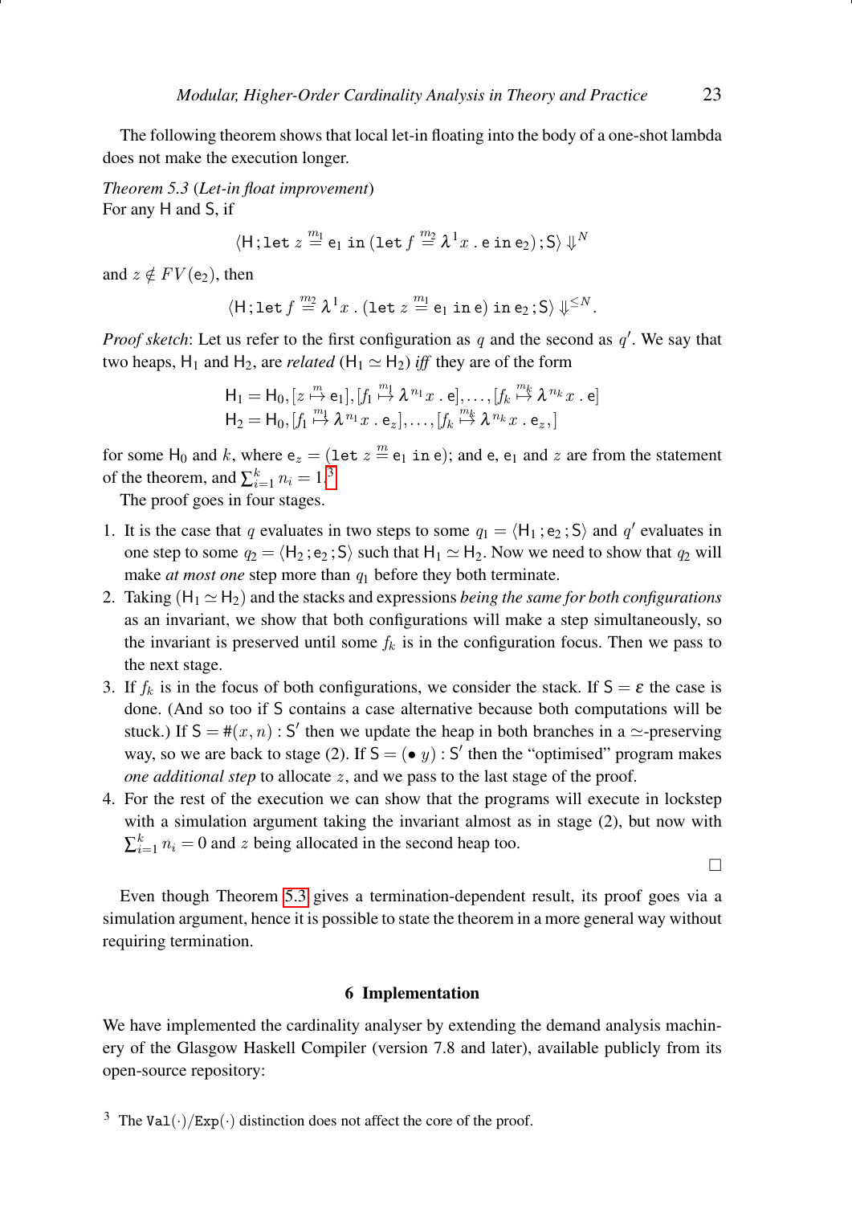The following theorem shows that local let-in floating into the body of a one-shot lambda does not make the execution longer.

*Theorem 5.3* (*Let-in float improvement*)
For any $\mathsf{H}$ and $\mathsf{S}$, if

$$\langle \mathsf{H}\,;\texttt{let}\ z \stackrel{m_1}{=} \mathsf{e}_1\ \texttt{in}\ (\texttt{let}\ f \stackrel{m_2}{=} \boldsymbol{\lambda}^1 x\,.\,\mathsf{e}\ \texttt{in}\ \mathsf{e}_2)\,;\mathsf{S}\rangle \Downarrow^N$$

and $z \notin FV(\mathsf{e}_2)$, then

$$\langle \mathsf{H}\,;\texttt{let}\ f \stackrel{m_2}{=} \boldsymbol{\lambda}^1 x\,.\,(\texttt{let}\ z \stackrel{m_1}{=} \mathsf{e}_1\ \texttt{in}\ \mathsf{e})\ \texttt{in}\ \mathsf{e}_2\,;\mathsf{S}\rangle \Downarrow^{\leq N}.$$

*Proof sketch*: Let us refer to the first configuration as $q$ and the second as $q'$. We say that two heaps, $\mathsf{H}_1$ and $\mathsf{H}_2$, are *related* ($\mathsf{H}_1 \simeq \mathsf{H}_2$) *iff* they are of the form

$$\begin{array}{l}\mathsf{H}_1 = \mathsf{H}_0, [z \stackrel{m}{\mapsto} \mathsf{e}_1], [f_1 \stackrel{m_1}{\mapsto} \boldsymbol{\lambda}^{n_1} x\,.\,\mathsf{e}], \ldots, [f_k \stackrel{m_k}{\mapsto} \boldsymbol{\lambda}^{n_k} x\,.\,\mathsf{e}] \\ \mathsf{H}_2 = \mathsf{H}_0, [f_1 \stackrel{m_1}{\mapsto} \boldsymbol{\lambda}^{n_1} x\,.\,\mathsf{e}_z], \ldots, [f_k \stackrel{m_k}{\mapsto} \boldsymbol{\lambda}^{n_k} x\,.\,\mathsf{e}_z,]\end{array}$$

for some $\mathsf{H}_0$ and $k$, where $\mathsf{e}_z = (\texttt{let}\ z \stackrel{m}{=} \mathsf{e}_1\ \texttt{in}\ \mathsf{e})$; and $\mathsf{e}$, $\mathsf{e}_1$ and $z$ are from the statement of the theorem, and $\sum_{i=1}^{k} n_i = 1$.[3]

The proof goes in four stages.

1. It is the case that $q$ evaluates in two steps to some $q_1 = \langle \mathsf{H}_1\,;\mathsf{e}_2\,;\mathsf{S}\rangle$ and $q'$ evaluates in one step to some $q_2 = \langle \mathsf{H}_2\,;\mathsf{e}_2\,;\mathsf{S}\rangle$ such that $\mathsf{H}_1 \simeq \mathsf{H}_2$. Now we need to show that $q_2$ will make *at most one* step more than $q_1$ before they both terminate.
2. Taking ($\mathsf{H}_1 \simeq \mathsf{H}_2$) and the stacks and expressions *being the same for both configurations* as an invariant, we show that both configurations will make a step simultaneously, so the invariant is preserved until some $f_k$ is in the configuration focus. Then we pass to the next stage.
3. If $f_k$ is in the focus of both configurations, we consider the stack. If $\mathsf{S} = \varepsilon$ the case is done. (And so too if $\mathsf{S}$ contains a case alternative because both computations will be stuck.) If $\mathsf{S} = \#(x,n) : \mathsf{S}'$ then we update the heap in both branches in a $\simeq$-preserving way, so we are back to stage (2). If $\mathsf{S} = (\bullet\ y) : \mathsf{S}'$ then the "optimised" program makes *one additional step* to allocate $z$, and we pass to the last stage of the proof.
4. For the rest of the execution we can show that the programs will execute in lockstep with a simulation argument taking the invariant almost as in stage (2), but now with $\sum_{i=1}^{k} n_i = 0$ and $z$ being allocated in the second heap too.

□

Even though Theorem 5.3 gives a termination-dependent result, its proof goes via a simulation argument, hence it is possible to state the theorem in a more general way without requiring termination.

## 6 Implementation

We have implemented the cardinality analyser by extending the demand analysis machinery of the Glasgow Haskell Compiler (version 7.8 and later), available publicly from its open-source repository:

[3] The $\texttt{Val}(\cdot)/\texttt{Exp}(\cdot)$ distinction does not affect the core of the proof.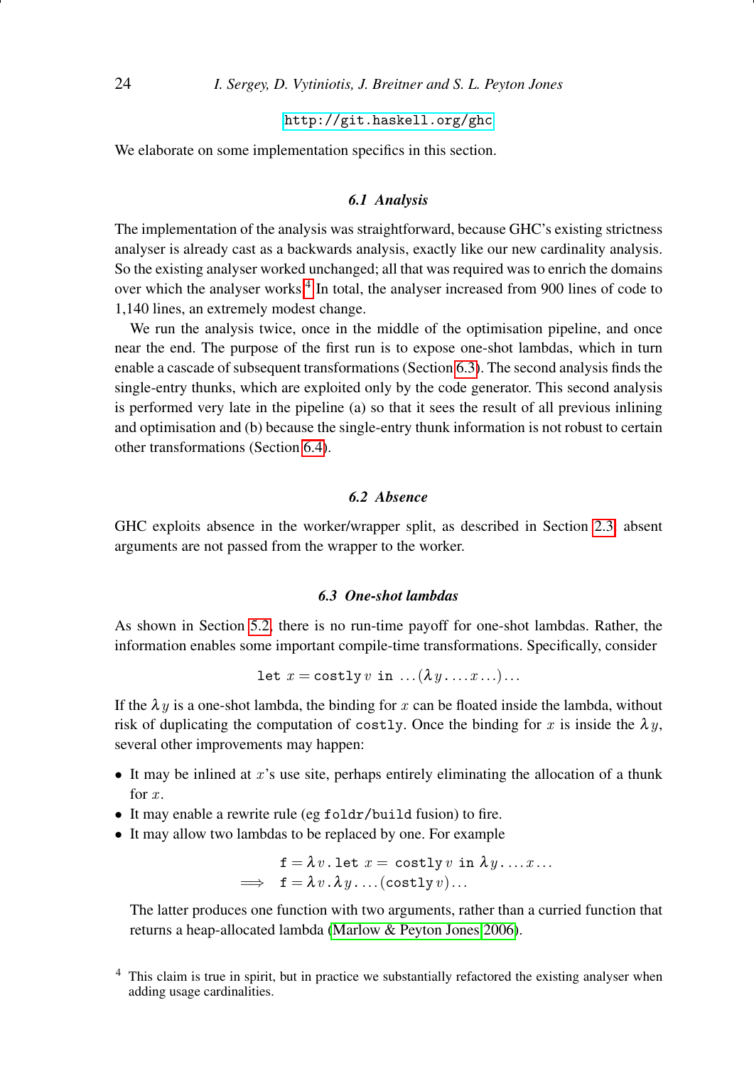http://git.haskell.org/ghc

We elaborate on some implementation specifics in this section.

### 6.1 Analysis

The implementation of the analysis was straightforward, because GHC's existing strictness analyser is already cast as a backwards analysis, exactly like our new cardinality analysis. So the existing analyser worked unchanged; all that was required was to enrich the domains over which the analyser works.[4] In total, the analyser increased from 900 lines of code to 1,140 lines, an extremely modest change.

We run the analysis twice, once in the middle of the optimisation pipeline, and once near the end. The purpose of the first run is to expose one-shot lambdas, which in turn enable a cascade of subsequent transformations (Section 6.3). The second analysis finds the single-entry thunks, which are exploited only by the code generator. This second analysis is performed very late in the pipeline (a) so that it sees the result of all previous inlining and optimisation and (b) because the single-entry thunk information is not robust to certain other transformations (Section 6.4).

### 6.2 Absence

GHC exploits absence in the worker/wrapper split, as described in Section 2.3: absent arguments are not passed from the wrapper to the worker.

### 6.3 One-shot lambdas

As shown in Section 5.2, there is no run-time payoff for one-shot lambdas. Rather, the information enables some important compile-time transformations. Specifically, consider

$$\texttt{let } x = \texttt{costly}\, v \texttt{ in } \ldots(\lambda\, y\, .\, \ldots x \ldots)\ldots$$

If the $\lambda y$ is a one-shot lambda, the binding for $x$ can be floated inside the lambda, without risk of duplicating the computation of `costly`. Once the binding for $x$ is inside the $\lambda y$, several other improvements may happen:

- It may be inlined at $x$'s use site, perhaps entirely eliminating the allocation of a thunk for $x$.
- It may enable a rewrite rule (eg `foldr/build` fusion) to fire.
- It may allow two lambdas to be replaced by one. For example

$$\begin{aligned} & \texttt{f} = \lambda\, v\, .\, \texttt{let } x = \texttt{costly}\, v \texttt{ in } \lambda\, y\, .\, \ldots x \ldots \\ \Longrightarrow\ & \texttt{f} = \lambda\, v\, .\, \lambda\, y\, .\, \ldots(\texttt{costly}\, v)\ldots \end{aligned}$$

  The latter produces one function with two arguments, rather than a curried function that returns a heap-allocated lambda (Marlow & Peyton Jones 2006).

[4] This claim is true in spirit, but in practice we substantially refactored the existing analyser when adding usage cardinalities.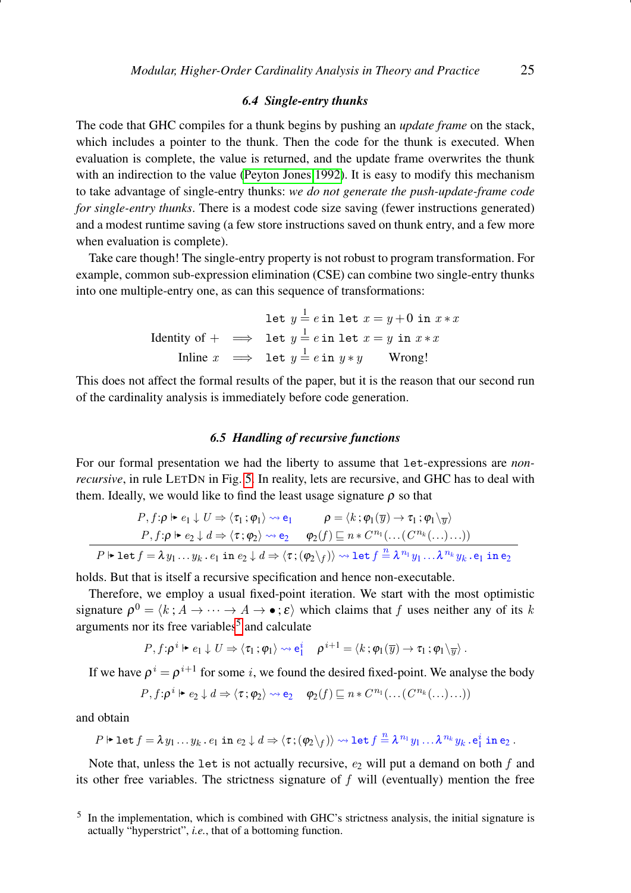### 6.4 Single-entry thunks

The code that GHC compiles for a thunk begins by pushing an *update frame* on the stack, which includes a pointer to the thunk. Then the code for the thunk is executed. When evaluation is complete, the value is returned, and the update frame overwrites the thunk with an indirection to the value (Peyton Jones 1992). It is easy to modify this mechanism to take advantage of single-entry thunks: *we do not generate the push-update-frame code for single-entry thunks*. There is a modest code size saving (fewer instructions generated) and a modest runtime saving (a few store instructions saved on thunk entry, and a few more when evaluation is complete).

Take care though! The single-entry property is not robust to program transformation. For example, common sub-expression elimination (CSE) can combine two single-entry thunks into one multiple-entry one, as can this sequence of transformations:

$$
\begin{array}{rcll}
 & & \texttt{let}\ y \overset{1}{=} e\ \texttt{in}\ \texttt{let}\ x = y + 0\ \texttt{in}\ x * x & \\
\text{Identity of } + & \Longrightarrow & \texttt{let}\ y \overset{1}{=} e\ \texttt{in}\ \texttt{let}\ x = y\ \texttt{in}\ x * x & \\
\text{Inline } x & \Longrightarrow & \texttt{let}\ y \overset{1}{=} e\ \texttt{in}\ y * y & \text{Wrong!}
\end{array}
$$

This does not affect the formal results of the paper, but it is the reason that our second run of the cardinality analysis is immediately before code generation.

### 6.5 Handling of recursive functions

For our formal presentation we had the liberty to assume that `let`-expressions are *non-recursive*, in rule LETDN in Fig. 5. In reality, lets are recursive, and GHC has to deal with them. Ideally, we would like to find the least usage signature $\rho$ so that

$$
\frac{\begin{array}{ll}
P, f{:}\rho \Vdash e_1 \downarrow U \Rightarrow \langle \tau_1\,;\varphi_1 \rangle \rightsquigarrow \mathsf{e}_1 & \rho = \langle k\,;\varphi_1(\overline{y}) \rightarrow \tau_1\,;\varphi_1 \backslash_{\overline{y}} \rangle \\
P, f{:}\rho \Vdash e_2 \downarrow d \Rightarrow \langle \tau\,;\varphi_2 \rangle \rightsquigarrow \mathsf{e}_2 & \varphi_2(f) \sqsubseteq n * C^{n_1}(\ldots(C^{n_k}(\ldots))\ldots)
\end{array}}{P \Vdash \texttt{let}\ f = \lambda y_1 \ldots y_k\,.\,e_1\ \texttt{in}\ e_2 \downarrow d \Rightarrow \langle \tau\,;(\varphi_2 \backslash_f) \rangle \rightsquigarrow \texttt{let}\ f \overset{n}{=} \lambda^{n_1} y_1 \ldots \lambda^{n_k} y_k\,.\,\mathsf{e}_1\ \texttt{in}\ \mathsf{e}_2}
$$

holds. But that is itself a recursive specification and hence non-executable.

Therefore, we employ a usual fixed-point iteration. We start with the most optimistic signature $\rho^0 = \langle k\,; A \to \cdots \to A \to \bullet\,;\varepsilon \rangle$ which claims that $f$ uses neither any of its $k$ arguments nor its free variables[5] and calculate

$$
P, f{:}\rho^i \Vdash e_1 \downarrow U \Rightarrow \langle \tau_1\,;\varphi_1 \rangle \rightsquigarrow \mathsf{e}_1^i \qquad \rho^{i+1} = \langle k\,;\varphi_1(\overline{y}) \rightarrow \tau_1\,;\varphi_1 \backslash_{\overline{y}} \rangle\,.
$$

If we have $\rho^i = \rho^{i+1}$ for some $i$, we found the desired fixed-point. We analyse the body

$$
P, f{:}\rho^i \Vdash e_2 \downarrow d \Rightarrow \langle \tau\,;\varphi_2 \rangle \rightsquigarrow \mathsf{e}_2 \qquad \varphi_2(f) \sqsubseteq n * C^{n_1}(\ldots(C^{n_k}(\ldots))\ldots)
$$

and obtain

$$
P \Vdash \texttt{let}\ f = \lambda y_1 \ldots y_k\,.\,e_1\ \texttt{in}\ e_2 \downarrow d \Rightarrow \langle \tau\,;(\varphi_2 \backslash_f) \rangle \rightsquigarrow \texttt{let}\ f \overset{n}{=} \lambda^{n_1} y_1 \ldots \lambda^{n_k} y_k\,.\,\mathsf{e}_1^i\ \texttt{in}\ \mathsf{e}_2\,.
$$

Note that, unless the `let` is not actually recursive, $e_2$ will put a demand on both $f$ and its other free variables. The strictness signature of $f$ will (eventually) mention the free

[5] In the implementation, which is combined with GHC's strictness analysis, the initial signature is actually "hyperstrict", *i.e.*, that of a bottoming function.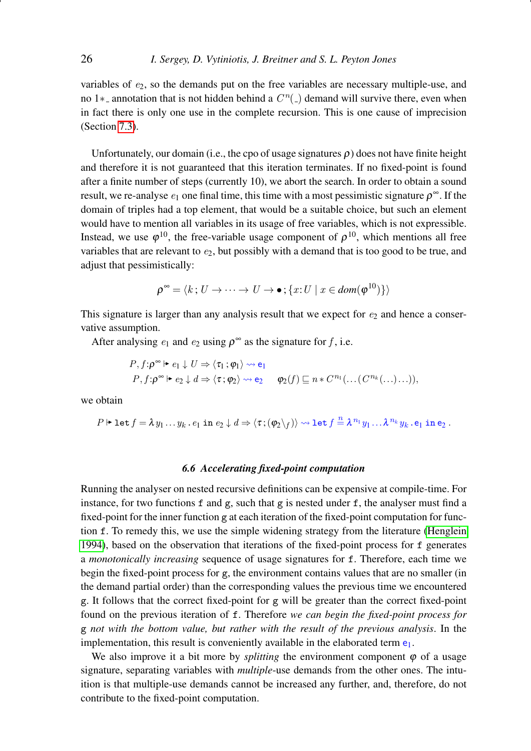variables of $e_2$, so the demands put on the free variables are necessary multiple-use, and no $1{*}\_$ annotation that is not hidden behind a $C^n(\_)$ demand will survive there, even when in fact there is only one use in the complete recursion. This is one cause of imprecision (Section 7.3).

Unfortunately, our domain (i.e., the cpo of usage signatures $\rho$) does not have finite height and therefore it is not guaranteed that this iteration terminates. If no fixed-point is found after a finite number of steps (currently 10), we abort the search. In order to obtain a sound result, we re-analyse $e_1$ one final time, this time with a most pessimistic signature $\rho^\infty$. If the domain of triples had a top element, that would be a suitable choice, but such an element would have to mention all variables in its usage of free variables, which is not expressible. Instead, we use $\varphi^{10}$, the free-variable usage component of $\rho^{10}$, which mentions all free variables that are relevant to $e_2$, but possibly with a demand that is too good to be true, and adjust that pessimistically:

$$\rho^\infty = \langle k\,;\, U \to \cdots \to U \to \bullet\,;\, \{x{:}U \mid x \in \mathit{dom}(\varphi^{10})\}\rangle$$

This signature is larger than any analysis result that we expect for $e_2$ and hence a conservative assumption.

After analysing $e_1$ and $e_2$ using $\rho^\infty$ as the signature for $f$, i.e.

$$\begin{array}{l} P, f{:}\rho^\infty \Vdash e_1 \downarrow U \Rightarrow \langle \tau_1\,;\varphi_1\rangle \leadsto \mathtt{e}_1 \\ P, f{:}\rho^\infty \Vdash e_2 \downarrow d \Rightarrow \langle \tau\,;\varphi_2\rangle \leadsto \mathtt{e}_2 \qquad \varphi_2(f) \sqsubseteq n * C^{n_1}(\ldots(C^{n_k}(\ldots)\ldots)), \end{array}$$

we obtain

$$P \Vdash \mathtt{let}\, f = \lambda y_1 \ldots y_k\,.\, e_1 \;\mathtt{in}\; e_2 \downarrow d \Rightarrow \langle \tau\,; (\varphi_2 \backslash_f)\rangle \leadsto \mathtt{let}\; f \overset{n}{=} \lambda^{n_1} y_1 \ldots \lambda^{n_k} y_k\,.\,\mathtt{e}_1 \;\mathtt{in}\; \mathtt{e}_2\,.$$

### 6.6 Accelerating fixed-point computation

Running the analyser on nested recursive definitions can be expensive at compile-time. For instance, for two functions `f` and `g`, such that `g` is nested under `f`, the analyser must find a fixed-point for the inner function `g` at each iteration of the fixed-point computation for function `f`. To remedy this, we use the simple widening strategy from the literature (Henglein 1994), based on the observation that iterations of the fixed-point process for `f` generates a *monotonically increasing* sequence of usage signatures for `f`. Therefore, each time we begin the fixed-point process for `g`, the environment contains values that are no smaller (in the demand partial order) than the corresponding values the previous time we encountered `g`. It follows that the correct fixed-point for `g` will be greater than the correct fixed-point found on the previous iteration of `f`. Therefore *we can begin the fixed-point process for* `g` *not with the bottom value, but rather with the result of the previous analysis*. In the implementation, this result is conveniently available in the elaborated term $\mathtt{e}_1$.

We also improve it a bit more by *splitting* the environment component $\varphi$ of a usage signature, separating variables with *multiple*-use demands from the other ones. The intuition is that multiple-use demands cannot be increased any further, and, therefore, do not contribute to the fixed-point computation.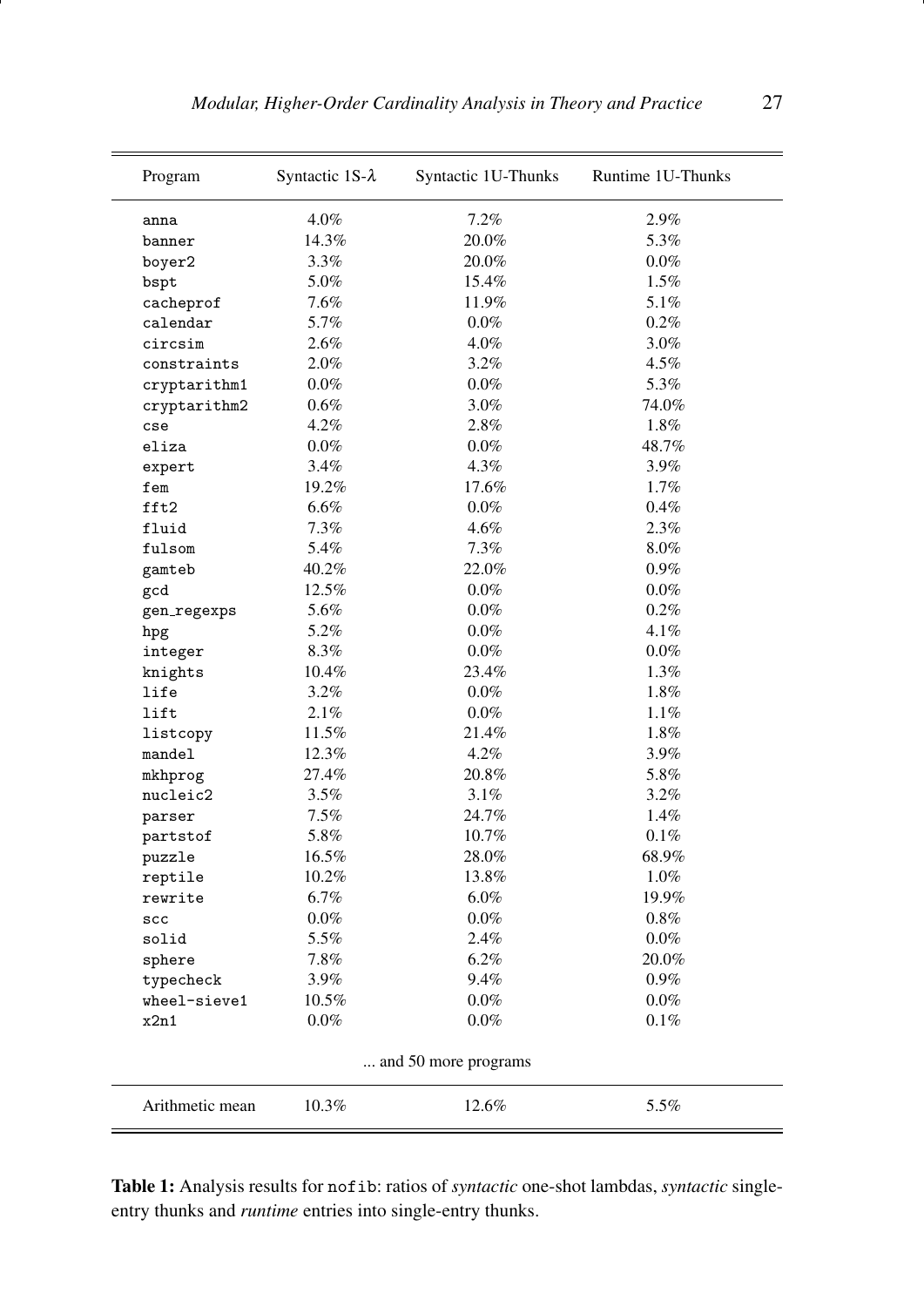| Program | Syntactic 1S-$\lambda$ | Syntactic 1U-Thunks | Runtime 1U-Thunks |
|---|---|---|---|
| anna | 4.0% | 7.2% | 2.9% |
| banner | 14.3% | 20.0% | 5.3% |
| boyer2 | 3.3% | 20.0% | 0.0% |
| bspt | 5.0% | 15.4% | 1.5% |
| cacheprof | 7.6% | 11.9% | 5.1% |
| calendar | 5.7% | 0.0% | 0.2% |
| circsim | 2.6% | 4.0% | 3.0% |
| constraints | 2.0% | 3.2% | 4.5% |
| cryptarithm1 | 0.0% | 0.0% | 5.3% |
| cryptarithm2 | 0.6% | 3.0% | 74.0% |
| cse | 4.2% | 2.8% | 1.8% |
| eliza | 0.0% | 0.0% | 48.7% |
| expert | 3.4% | 4.3% | 3.9% |
| fem | 19.2% | 17.6% | 1.7% |
| fft2 | 6.6% | 0.0% | 0.4% |
| fluid | 7.3% | 4.6% | 2.3% |
| fulsom | 5.4% | 7.3% | 8.0% |
| gamteb | 40.2% | 22.0% | 0.9% |
| gcd | 12.5% | 0.0% | 0.0% |
| gen_regexps | 5.6% | 0.0% | 0.2% |
| hpg | 5.2% | 0.0% | 4.1% |
| integer | 8.3% | 0.0% | 0.0% |
| knights | 10.4% | 23.4% | 1.3% |
| life | 3.2% | 0.0% | 1.8% |
| lift | 2.1% | 0.0% | 1.1% |
| listcopy | 11.5% | 21.4% | 1.8% |
| mandel | 12.3% | 4.2% | 3.9% |
| mkhprog | 27.4% | 20.8% | 5.8% |
| nucleic2 | 3.5% | 3.1% | 3.2% |
| parser | 7.5% | 24.7% | 1.4% |
| partstof | 5.8% | 10.7% | 0.1% |
| puzzle | 16.5% | 28.0% | 68.9% |
| reptile | 10.2% | 13.8% | 1.0% |
| rewrite | 6.7% | 6.0% | 19.9% |
| scc | 0.0% | 0.0% | 0.8% |
| solid | 5.5% | 2.4% | 0.0% |
| sphere | 7.8% | 6.2% | 20.0% |
| typecheck | 3.9% | 9.4% | 0.9% |
| wheel-sieve1 | 10.5% | 0.0% | 0.0% |
| x2n1 | 0.0% | 0.0% | 0.1% |
| ... and 50 more programs | | | |
| Arithmetic mean | 10.3% | 12.6% | 5.5% |

**Table 1:** Analysis results for nofib: ratios of *syntactic* one-shot lambdas, *syntactic* single-entry thunks and *runtime* entries into single-entry thunks.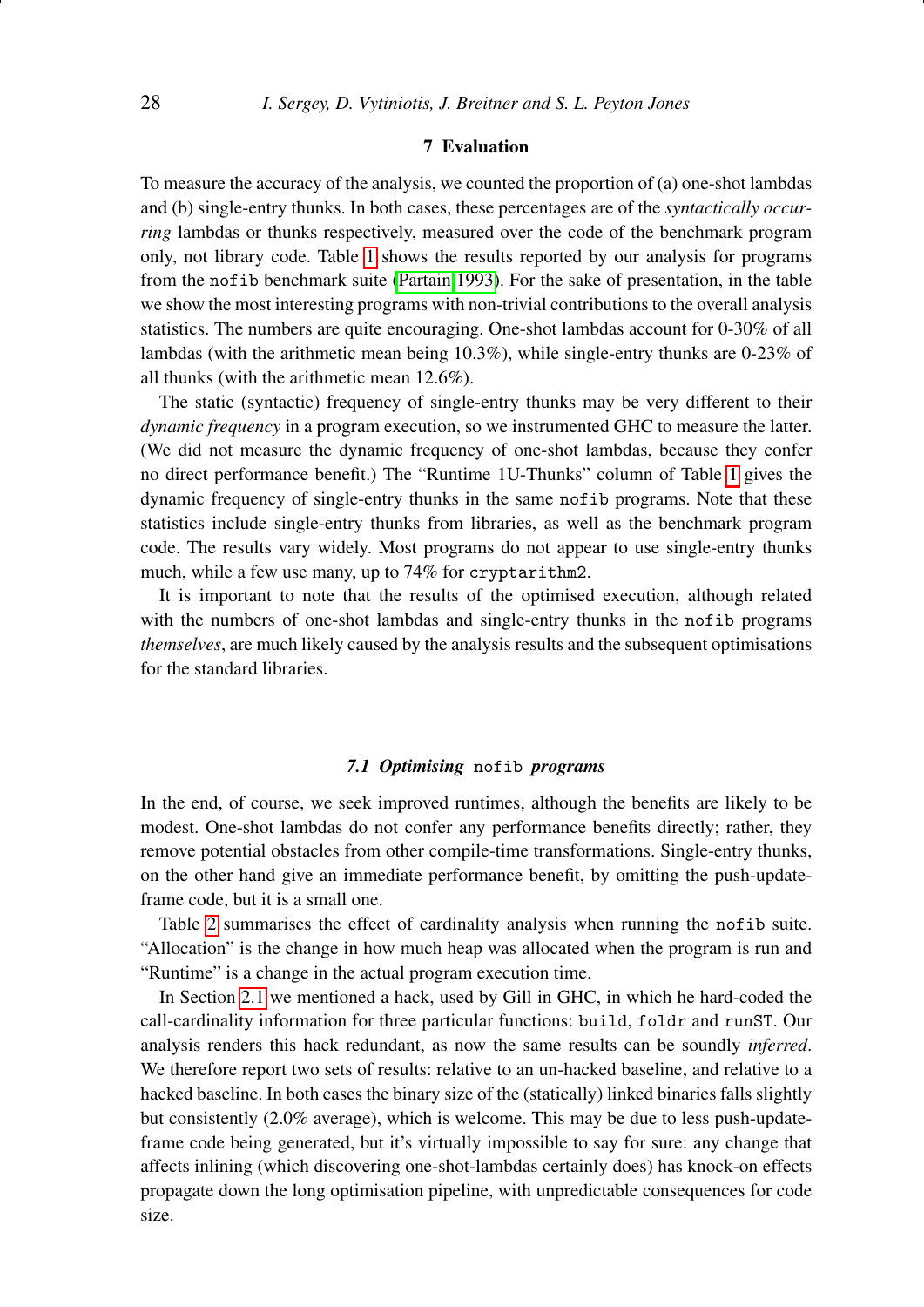## 7 Evaluation

To measure the accuracy of the analysis, we counted the proportion of (a) one-shot lambdas and (b) single-entry thunks. In both cases, these percentages are of the *syntactically occurring* lambdas or thunks respectively, measured over the code of the benchmark program only, not library code. Table 1 shows the results reported by our analysis for programs from the `nofib` benchmark suite (Partain 1993). For the sake of presentation, in the table we show the most interesting programs with non-trivial contributions to the overall analysis statistics. The numbers are quite encouraging. One-shot lambdas account for 0-30% of all lambdas (with the arithmetic mean being 10.3%), while single-entry thunks are 0-23% of all thunks (with the arithmetic mean 12.6%).

The static (syntactic) frequency of single-entry thunks may be very different to their *dynamic frequency* in a program execution, so we instrumented GHC to measure the latter. (We did not measure the dynamic frequency of one-shot lambdas, because they confer no direct performance benefit.) The "Runtime 1U-Thunks" column of Table 1 gives the dynamic frequency of single-entry thunks in the same `nofib` programs. Note that these statistics include single-entry thunks from libraries, as well as the benchmark program code. The results vary widely. Most programs do not appear to use single-entry thunks much, while a few use many, up to 74% for `cryptarithm2`.

It is important to note that the results of the optimised execution, although related with the numbers of one-shot lambdas and single-entry thunks in the `nofib` programs *themselves*, are much likely caused by the analysis results and the subsequent optimisations for the standard libraries.

### 7.1 Optimising `nofib` programs

In the end, of course, we seek improved runtimes, although the benefits are likely to be modest. One-shot lambdas do not confer any performance benefits directly; rather, they remove potential obstacles from other compile-time transformations. Single-entry thunks, on the other hand give an immediate performance benefit, by omitting the push-update-frame code, but it is a small one.

Table 2 summarises the effect of cardinality analysis when running the `nofib` suite. "Allocation" is the change in how much heap was allocated when the program is run and "Runtime" is a change in the actual program execution time.

In Section 2.1 we mentioned a hack, used by Gill in GHC, in which he hard-coded the call-cardinality information for three particular functions: `build`, `foldr` and `runST`. Our analysis renders this hack redundant, as now the same results can be soundly *inferred*. We therefore report two sets of results: relative to an un-hacked baseline, and relative to a hacked baseline. In both cases the binary size of the (statically) linked binaries falls slightly but consistently (2.0% average), which is welcome. This may be due to less push-update-frame code being generated, but it's virtually impossible to say for sure: any change that affects inlining (which discovering one-shot-lambdas certainly does) has knock-on effects propagate down the long optimisation pipeline, with unpredictable consequences for code size.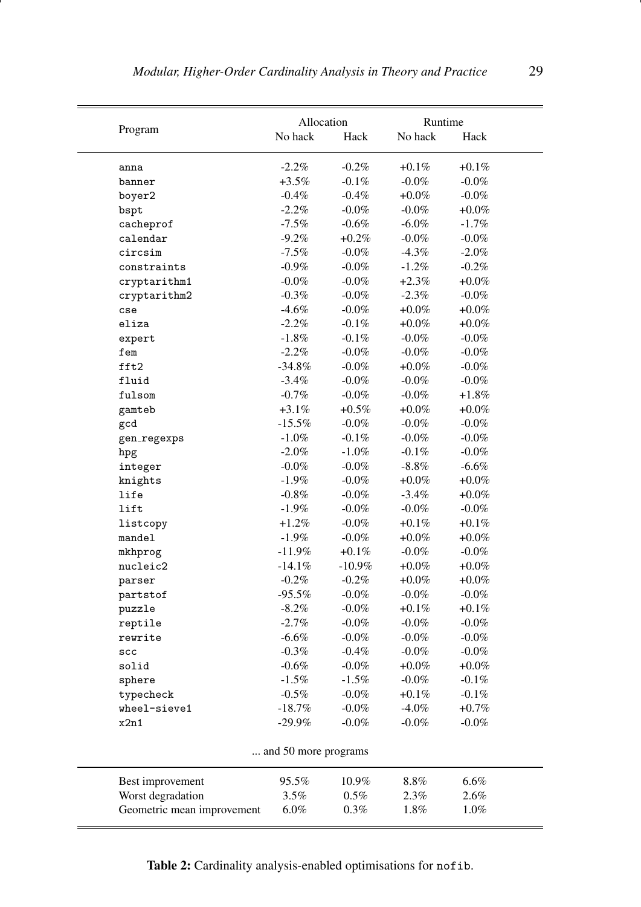| Program | Allocation | | Runtime | |
|---|---|---|---|---|
| | No hack | Hack | No hack | Hack |
| `anna` | -2.2% | -0.2% | +0.1% | +0.1% |
| `banner` | +3.5% | -0.1% | -0.0% | -0.0% |
| `boyer2` | -0.4% | -0.4% | +0.0% | -0.0% |
| `bspt` | -2.2% | -0.0% | -0.0% | +0.0% |
| `cacheprof` | -7.5% | -0.6% | -6.0% | -1.7% |
| `calendar` | -9.2% | +0.2% | -0.0% | -0.0% |
| `circsim` | -7.5% | -0.0% | -4.3% | -2.0% |
| `constraints` | -0.9% | -0.0% | -1.2% | -0.2% |
| `cryptarithm1` | -0.0% | -0.0% | +2.3% | +0.0% |
| `cryptarithm2` | -0.3% | -0.0% | -2.3% | -0.0% |
| `cse` | -4.6% | -0.0% | +0.0% | +0.0% |
| `eliza` | -2.2% | -0.1% | +0.0% | +0.0% |
| `expert` | -1.8% | -0.1% | -0.0% | -0.0% |
| `fem` | -2.2% | -0.0% | -0.0% | -0.0% |
| `fft2` | -34.8% | -0.0% | +0.0% | -0.0% |
| `fluid` | -3.4% | -0.0% | -0.0% | -0.0% |
| `fulsom` | -0.7% | -0.0% | -0.0% | +1.8% |
| `gamteb` | +3.1% | +0.5% | +0.0% | +0.0% |
| `gcd` | -15.5% | -0.0% | -0.0% | -0.0% |
| `gen_regexps` | -1.0% | -0.1% | -0.0% | -0.0% |
| `hpg` | -2.0% | -1.0% | -0.1% | -0.0% |
| `integer` | -0.0% | -0.0% | -8.8% | -6.6% |
| `knights` | -1.9% | -0.0% | +0.0% | +0.0% |
| `life` | -0.8% | -0.0% | -3.4% | +0.0% |
| `lift` | -1.9% | -0.0% | -0.0% | -0.0% |
| `listcopy` | +1.2% | -0.0% | +0.1% | +0.1% |
| `mandel` | -1.9% | -0.0% | +0.0% | +0.0% |
| `mkhprog` | -11.9% | +0.1% | -0.0% | -0.0% |
| `nucleic2` | -14.1% | -10.9% | +0.0% | +0.0% |
| `parser` | -0.2% | -0.2% | +0.0% | +0.0% |
| `partstof` | -95.5% | -0.0% | -0.0% | -0.0% |
| `puzzle` | -8.2% | -0.0% | +0.1% | +0.1% |
| `reptile` | -2.7% | -0.0% | -0.0% | -0.0% |
| `rewrite` | -6.6% | -0.0% | -0.0% | -0.0% |
| `scc` | -0.3% | -0.4% | -0.0% | -0.0% |
| `solid` | -0.6% | -0.0% | +0.0% | +0.0% |
| `sphere` | -1.5% | -1.5% | -0.0% | -0.1% |
| `typecheck` | -0.5% | -0.0% | +0.1% | -0.1% |
| `wheel-sieve1` | -18.7% | -0.0% | -4.0% | +0.7% |
| `x2n1` | -29.9% | -0.0% | -0.0% | -0.0% |
| ... and 50 more programs | | | | |
| Best improvement | 95.5% | 10.9% | 8.8% | 6.6% |
| Worst degradation | 3.5% | 0.5% | 2.3% | 2.6% |
| Geometric mean improvement | 6.0% | 0.3% | 1.8% | 1.0% |

**Table 2:** Cardinality analysis-enabled optimisations for `nofib`.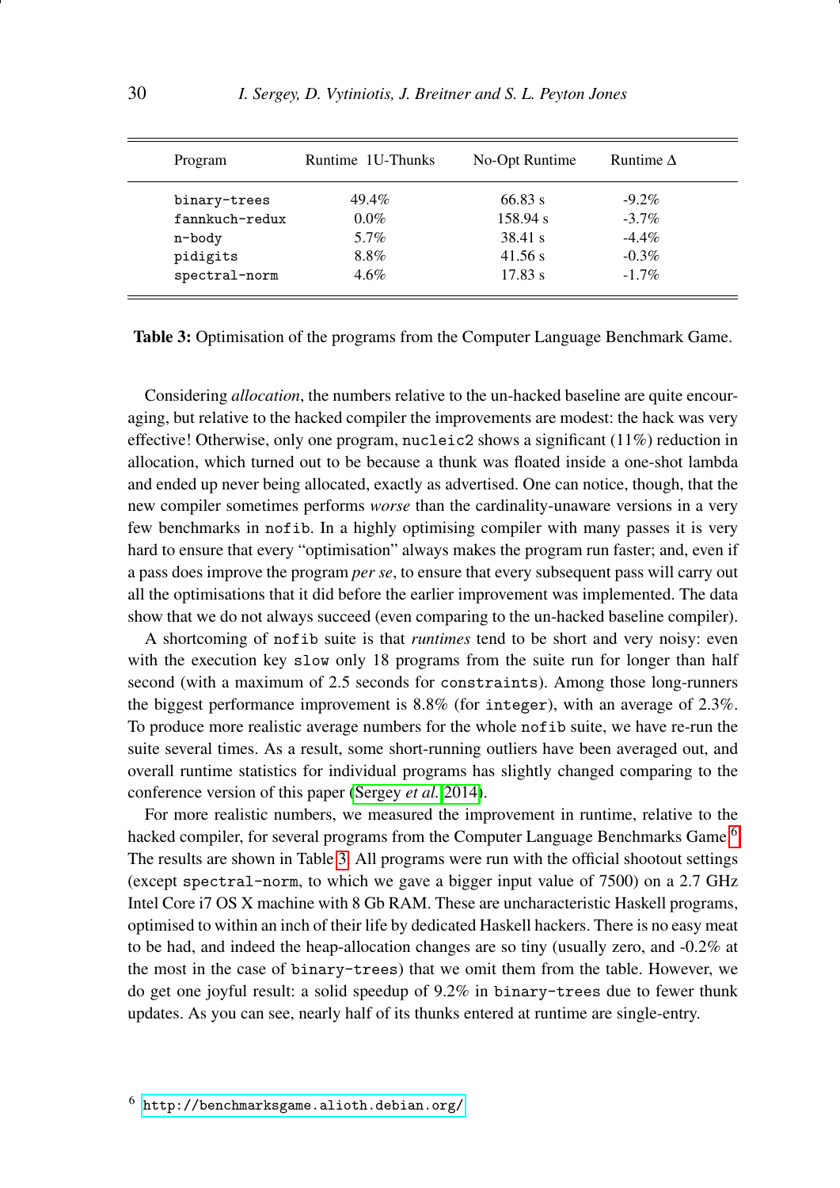| Program | Runtime 1U-Thunks | No-Opt Runtime | Runtime Δ |
|---|---|---|---|
| `binary-trees` | 49.4% | 66.83 s | -9.2% |
| `fannkuch-redux` | 0.0% | 158.94 s | -3.7% |
| `n-body` | 5.7% | 38.41 s | -4.4% |
| `pidigits` | 8.8% | 41.56 s | -0.3% |
| `spectral-norm` | 4.6% | 17.83 s | -1.7% |

**Table 3:** Optimisation of the programs from the Computer Language Benchmark Game.

Considering *allocation*, the numbers relative to the un-hacked baseline are quite encouraging, but relative to the hacked compiler the improvements are modest: the hack was very effective! Otherwise, only one program, `nucleic2` shows a significant (11%) reduction in allocation, which turned out to be because a thunk was floated inside a one-shot lambda and ended up never being allocated, exactly as advertised. One can notice, though, that the new compiler sometimes performs *worse* than the cardinality-unaware versions in a very few benchmarks in `nofib`. In a highly optimising compiler with many passes it is very hard to ensure that every "optimisation" always makes the program run faster; and, even if a pass does improve the program *per se*, to ensure that every subsequent pass will carry out all the optimisations that it did before the earlier improvement was implemented. The data show that we do not always succeed (even comparing to the un-hacked baseline compiler).

A shortcoming of `nofib` suite is that *runtimes* tend to be short and very noisy: even with the execution key `slow` only 18 programs from the suite run for longer than half second (with a maximum of 2.5 seconds for `constraints`). Among those long-runners the biggest performance improvement is 8.8% (for `integer`), with an average of 2.3%. To produce more realistic average numbers for the whole `nofib` suite, we have re-run the suite several times. As a result, some short-running outliers have been averaged out, and overall runtime statistics for individual programs has slightly changed comparing to the conference version of this paper (Sergey *et al.* 2014).

For more realistic numbers, we measured the improvement in runtime, relative to the hacked compiler, for several programs from the Computer Language Benchmarks Game.[6] The results are shown in Table 3. All programs were run with the official shootout settings (except `spectral-norm`, to which we gave a bigger input value of 7500) on a 2.7 GHz Intel Core i7 OS X machine with 8 Gb RAM. These are uncharacteristic Haskell programs, optimised to within an inch of their life by dedicated Haskell hackers. There is no easy meat to be had, and indeed the heap-allocation changes are so tiny (usually zero, and -0.2% at the most in the case of `binary-trees`) that we omit them from the table. However, we do get one joyful result: a solid speedup of 9.2% in `binary-trees` due to fewer thunk updates. As you can see, nearly half of its thunks entered at runtime are single-entry.

[6] http://benchmarksgame.alioth.debian.org/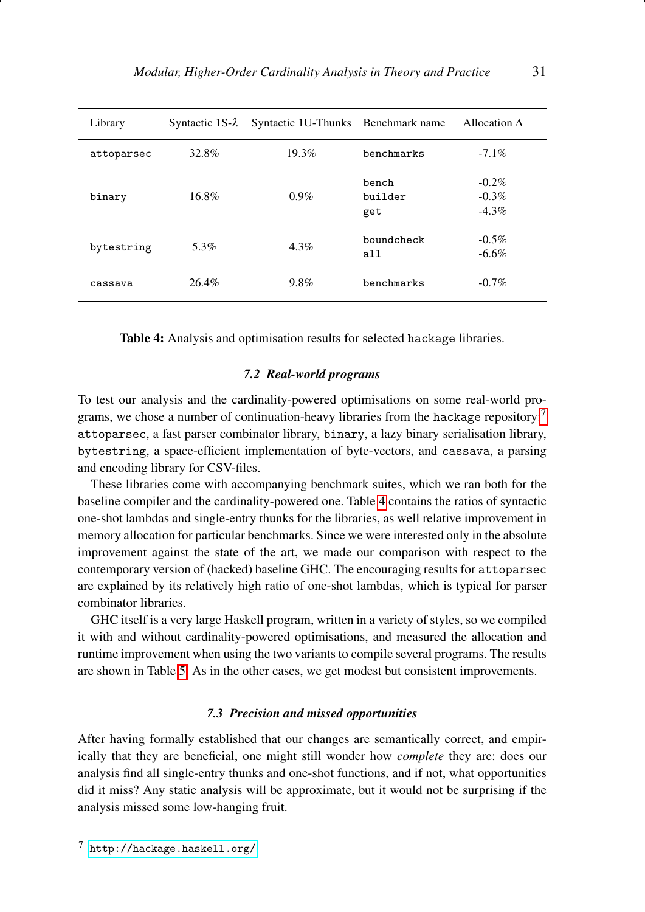| Library | Syntactic 1S-$\lambda$ | Syntactic 1U-Thunks | Benchmark name | Allocation $\Delta$ |
|---|---|---|---|---|
| `attoparsec` | 32.8% | 19.3% | `benchmarks` | -7.1% |
| `binary` | 16.8% | 0.9% | `bench` | -0.2% |
| | | | `builder` | -0.3% |
| | | | `get` | -4.3% |
| `bytestring` | 5.3% | 4.3% | `boundcheck` | -0.5% |
| | | | `all` | -6.6% |
| `cassava` | 26.4% | 9.8% | `benchmarks` | -0.7% |

**Table 4:** Analysis and optimisation results for selected `hackage` libraries.

### *7.2 Real-world programs*

To test our analysis and the cardinality-powered optimisations on some real-world programs, we chose a number of continuation-heavy libraries from the `hackage` repository:[7] `attoparsec`, a fast parser combinator library, `binary`, a lazy binary serialisation library, `bytestring`, a space-efficient implementation of byte-vectors, and `cassava`, a parsing and encoding library for CSV-files.

These libraries come with accompanying benchmark suites, which we ran both for the baseline compiler and the cardinality-powered one. Table 4 contains the ratios of syntactic one-shot lambdas and single-entry thunks for the libraries, as well relative improvement in memory allocation for particular benchmarks. Since we were interested only in the absolute improvement against the state of the art, we made our comparison with respect to the contemporary version of (hacked) baseline GHC. The encouraging results for `attoparsec` are explained by its relatively high ratio of one-shot lambdas, which is typical for parser combinator libraries.

GHC itself is a very large Haskell program, written in a variety of styles, so we compiled it with and without cardinality-powered optimisations, and measured the allocation and runtime improvement when using the two variants to compile several programs. The results are shown in Table 5. As in the other cases, we get modest but consistent improvements.

### *7.3 Precision and missed opportunities*

After having formally established that our changes are semantically correct, and empirically that they are beneficial, one might still wonder how *complete* they are: does our analysis find all single-entry thunks and one-shot functions, and if not, what opportunities did it miss? Any static analysis will be approximate, but it would not be surprising if the analysis missed some low-hanging fruit.

[7] `http://hackage.haskell.org/`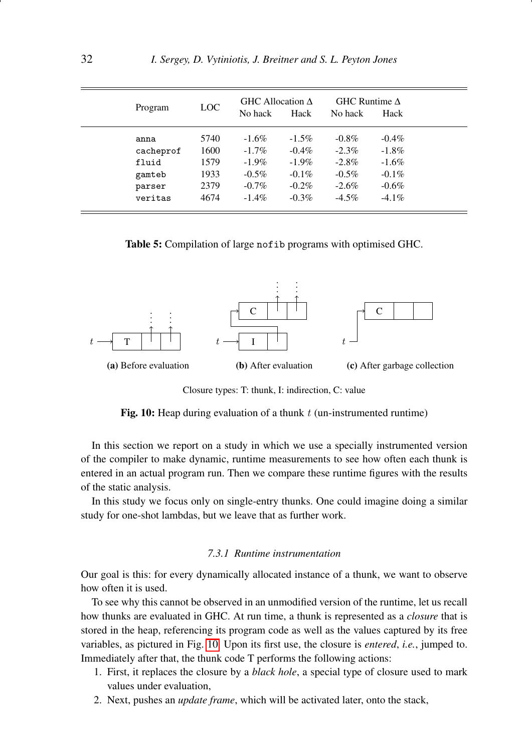| Program | LOC | GHC Allocation Δ | | GHC Runtime Δ | |
|---|---|---|---|---|---|
| | | No hack | Hack | No hack | Hack |
| `anna` | 5740 | -1.6% | -1.5% | -0.8% | -0.4% |
| `cacheprof` | 1600 | -1.7% | -0.4% | -2.3% | -1.8% |
| `fluid` | 1579 | -1.9% | -1.9% | -2.8% | -1.6% |
| `gamteb` | 1933 | -0.5% | -0.1% | -0.5% | -0.1% |
| `parser` | 2379 | -0.7% | -0.2% | -2.6% | -0.6% |
| `veritas` | 4674 | -1.4% | -0.3% | -4.5% | -4.1% |

**Table 5:** Compilation of large `nofib` programs with optimised GHC.

**(a)** Before evaluation **(b)** After evaluation **(c)** After garbage collection

Closure types: T: thunk, I: indirection, C: value

**Fig. 10:** Heap during evaluation of a thunk $t$ (un-instrumented runtime)

In this section we report on a study in which we use a specially instrumented version of the compiler to make dynamic, runtime measurements to see how often each thunk is entered in an actual program run. Then we compare these runtime figures with the results of the static analysis.

In this study we focus only on single-entry thunks. One could imagine doing a similar study for one-shot lambdas, but we leave that as further work.

#### *7.3.1 Runtime instrumentation*

Our goal is this: for every dynamically allocated instance of a thunk, we want to observe how often it is used.

To see why this cannot be observed in an unmodified version of the runtime, let us recall how thunks are evaluated in GHC. At run time, a thunk is represented as a *closure* that is stored in the heap, referencing its program code as well as the values captured by its free variables, as pictured in Fig. 10. Upon its first use, the closure is *entered*, *i.e.*, jumped to. Immediately after that, the thunk code T performs the following actions:

1. First, it replaces the closure by a *black hole*, a special type of closure used to mark values under evaluation,
2. Next, pushes an *update frame*, which will be activated later, onto the stack,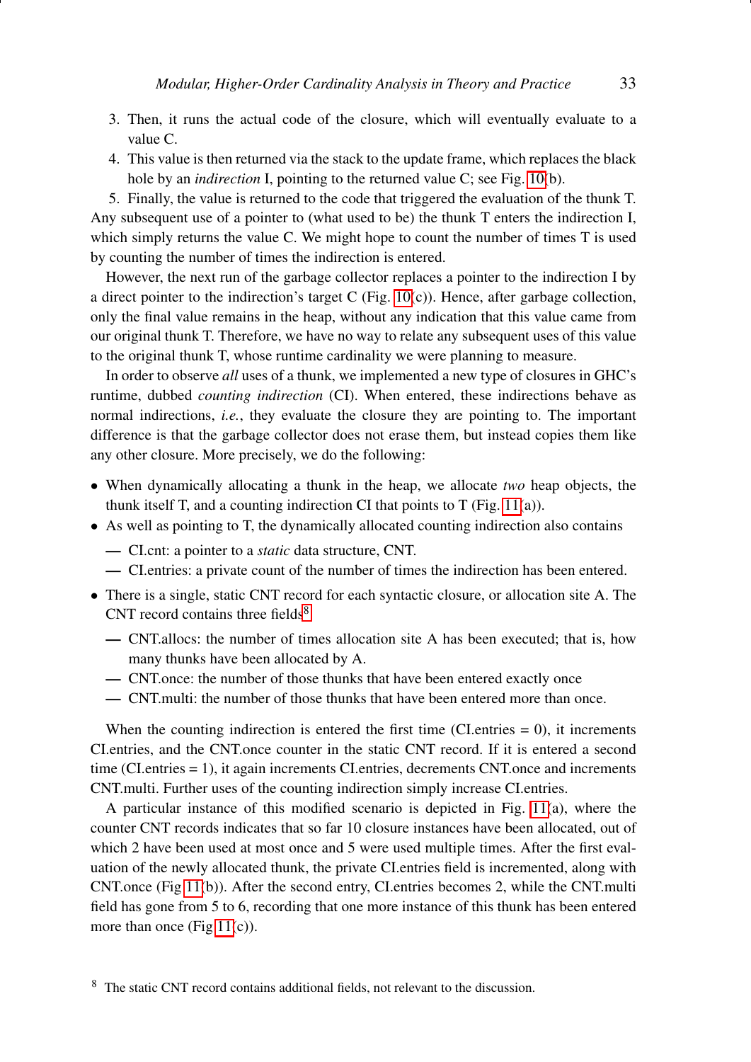3. Then, it runs the actual code of the closure, which will eventually evaluate to a value C.
4. This value is then returned via the stack to the update frame, which replaces the black hole by an *indirection* I, pointing to the returned value C; see Fig. 10(b).
5. Finally, the value is returned to the code that triggered the evaluation of the thunk T.

Any subsequent use of a pointer to (what used to be) the thunk T enters the indirection I, which simply returns the value C. We might hope to count the number of times T is used by counting the number of times the indirection is entered.

However, the next run of the garbage collector replaces a pointer to the indirection I by a direct pointer to the indirection's target C (Fig. 10(c)). Hence, after garbage collection, only the final value remains in the heap, without any indication that this value came from our original thunk T. Therefore, we have no way to relate any subsequent uses of this value to the original thunk T, whose runtime cardinality we were planning to measure.

In order to observe *all* uses of a thunk, we implemented a new type of closures in GHC's runtime, dubbed *counting indirection* (CI). When entered, these indirections behave as normal indirections, *i.e.*, they evaluate the closure they are pointing to. The important difference is that the garbage collector does not erase them, but instead copies them like any other closure. More precisely, we do the following:

- When dynamically allocating a thunk in the heap, we allocate *two* heap objects, the thunk itself T, and a counting indirection CI that points to T (Fig. 11(a)).
- As well as pointing to T, the dynamically allocated counting indirection also contains
  - CI.cnt: a pointer to a *static* data structure, CNT.
  - CI.entries: a private count of the number of times the indirection has been entered.
- There is a single, static CNT record for each syntactic closure, or allocation site A. The CNT record contains three fields[8]
  - CNT.allocs: the number of times allocation site A has been executed; that is, how many thunks have been allocated by A.
  - CNT.once: the number of those thunks that have been entered exactly once
  - CNT.multi: the number of those thunks that have been entered more than once.

When the counting indirection is entered the first time (CI.entries = 0), it increments CI.entries, and the CNT.once counter in the static CNT record. If it is entered a second time (CI.entries = 1), it again increments CI.entries, decrements CNT.once and increments CNT.multi. Further uses of the counting indirection simply increase CI.entries.

A particular instance of this modified scenario is depicted in Fig. 11(a), where the counter CNT records indicates that so far 10 closure instances have been allocated, out of which 2 have been used at most once and 5 were used multiple times. After the first evaluation of the newly allocated thunk, the private CI.entries field is incremented, along with CNT.once (Fig 11(b)). After the second entry, CI.entries becomes 2, while the CNT.multi field has gone from 5 to 6, recording that one more instance of this thunk has been entered more than once (Fig 11(c)).

[8] The static CNT record contains additional fields, not relevant to the discussion.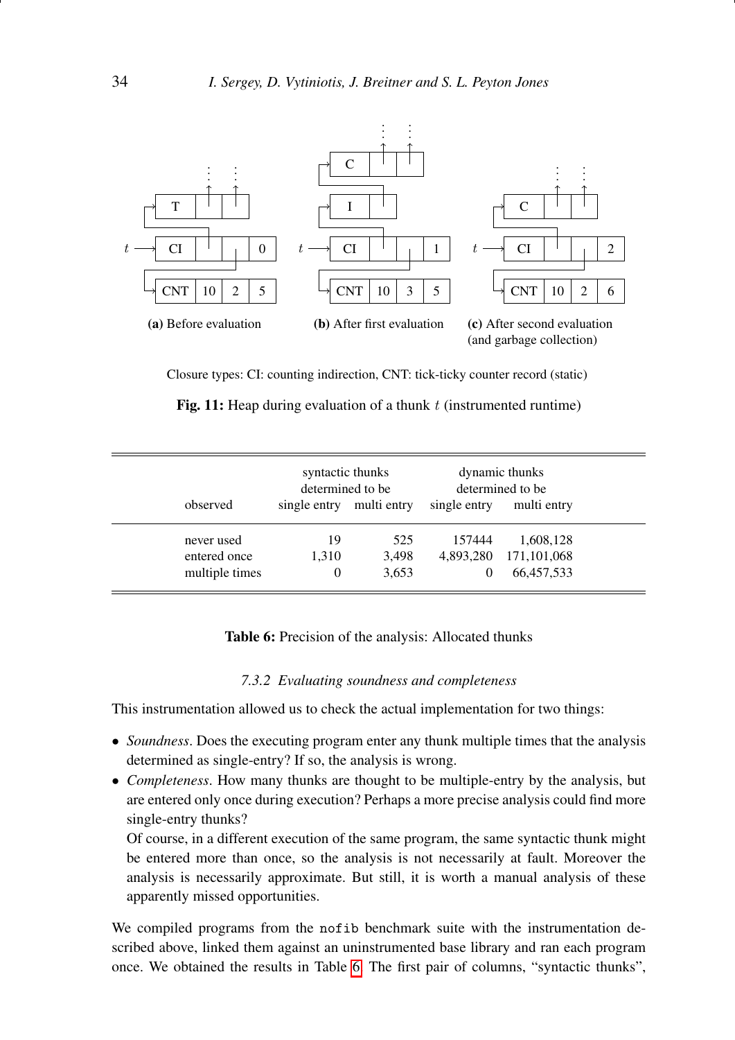(a) Before evaluation

(b) After first evaluation

(c) After second evaluation (and garbage collection)

Closure types: CI: counting indirection, CNT: tick-ticky counter record (static)

**Fig. 11:** Heap during evaluation of a thunk $t$ (instrumented runtime)

| observed | syntactic thunks determined to be single entry | syntactic thunks determined to be multi entry | dynamic thunks determined to be single entry | dynamic thunks determined to be multi entry |
|---|---|---|---|---|
| never used | 19 | 525 | 157444 | 1,608,128 |
| entered once | 1,310 | 3,498 | 4,893,280 | 171,101,068 |
| multiple times | 0 | 3,653 | 0 | 66,457,533 |

**Table 6:** Precision of the analysis: Allocated thunks

### 7.3.2 Evaluating soundness and completeness

This instrumentation allowed us to check the actual implementation for two things:

- *Soundness*. Does the executing program enter any thunk multiple times that the analysis determined as single-entry? If so, the analysis is wrong.
- *Completeness*. How many thunks are thought to be multiple-entry by the analysis, but are entered only once during execution? Perhaps a more precise analysis could find more single-entry thunks?

  Of course, in a different execution of the same program, the same syntactic thunk might be entered more than once, so the analysis is not necessarily at fault. Moreover the analysis is necessarily approximate. But still, it is worth a manual analysis of these apparently missed opportunities.

We compiled programs from the `nofib` benchmark suite with the instrumentation described above, linked them against an uninstrumented base library and ran each program once. We obtained the results in Table 6. The first pair of columns, "syntactic thunks",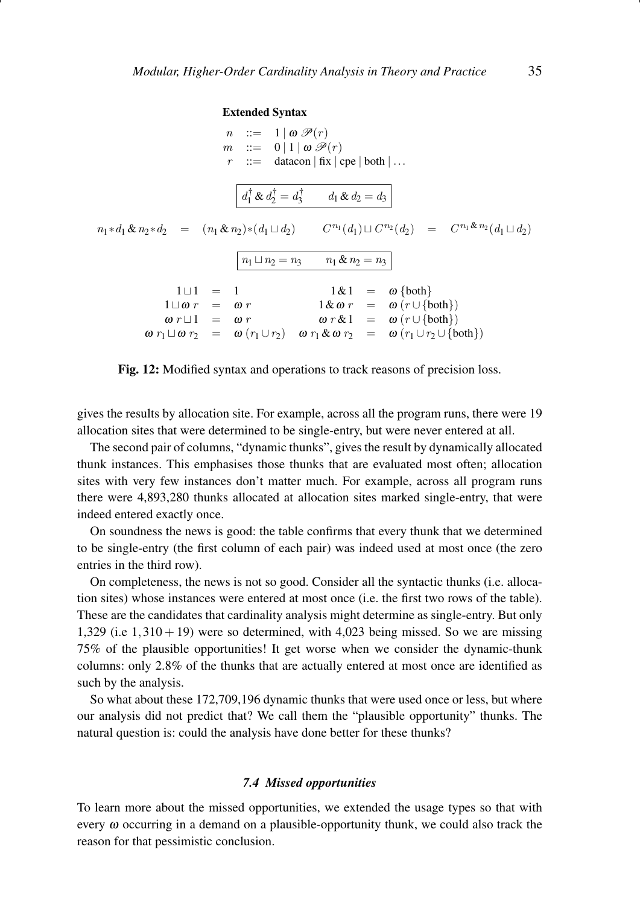**Extended Syntax**

$$
\begin{array}{rcl}
n & ::= & 1 \mid \omega\ \mathscr{P}(r) \\
m & ::= & 0 \mid 1 \mid \omega\ \mathscr{P}(r) \\
r & ::= & \text{datacon} \mid \text{fix} \mid \text{cpe} \mid \text{both} \mid \ldots
\end{array}
$$

$$
\boxed{d_1^\dagger \,\&\, d_2^\dagger = d_3^\dagger \qquad d_1 \,\&\, d_2 = d_3}
$$

$$
n_1 {*} d_1 \,\&\, n_2 {*} d_2 \quad = \quad (n_1 \,\&\, n_2){*}(d_1 \sqcup d_2) \qquad C^{n_1}(d_1) \sqcup C^{n_2}(d_2) \quad = \quad C^{n_1 \,\&\, n_2}(d_1 \sqcup d_2)
$$

$$
\boxed{n_1 \sqcup n_2 = n_3 \qquad n_1 \,\&\, n_2 = n_3}
$$

$$
\begin{array}{rclrcl}
1 \sqcup 1 & = & 1 & 1 \,\&\, 1 & = & \omega\ \{\text{both}\} \\
1 \sqcup \omega\ r & = & \omega\ r & 1 \,\&\, \omega\ r & = & \omega\ (r \cup \{\text{both}\}) \\
\omega\ r \sqcup 1 & = & \omega\ r & \omega\ r \,\&\, 1 & = & \omega\ (r \cup \{\text{both}\}) \\
\omega\ r_1 \sqcup \omega\ r_2 & = & \omega\ (r_1 \cup r_2) & \omega\ r_1 \,\&\, \omega\ r_2 & = & \omega\ (r_1 \cup r_2 \cup \{\text{both}\})
\end{array}
$$

**Fig. 12:** Modified syntax and operations to track reasons of precision loss.

gives the results by allocation site. For example, across all the program runs, there were 19 allocation sites that were determined to be single-entry, but were never entered at all.

The second pair of columns, "dynamic thunks", gives the result by dynamically allocated thunk instances. This emphasises those thunks that are evaluated most often; allocation sites with very few instances don't matter much. For example, across all program runs there were 4,893,280 thunks allocated at allocation sites marked single-entry, that were indeed entered exactly once.

On soundness the news is good: the table confirms that every thunk that we determined to be single-entry (the first column of each pair) was indeed used at most once (the zero entries in the third row).

On completeness, the news is not so good. Consider all the syntactic thunks (i.e. allocation sites) whose instances were entered at most once (i.e. the first two rows of the table). These are the candidates that cardinality analysis might determine as single-entry. But only 1,329 (i.e $1,310+19$) were so determined, with 4,023 being missed. So we are missing 75% of the plausible opportunities! It get worse when we consider the dynamic-thunk columns: only 2.8% of the thunks that are actually entered at most once are identified as such by the analysis.

So what about these 172,709,196 dynamic thunks that were used once or less, but where our analysis did not predict that? We call them the "plausible opportunity" thunks. The natural question is: could the analysis have done better for these thunks?

### *7.4 Missed opportunities*

To learn more about the missed opportunities, we extended the usage types so that with every $\omega$ occurring in a demand on a plausible-opportunity thunk, we could also track the reason for that pessimistic conclusion.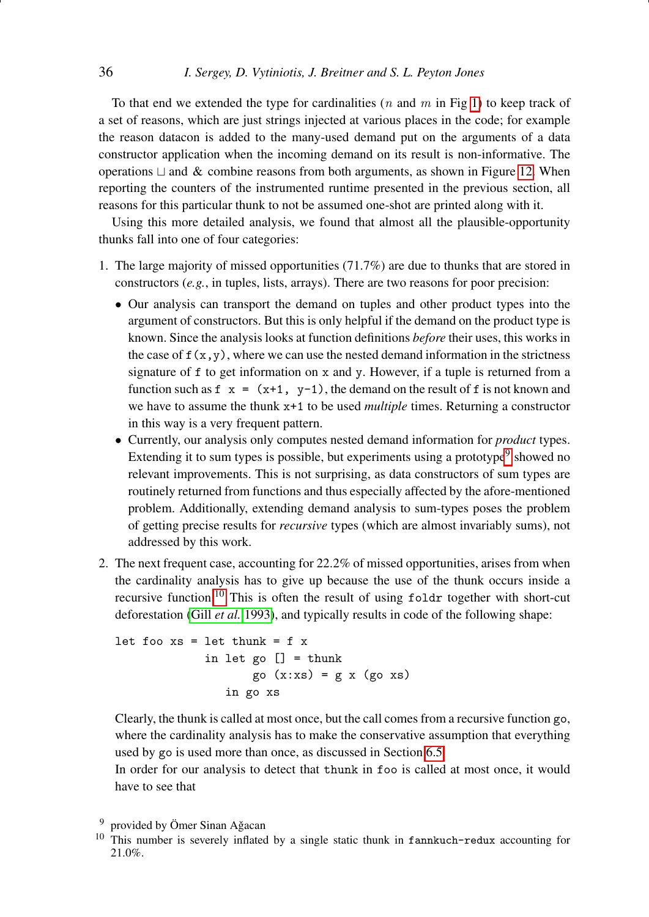To that end we extended the type for cardinalities ($n$ and $m$ in Fig 1) to keep track of a set of reasons, which are just strings injected at various places in the code; for example the reason datacon is added to the many-used demand put on the arguments of a data constructor application when the incoming demand on its result is non-informative. The operations $\sqcup$ and $\&$ combine reasons from both arguments, as shown in Figure 12. When reporting the counters of the instrumented runtime presented in the previous section, all reasons for this particular thunk to not be assumed one-shot are printed along with it.

Using this more detailed analysis, we found that almost all the plausible-opportunity thunks fall into one of four categories:

1. The large majority of missed opportunities (71.7%) are due to thunks that are stored in constructors (*e.g.*, in tuples, lists, arrays). There are two reasons for poor precision:
   - Our analysis can transport the demand on tuples and other product types into the argument of constructors. But this is only helpful if the demand on the product type is known. Since the analysis looks at function definitions *before* their uses, this works in the case of `f(x,y)`, where we can use the nested demand information in the strictness signature of `f` to get information on `x` and `y`. However, if a tuple is returned from a function such as `f x = (x+1, y-1)`, the demand on the result of `f` is not known and we have to assume the thunk `x+1` to be used *multiple* times. Returning a constructor in this way is a very frequent pattern.
   - Currently, our analysis only computes nested demand information for *product* types. Extending it to sum types is possible, but experiments using a prototype[9] showed no relevant improvements. This is not surprising, as data constructors of sum types are routinely returned from functions and thus especially affected by the afore-mentioned problem. Additionally, extending demand analysis to sum-types poses the problem of getting precise results for *recursive* types (which are almost invariably sums), not addressed by this work.
2. The next frequent case, accounting for 22.2% of missed opportunities, arises from when the cardinality analysis has to give up because the use of the thunk occurs inside a recursive function.[10] This is often the result of using `foldr` together with short-cut deforestation (Gill *et al.* 1993), and typically results in code of the following shape:

   ```
   let foo xs = let thunk = f x
                in let go [] = thunk
                       go (x:xs) = g x (go xs)
                   in go xs
   ```

   Clearly, the thunk is called at most once, but the call comes from a recursive function `go`, where the cardinality analysis has to make the conservative assumption that everything used by `go` is used more than once, as discussed in Section 6.5.
   In order for our analysis to detect that `thunk` in `foo` is called at most once, it would have to see that

[9] provided by Ömer Sinan Ağacan

[10] This number is severely inflated by a single static thunk in `fannkuch-redux` accounting for 21.0%.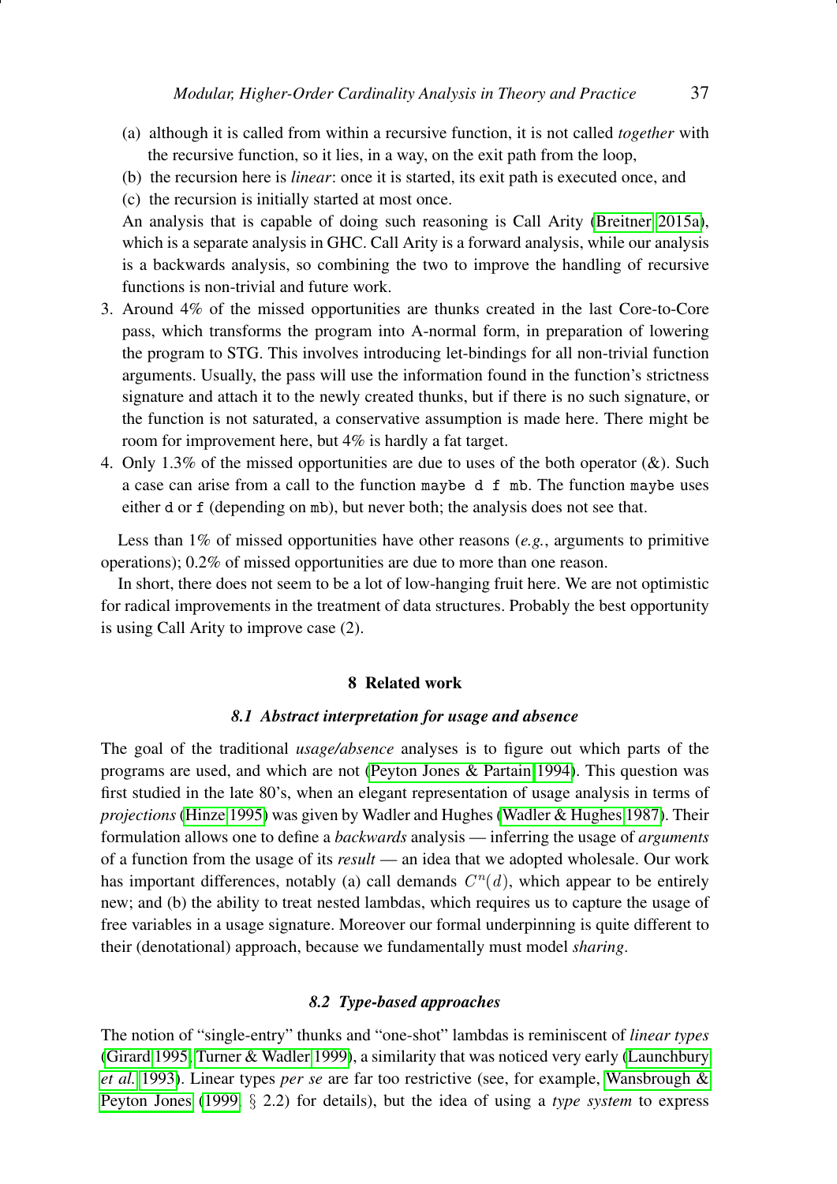(a) although it is called from within a recursive function, it is not called *together* with the recursive function, so it lies, in a way, on the exit path from the loop,

(b) the recursion here is *linear*: once it is started, its exit path is executed once, and

(c) the recursion is initially started at most once.

An analysis that is capable of doing such reasoning is Call Arity (Breitner 2015a), which is a separate analysis in GHC. Call Arity is a forward analysis, while our analysis is a backwards analysis, so combining the two to improve the handling of recursive functions is non-trivial and future work.

3. Around 4% of the missed opportunities are thunks created in the last Core-to-Core pass, which transforms the program into A-normal form, in preparation of lowering the program to STG. This involves introducing let-bindings for all non-trivial function arguments. Usually, the pass will use the information found in the function's strictness signature and attach it to the newly created thunks, but if there is no such signature, or the function is not saturated, a conservative assumption is made here. There might be room for improvement here, but 4% is hardly a fat target.
4. Only 1.3% of the missed opportunities are due to uses of the both operator (&). Such a case can arise from a call to the function `maybe d f mb`. The function `maybe` uses either `d` or `f` (depending on `mb`), but never both; the analysis does not see that.

Less than 1% of missed opportunities have other reasons (*e.g.*, arguments to primitive operations); 0.2% of missed opportunities are due to more than one reason.

In short, there does not seem to be a lot of low-hanging fruit here. We are not optimistic for radical improvements in the treatment of data structures. Probably the best opportunity is using Call Arity to improve case (2).

## 8 Related work

### *8.1 Abstract interpretation for usage and absence*

The goal of the traditional *usage/absence* analyses is to figure out which parts of the programs are used, and which are not (Peyton Jones & Partain 1994). This question was first studied in the late 80's, when an elegant representation of usage analysis in terms of *projections* (Hinze 1995) was given by Wadler and Hughes (Wadler & Hughes 1987). Their formulation allows one to define a *backwards* analysis — inferring the usage of *arguments* of a function from the usage of its *result* — an idea that we adopted wholesale. Our work has important differences, notably (a) call demands $C^n(d)$, which appear to be entirely new; and (b) the ability to treat nested lambdas, which requires us to capture the usage of free variables in a usage signature. Moreover our formal underpinning is quite different to their (denotational) approach, because we fundamentally must model *sharing*.

### *8.2 Type-based approaches*

The notion of "single-entry" thunks and "one-shot" lambdas is reminiscent of *linear types* (Girard 1995; Turner & Wadler 1999), a similarity that was noticed very early (Launchbury *et al.* 1993). Linear types *per se* are far too restrictive (see, for example, Wansbrough & Peyton Jones (1999, § 2.2) for details), but the idea of using a *type system* to express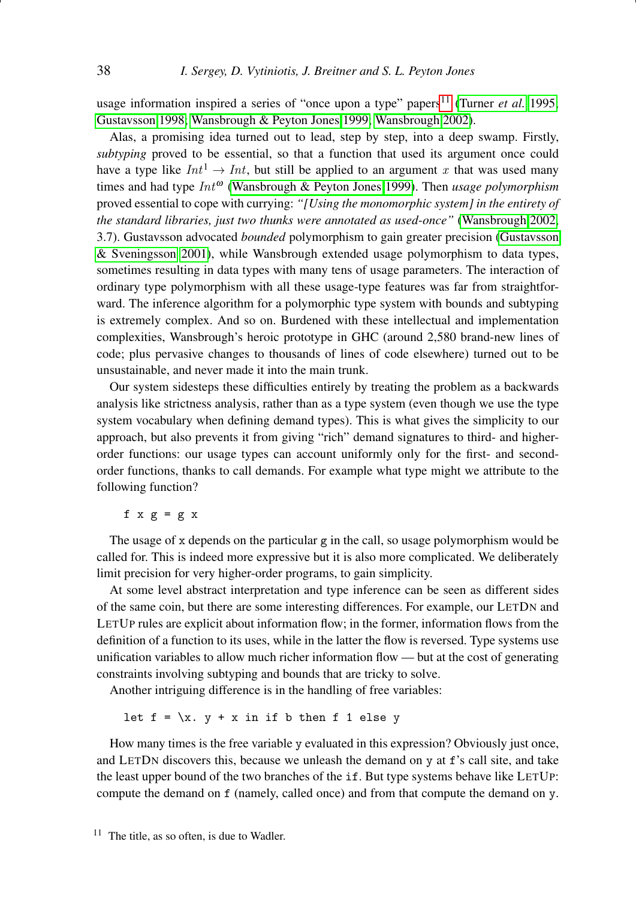usage information inspired a series of "once upon a type" papers[11] (Turner *et al.* 1995, Gustavsson 1998; Wansbrough & Peyton Jones 1999; Wansbrough 2002).

Alas, a promising idea turned out to lead, step by step, into a deep swamp. Firstly, *subtyping* proved to be essential, so that a function that used its argument once could have a type like $Int^1 \rightarrow Int$, but still be applied to an argument $x$ that was used many times and had type $Int^\omega$ (Wansbrough & Peyton Jones 1999). Then *usage polymorphism* proved essential to cope with currying: *"[Using the monomorphic system] in the entirety of the standard libraries, just two thunks were annotated as used-once"* (Wansbrough 2002, 3.7). Gustavsson advocated *bounded* polymorphism to gain greater precision (Gustavsson & Sveningsson 2001), while Wansbrough extended usage polymorphism to data types, sometimes resulting in data types with many tens of usage parameters. The interaction of ordinary type polymorphism with all these usage-type features was far from straightforward. The inference algorithm for a polymorphic type system with bounds and subtyping is extremely complex. And so on. Burdened with these intellectual and implementation complexities, Wansbrough's heroic prototype in GHC (around 2,580 brand-new lines of code; plus pervasive changes to thousands of lines of code elsewhere) turned out to be unsustainable, and never made it into the main trunk.

Our system sidesteps these difficulties entirely by treating the problem as a backwards analysis like strictness analysis, rather than as a type system (even though we use the type system vocabulary when defining demand types). This is what gives the simplicity to our approach, but also prevents it from giving "rich" demand signatures to third- and higher-order functions: our usage types can account uniformly only for the first- and second-order functions, thanks to call demands. For example what type might we attribute to the following function?

```
f x g = g x
```

The usage of x depends on the particular g in the call, so usage polymorphism would be called for. This is indeed more expressive but it is also more complicated. We deliberately limit precision for very higher-order programs, to gain simplicity.

At some level abstract interpretation and type inference can be seen as different sides of the same coin, but there are some interesting differences. For example, our LETDN and LETUP rules are explicit about information flow; in the former, information flows from the definition of a function to its uses, while in the latter the flow is reversed. Type systems use unification variables to allow much richer information flow — but at the cost of generating constraints involving subtyping and bounds that are tricky to solve.

Another intriguing difference is in the handling of free variables:

```
let f = \x. y + x in if b then f 1 else y
```

How many times is the free variable y evaluated in this expression? Obviously just once, and LETDN discovers this, because we unleash the demand on y at f's call site, and take the least upper bound of the two branches of the if. But type systems behave like LETUP: compute the demand on f (namely, called once) and from that compute the demand on y.

[11] The title, as so often, is due to Wadler.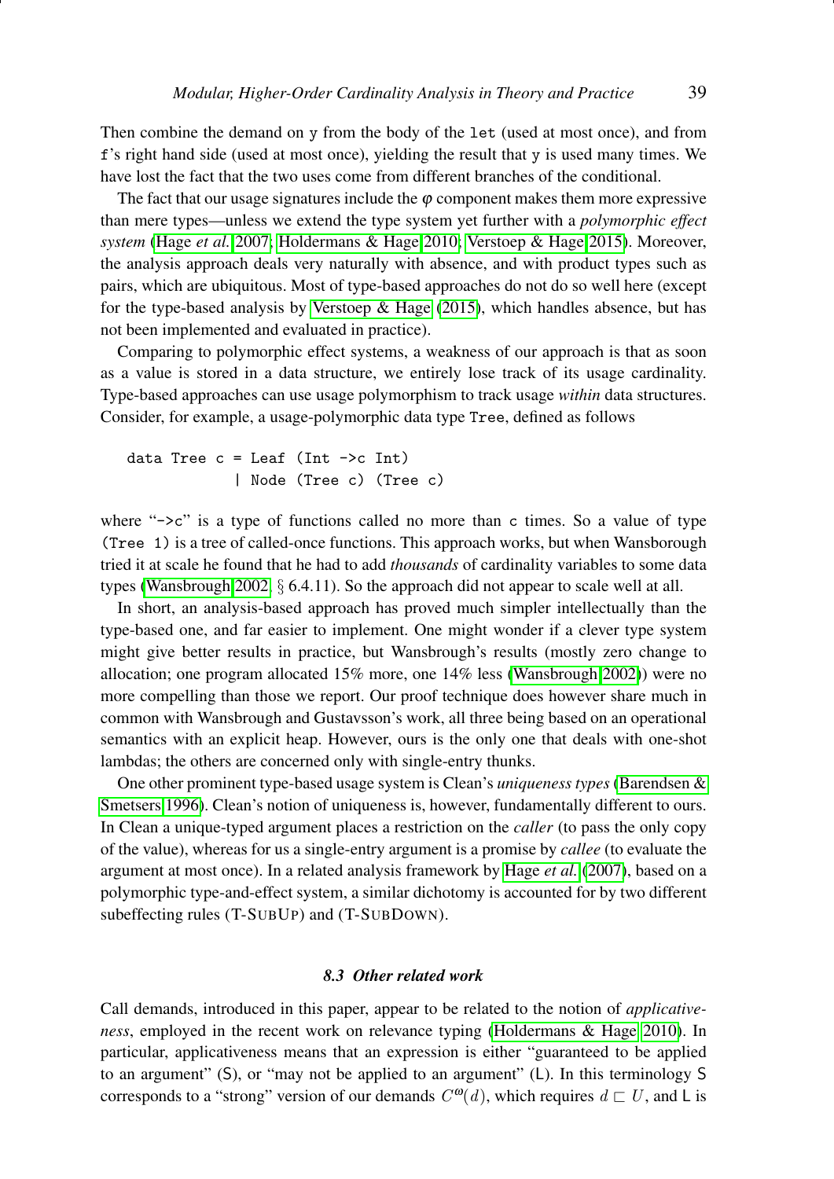Then combine the demand on `y` from the body of the `let` (used at most once), and from `f`'s right hand side (used at most once), yielding the result that `y` is used many times. We have lost the fact that the two uses come from different branches of the conditional.

The fact that our usage signatures include the $\varphi$ component makes them more expressive than mere types—unless we extend the type system yet further with a *polymorphic effect system* (Hage *et al.* 2007; Holdermans & Hage 2010; Verstoep & Hage 2015). Moreover, the analysis approach deals very naturally with absence, and with product types such as pairs, which are ubiquitous. Most of type-based approaches do not do so well here (except for the type-based analysis by Verstoep & Hage (2015), which handles absence, but has not been implemented and evaluated in practice).

Comparing to polymorphic effect systems, a weakness of our approach is that as soon as a value is stored in a data structure, we entirely lose track of its usage cardinality. Type-based approaches can use usage polymorphism to track usage *within* data structures. Consider, for example, a usage-polymorphic data type `Tree`, defined as follows

```
data Tree c = Leaf (Int ->c Int)
            | Node (Tree c) (Tree c)
```

where "`->c`" is a type of functions called no more than `c` times. So a value of type (`Tree 1`) is a tree of called-once functions. This approach works, but when Wansborough tried it at scale he found that he had to add *thousands* of cardinality variables to some data types (Wansbrough 2002, § 6.4.11). So the approach did not appear to scale well at all.

In short, an analysis-based approach has proved much simpler intellectually than the type-based one, and far easier to implement. One might wonder if a clever type system might give better results in practice, but Wansbrough's results (mostly zero change to allocation; one program allocated 15% more, one 14% less (Wansbrough 2002)) were no more compelling than those we report. Our proof technique does however share much in common with Wansbrough and Gustavsson's work, all three being based on an operational semantics with an explicit heap. However, ours is the only one that deals with one-shot lambdas; the others are concerned only with single-entry thunks.

One other prominent type-based usage system is Clean's *uniqueness types* (Barendsen & Smetsers 1996). Clean's notion of uniqueness is, however, fundamentally different to ours. In Clean a unique-typed argument places a restriction on the *caller* (to pass the only copy of the value), whereas for us a single-entry argument is a promise by *callee* (to evaluate the argument at most once). In a related analysis framework by Hage *et al.* (2007), based on a polymorphic type-and-effect system, a similar dichotomy is accounted for by two different subeffecting rules (T-SUBUP) and (T-SUBDOWN).

### 8.3 Other related work

Call demands, introduced in this paper, appear to be related to the notion of *applicativeness*, employed in the recent work on relevance typing (Holdermans & Hage 2010). In particular, applicativeness means that an expression is either "guaranteed to be applied to an argument" (S), or "may not be applied to an argument" (L). In this terminology S corresponds to a "strong" version of our demands $C^{\omega}(d)$, which requires $d \sqsubset U$, and L is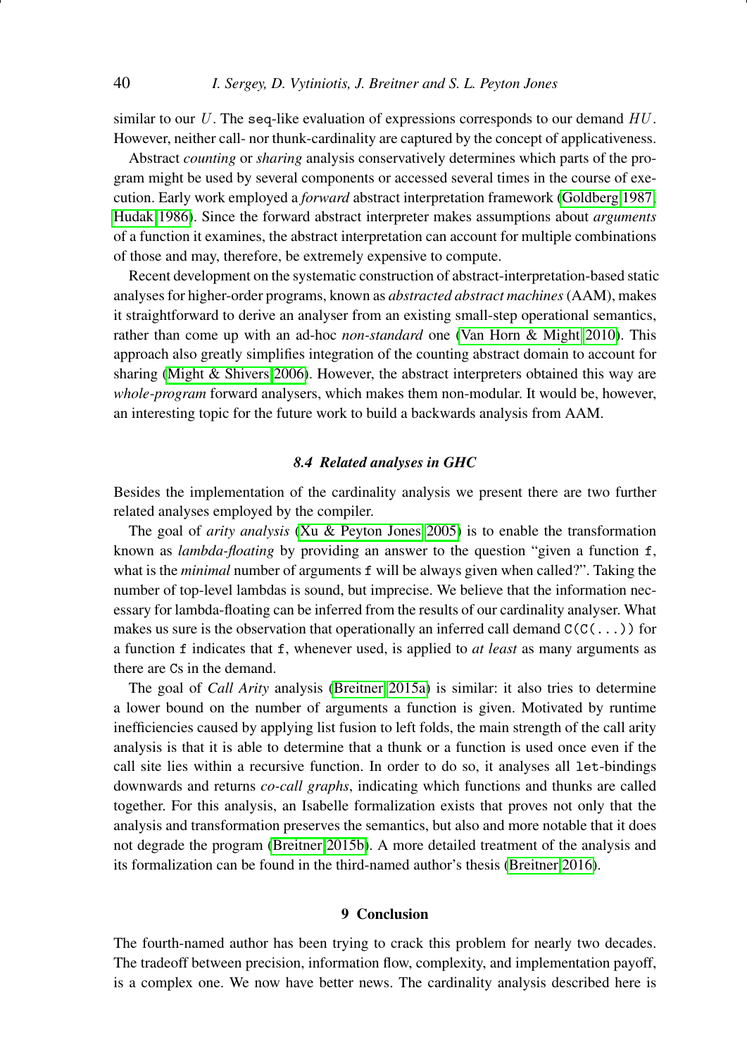similar to our $U$. The `seq`-like evaluation of expressions corresponds to our demand $HU$. However, neither call- nor thunk-cardinality are captured by the concept of applicativeness.

Abstract *counting* or *sharing* analysis conservatively determines which parts of the program might be used by several components or accessed several times in the course of execution. Early work employed a *forward* abstract interpretation framework (Goldberg 1987, Hudak 1986). Since the forward abstract interpreter makes assumptions about *arguments* of a function it examines, the abstract interpretation can account for multiple combinations of those and may, therefore, be extremely expensive to compute.

Recent development on the systematic construction of abstract-interpretation-based static analyses for higher-order programs, known as *abstracted abstract machines* (AAM), makes it straightforward to derive an analyser from an existing small-step operational semantics, rather than come up with an ad-hoc *non-standard* one (Van Horn & Might 2010). This approach also greatly simplifies integration of the counting abstract domain to account for sharing (Might & Shivers 2006). However, the abstract interpreters obtained this way are *whole-program* forward analysers, which makes them non-modular. It would be, however, an interesting topic for the future work to build a backwards analysis from AAM.

### 8.4 Related analyses in GHC

Besides the implementation of the cardinality analysis we present there are two further related analyses employed by the compiler.

The goal of *arity analysis* (Xu & Peyton Jones 2005) is to enable the transformation known as *lambda-floating* by providing an answer to the question "given a function `f`, what is the *minimal* number of arguments `f` will be always given when called?". Taking the number of top-level lambdas is sound, but imprecise. We believe that the information necessary for lambda-floating can be inferred from the results of our cardinality analyser. What makes us sure is the observation that operationally an inferred call demand `C(C(...))` for a function `f` indicates that `f`, whenever used, is applied to *at least* as many arguments as there are `C`s in the demand.

The goal of *Call Arity* analysis (Breitner 2015a) is similar: it also tries to determine a lower bound on the number of arguments a function is given. Motivated by runtime inefficiencies caused by applying list fusion to left folds, the main strength of the call arity analysis is that it is able to determine that a thunk or a function is used once even if the call site lies within a recursive function. In order to do so, it analyses all `let`-bindings downwards and returns *co-call graphs*, indicating which functions and thunks are called together. For this analysis, an Isabelle formalization exists that proves not only that the analysis and transformation preserves the semantics, but also and more notable that it does not degrade the program (Breitner 2015b). A more detailed treatment of the analysis and its formalization can be found in the third-named author's thesis (Breitner 2016).

## 9 Conclusion

The fourth-named author has been trying to crack this problem for nearly two decades. The tradeoff between precision, information flow, complexity, and implementation payoff, is a complex one. We now have better news. The cardinality analysis described here is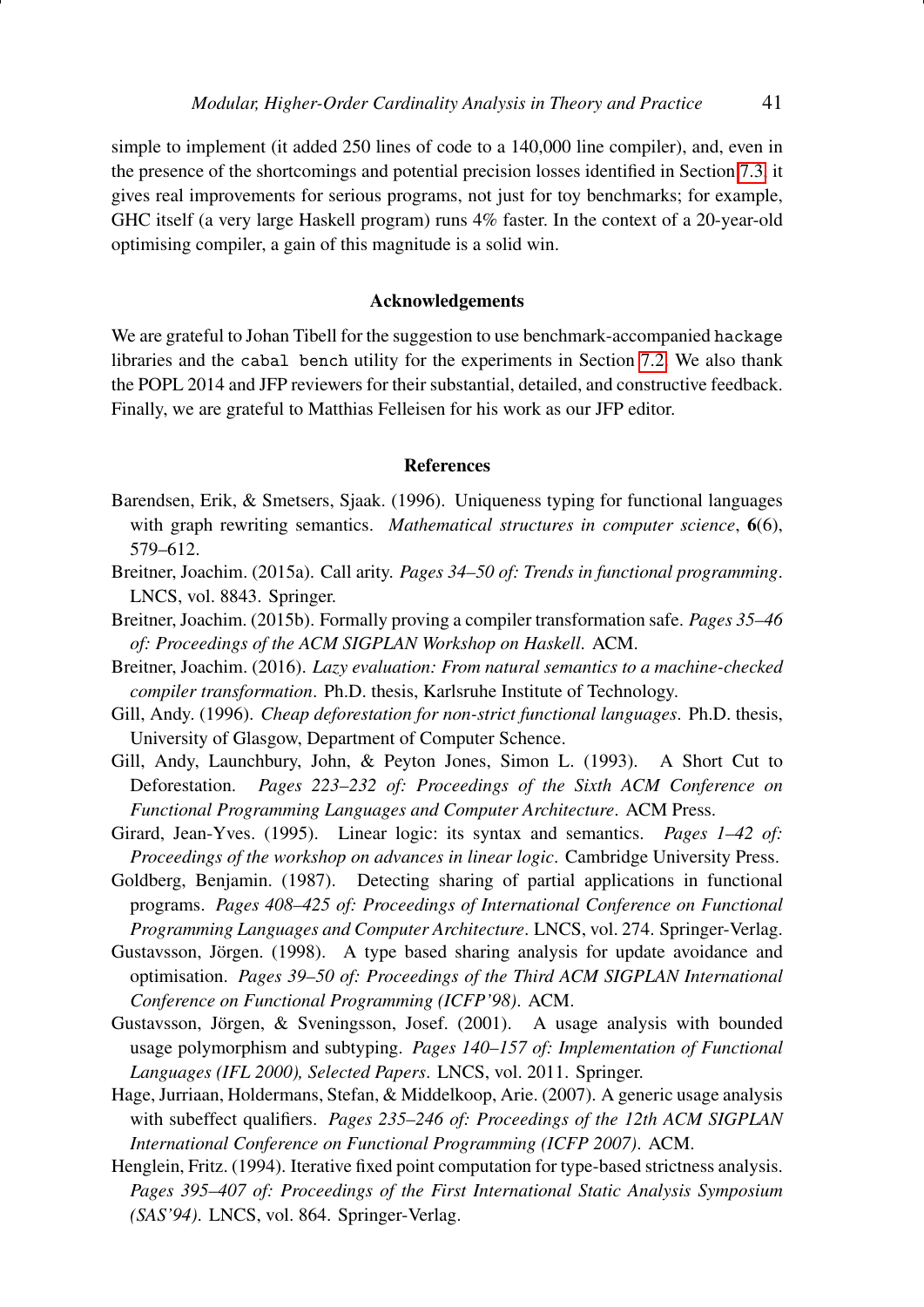simple to implement (it added 250 lines of code to a 140,000 line compiler), and, even in the presence of the shortcomings and potential precision losses identified in Section 7.3, it gives real improvements for serious programs, not just for toy benchmarks; for example, GHC itself (a very large Haskell program) runs 4% faster. In the context of a 20-year-old optimising compiler, a gain of this magnitude is a solid win.

## Acknowledgements

We are grateful to Johan Tibell for the suggestion to use benchmark-accompanied `hackage` libraries and the `cabal bench` utility for the experiments in Section 7.2. We also thank the POPL 2014 and JFP reviewers for their substantial, detailed, and constructive feedback. Finally, we are grateful to Matthias Felleisen for his work as our JFP editor.

## References

Barendsen, Erik, & Smetsers, Sjaak. (1996). Uniqueness typing for functional languages with graph rewriting semantics. *Mathematical structures in computer science*, **6**(6), 579–612.

Breitner, Joachim. (2015a). Call arity. *Pages 34–50 of: Trends in functional programming*. LNCS, vol. 8843. Springer.

Breitner, Joachim. (2015b). Formally proving a compiler transformation safe. *Pages 35–46 of: Proceedings of the ACM SIGPLAN Workshop on Haskell*. ACM.

Breitner, Joachim. (2016). *Lazy evaluation: From natural semantics to a machine-checked compiler transformation*. Ph.D. thesis, Karlsruhe Institute of Technology.

Gill, Andy. (1996). *Cheap deforestation for non-strict functional languages*. Ph.D. thesis, University of Glasgow, Department of Computer Schence.

Gill, Andy, Launchbury, John, & Peyton Jones, Simon L. (1993). A Short Cut to Deforestation. *Pages 223–232 of: Proceedings of the Sixth ACM Conference on Functional Programming Languages and Computer Architecture*. ACM Press.

Girard, Jean-Yves. (1995). Linear logic: its syntax and semantics. *Pages 1–42 of: Proceedings of the workshop on advances in linear logic*. Cambridge University Press.

Goldberg, Benjamin. (1987). Detecting sharing of partial applications in functional programs. *Pages 408–425 of: Proceedings of International Conference on Functional Programming Languages and Computer Architecture*. LNCS, vol. 274. Springer-Verlag.

Gustavsson, Jörgen. (1998). A type based sharing analysis for update avoidance and optimisation. *Pages 39–50 of: Proceedings of the Third ACM SIGPLAN International Conference on Functional Programming (ICFP'98)*. ACM.

Gustavsson, Jörgen, & Sveningsson, Josef. (2001). A usage analysis with bounded usage polymorphism and subtyping. *Pages 140–157 of: Implementation of Functional Languages (IFL 2000), Selected Papers*. LNCS, vol. 2011. Springer.

Hage, Jurriaan, Holdermans, Stefan, & Middelkoop, Arie. (2007). A generic usage analysis with subeffect qualifiers. *Pages 235–246 of: Proceedings of the 12th ACM SIGPLAN International Conference on Functional Programming (ICFP 2007)*. ACM.

Henglein, Fritz. (1994). Iterative fixed point computation for type-based strictness analysis. *Pages 395–407 of: Proceedings of the First International Static Analysis Symposium (SAS'94)*. LNCS, vol. 864. Springer-Verlag.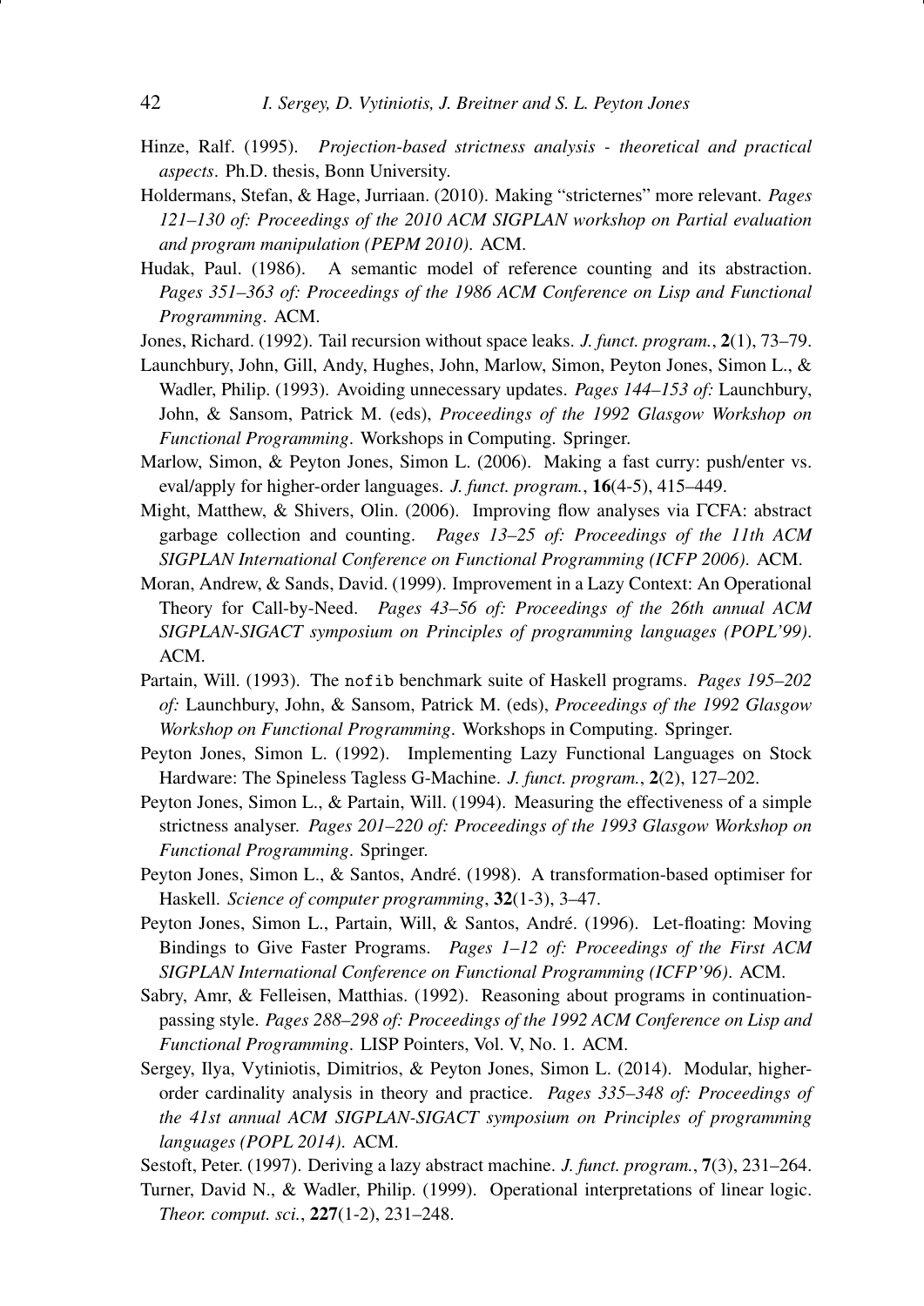Hinze, Ralf. (1995). *Projection-based strictness analysis - theoretical and practical aspects*. Ph.D. thesis, Bonn University.

Holdermans, Stefan, & Hage, Jurriaan. (2010). Making "stricternes" more relevant. *Pages 121–130 of: Proceedings of the 2010 ACM SIGPLAN workshop on Partial evaluation and program manipulation (PEPM 2010)*. ACM.

Hudak, Paul. (1986). A semantic model of reference counting and its abstraction. *Pages 351–363 of: Proceedings of the 1986 ACM Conference on Lisp and Functional Programming*. ACM.

Jones, Richard. (1992). Tail recursion without space leaks. *J. funct. program.*, **2**(1), 73–79.

Launchbury, John, Gill, Andy, Hughes, John, Marlow, Simon, Peyton Jones, Simon L., & Wadler, Philip. (1993). Avoiding unnecessary updates. *Pages 144–153 of:* Launchbury, John, & Sansom, Patrick M. (eds), *Proceedings of the 1992 Glasgow Workshop on Functional Programming*. Workshops in Computing. Springer.

Marlow, Simon, & Peyton Jones, Simon L. (2006). Making a fast curry: push/enter vs. eval/apply for higher-order languages. *J. funct. program.*, **16**(4-5), 415–449.

Might, Matthew, & Shivers, Olin. (2006). Improving flow analyses via ΓCFA: abstract garbage collection and counting. *Pages 13–25 of: Proceedings of the 11th ACM SIGPLAN International Conference on Functional Programming (ICFP 2006)*. ACM.

Moran, Andrew, & Sands, David. (1999). Improvement in a Lazy Context: An Operational Theory for Call-by-Need. *Pages 43–56 of: Proceedings of the 26th annual ACM SIGPLAN-SIGACT symposium on Principles of programming languages (POPL'99)*. ACM.

Partain, Will. (1993). The `nofib` benchmark suite of Haskell programs. *Pages 195–202 of:* Launchbury, John, & Sansom, Patrick M. (eds), *Proceedings of the 1992 Glasgow Workshop on Functional Programming*. Workshops in Computing. Springer.

Peyton Jones, Simon L. (1992). Implementing Lazy Functional Languages on Stock Hardware: The Spineless Tagless G-Machine. *J. funct. program.*, **2**(2), 127–202.

Peyton Jones, Simon L., & Partain, Will. (1994). Measuring the effectiveness of a simple strictness analyser. *Pages 201–220 of: Proceedings of the 1993 Glasgow Workshop on Functional Programming*. Springer.

Peyton Jones, Simon L., & Santos, André. (1998). A transformation-based optimiser for Haskell. *Science of computer programming*, **32**(1-3), 3–47.

Peyton Jones, Simon L., Partain, Will, & Santos, André. (1996). Let-floating: Moving Bindings to Give Faster Programs. *Pages 1–12 of: Proceedings of the First ACM SIGPLAN International Conference on Functional Programming (ICFP'96)*. ACM.

Sabry, Amr, & Felleisen, Matthias. (1992). Reasoning about programs in continuation-passing style. *Pages 288–298 of: Proceedings of the 1992 ACM Conference on Lisp and Functional Programming*. LISP Pointers, Vol. V, No. 1. ACM.

Sergey, Ilya, Vytiniotis, Dimitrios, & Peyton Jones, Simon L. (2014). Modular, higher-order cardinality analysis in theory and practice. *Pages 335–348 of: Proceedings of the 41st annual ACM SIGPLAN-SIGACT symposium on Principles of programming languages (POPL 2014)*. ACM.

Sestoft, Peter. (1997). Deriving a lazy abstract machine. *J. funct. program.*, **7**(3), 231–264.

Turner, David N., & Wadler, Philip. (1999). Operational interpretations of linear logic. *Theor. comput. sci.*, **227**(1-2), 231–248.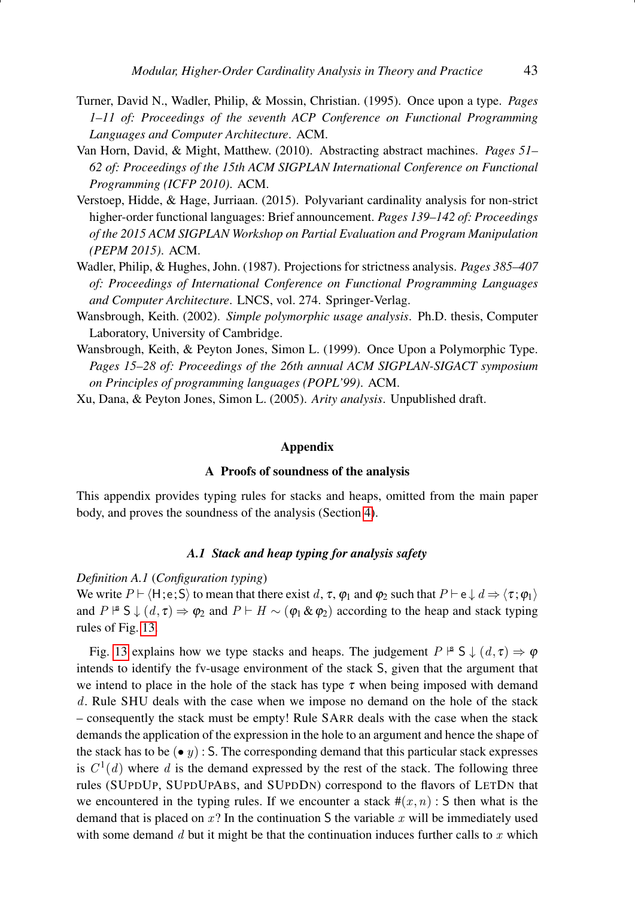Turner, David N., Wadler, Philip, & Mossin, Christian. (1995). Once upon a type. *Pages 1–11 of: Proceedings of the seventh ACP Conference on Functional Programming Languages and Computer Architecture*. ACM.

Van Horn, David, & Might, Matthew. (2010). Abstracting abstract machines. *Pages 51–62 of: Proceedings of the 15th ACM SIGPLAN International Conference on Functional Programming (ICFP 2010)*. ACM.

Verstoep, Hidde, & Hage, Jurriaan. (2015). Polyvariant cardinality analysis for non-strict higher-order functional languages: Brief announcement. *Pages 139–142 of: Proceedings of the 2015 ACM SIGPLAN Workshop on Partial Evaluation and Program Manipulation (PEPM 2015)*. ACM.

Wadler, Philip, & Hughes, John. (1987). Projections for strictness analysis. *Pages 385–407 of: Proceedings of International Conference on Functional Programming Languages and Computer Architecture*. LNCS, vol. 274. Springer-Verlag.

Wansbrough, Keith. (2002). *Simple polymorphic usage analysis*. Ph.D. thesis, Computer Laboratory, University of Cambridge.

Wansbrough, Keith, & Peyton Jones, Simon L. (1999). Once Upon a Polymorphic Type. *Pages 15–28 of: Proceedings of the 26th annual ACM SIGPLAN-SIGACT symposium on Principles of programming languages (POPL'99)*. ACM.

Xu, Dana, & Peyton Jones, Simon L. (2005). *Arity analysis*. Unpublished draft.

# Appendix

## A Proofs of soundness of the analysis

This appendix provides typing rules for stacks and heaps, omitted from the main paper body, and proves the soundness of the analysis (Section 4).

### A.1 Stack and heap typing for analysis safety

*Definition A.1* (*Configuration typing*)
We write $P \vdash \langle \mathsf{H} ; \mathsf{e} ; \mathsf{S} \rangle$ to mean that there exist $d$, $\tau$, $\varphi_1$ and $\varphi_2$ such that $P \vdash \mathsf{e} \downarrow d \Rightarrow \langle \tau ; \varphi_1 \rangle$ and $P \models^{\mathsf{s}} \mathsf{S} \downarrow (d, \tau) \Rightarrow \varphi_2$ and $P \vdash H \sim (\varphi_1 \,\&\, \varphi_2)$ according to the heap and stack typing rules of Fig. 13.

Fig. 13 explains how we type stacks and heaps. The judgement $P \models^{\mathsf{s}} \mathsf{S} \downarrow (d, \tau) \Rightarrow \varphi$ intends to identify the fv-usage environment of the stack $\mathsf{S}$, given that the argument that we intend to place in the hole of the stack has type $\tau$ when being imposed with demand $d$. Rule SHU deals with the case when we impose no demand on the hole of the stack – consequently the stack must be empty! Rule SARR deals with the case when the stack demands the application of the expression in the hole to an argument and hence the shape of the stack has to be $(\bullet\ y) : \mathsf{S}$. The corresponding demand that this particular stack expresses is $C^1(d)$ where $d$ is the demand expressed by the rest of the stack. The following three rules (SUPDUP, SUPDUPABS, and SUPDDN) correspond to the flavors of LETDN that we encountered in the typing rules. If we encounter a stack $\#(x, n) : \mathsf{S}$ then what is the demand that is placed on $x$? In the continuation $\mathsf{S}$ the variable $x$ will be immediately used with some demand $d$ but it might be that the continuation induces further calls to $x$ which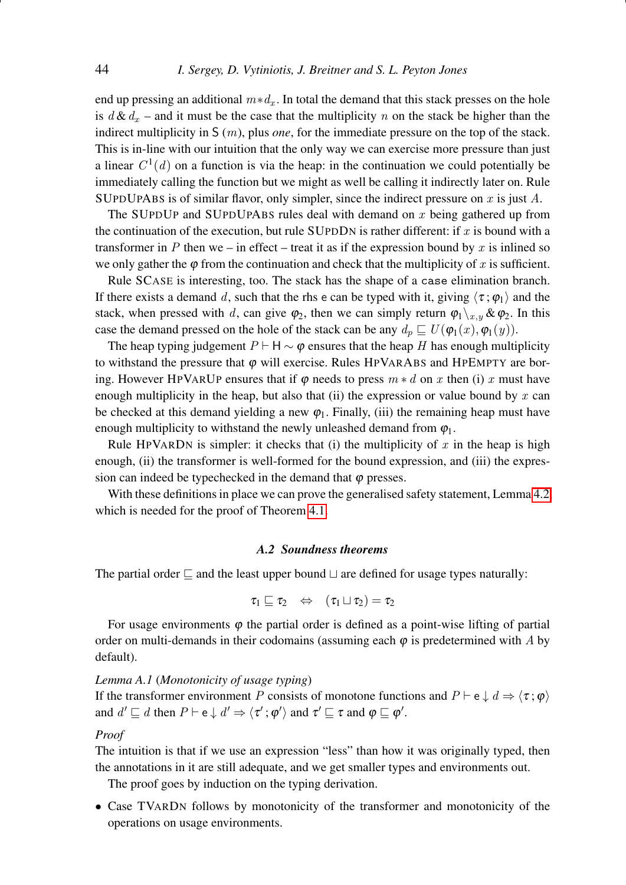end up pressing an additional $m * d_x$. In total the demand that this stack presses on the hole is $d \,\&\, d_x$ – and it must be the case that the multiplicity $n$ on the stack be higher than the indirect multiplicity in $\mathsf{S}\,(m)$, plus *one*, for the immediate pressure on the top of the stack. This is in-line with our intuition that the only way we can exercise more pressure than just a linear $C^1(d)$ on a function is via the heap: in the continuation we could potentially be immediately calling the function but we might as well be calling it indirectly later on. Rule SUPDUPABS is of similar flavor, only simpler, since the indirect pressure on $x$ is just $A$.

The SUPDUP and SUPDUPABS rules deal with demand on $x$ being gathered up from the continuation of the execution, but rule SUPDDN is rather different: if $x$ is bound with a transformer in $P$ then we – in effect – treat it as if the expression bound by $x$ is inlined so we only gather the $\varphi$ from the continuation and check that the multiplicity of $x$ is sufficient.

Rule SCASE is interesting, too. The stack has the shape of a `case` elimination branch. If there exists a demand $d$, such that the rhs $\mathsf{e}$ can be typed with it, giving $\langle \tau\,; \varphi_1 \rangle$ and the stack, when pressed with $d$, can give $\varphi_2$, then we can simply return $\varphi_1 \backslash_{x,y} \,\&\, \varphi_2$. In this case the demand pressed on the hole of the stack can be any $d_p \sqsubseteq U(\varphi_1(x), \varphi_1(y))$.

The heap typing judgement $P \vdash \mathsf{H} \sim \varphi$ ensures that the heap $H$ has enough multiplicity to withstand the pressure that $\varphi$ will exercise. Rules HPVARABS and HPEMPTY are boring. However HPVARUP ensures that if $\varphi$ needs to press $m * d$ on $x$ then (i) $x$ must have enough multiplicity in the heap, but also that (ii) the expression or value bound by $x$ can be checked at this demand yielding a new $\varphi_1$. Finally, (iii) the remaining heap must have enough multiplicity to withstand the newly unleashed demand from $\varphi_1$.

Rule HPVARDN is simpler: it checks that (i) the multiplicity of $x$ in the heap is high enough, (ii) the transformer is well-formed for the bound expression, and (iii) the expression can indeed be typechecked in the demand that $\varphi$ presses.

With these definitions in place we can prove the generalised safety statement, Lemma 4.2, which is needed for the proof of Theorem 4.1.

### A.2 Soundness theorems

The partial order $\sqsubseteq$ and the least upper bound $\sqcup$ are defined for usage types naturally:

$$\tau_1 \sqsubseteq \tau_2 \quad \Leftrightarrow \quad (\tau_1 \sqcup \tau_2) = \tau_2$$

For usage environments $\varphi$ the partial order is defined as a point-wise lifting of partial order on multi-demands in their codomains (assuming each $\varphi$ is predetermined with $A$ by default).

*Lemma A.1* (*Monotonicity of usage typing*)
If the transformer environment $P$ consists of monotone functions and $P \vdash \mathsf{e} \downarrow d \Rightarrow \langle \tau\,; \varphi \rangle$ and $d' \sqsubseteq d$ then $P \vdash \mathsf{e} \downarrow d' \Rightarrow \langle \tau'\,; \varphi' \rangle$ and $\tau' \sqsubseteq \tau$ and $\varphi \sqsubseteq \varphi'$.

*Proof*
The intuition is that if we use an expression "less" than how it was originally typed, then the annotations in it are still adequate, and we get smaller types and environments out.

The proof goes by induction on the typing derivation.

- Case TVARDN follows by monotonicity of the transformer and monotonicity of the operations on usage environments.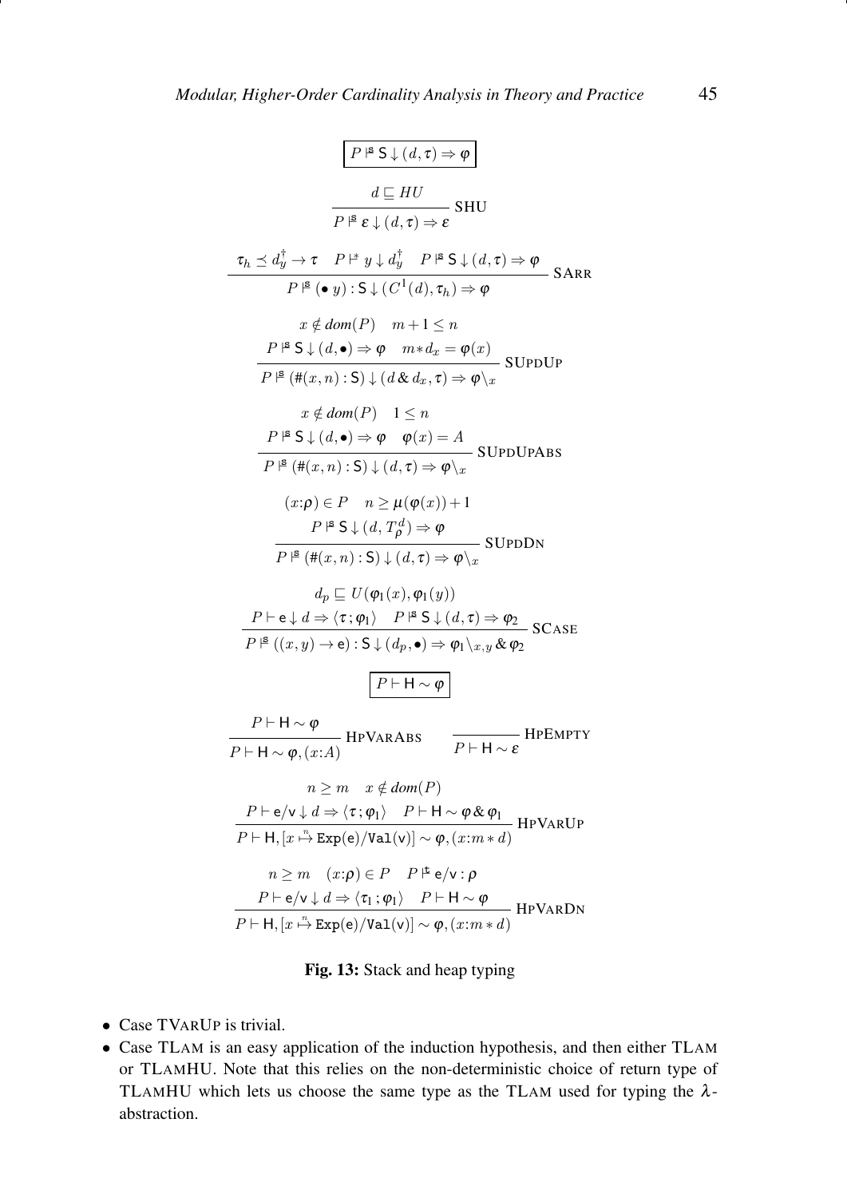$$\boxed{P \Vdash^{\mathsf{S}} \mathsf{S} \downarrow (d, \tau) \Rightarrow \varphi}$$

$$\frac{d \sqsubseteq HU}{P \Vdash^{\mathsf{S}} \varepsilon \downarrow (d, \tau) \Rightarrow \varepsilon}\ \textsc{SHU}$$

$$\frac{\tau_h \preceq d_y^{\dagger} \to \tau \quad P \vdash^{*} y \downarrow d_y^{\dagger} \quad P \Vdash^{\mathsf{S}} \mathsf{S} \downarrow (d, \tau) \Rightarrow \varphi}{P \Vdash^{\mathsf{S}} (\bullet\ y) : \mathsf{S} \downarrow (C^1(d), \tau_h) \Rightarrow \varphi}\ \textsc{SArr}$$

$$\frac{x \notin \mathit{dom}(P) \quad m+1 \leq n \qquad P \Vdash^{\mathsf{S}} \mathsf{S} \downarrow (d, \bullet) \Rightarrow \varphi \quad m * d_x = \varphi(x)}{P \Vdash^{\mathsf{S}} (\#(x,n) : \mathsf{S}) \downarrow (d \,\&\, d_x, \tau) \Rightarrow \varphi \backslash_x}\ \textsc{SUpdUp}$$

$$\frac{x \notin \mathit{dom}(P) \quad 1 \leq n \qquad P \Vdash^{\mathsf{S}} \mathsf{S} \downarrow (d, \bullet) \Rightarrow \varphi \quad \varphi(x) = A}{P \Vdash^{\mathsf{S}} (\#(x,n) : \mathsf{S}) \downarrow (d, \tau) \Rightarrow \varphi \backslash_x}\ \textsc{SUpdUpAbs}$$

$$\frac{(x{:}\rho) \in P \quad n \geq \mu(\varphi(x)) + 1 \qquad P \Vdash^{\mathsf{S}} \mathsf{S} \downarrow (d, T_{\rho}^{d}) \Rightarrow \varphi}{P \Vdash^{\mathsf{S}} (\#(x,n) : \mathsf{S}) \downarrow (d, \tau) \Rightarrow \varphi \backslash_x}\ \textsc{SUpdDn}$$

$$\frac{d_p \sqsubseteq U(\varphi_1(x), \varphi_1(y)) \qquad P \vdash \mathsf{e} \downarrow d \Rightarrow \langle \tau ; \varphi_1 \rangle \quad P \Vdash^{\mathsf{S}} \mathsf{S} \downarrow (d, \tau) \Rightarrow \varphi_2}{P \Vdash^{\mathsf{S}} ((x,y) \to \mathsf{e}) : \mathsf{S} \downarrow (d_p, \bullet) \Rightarrow \varphi_1 \backslash_{x,y} \,\&\, \varphi_2}\ \textsc{SCase}$$

$$\boxed{P \vdash \mathsf{H} \sim \varphi}$$

$$\frac{P \vdash \mathsf{H} \sim \varphi}{P \vdash \mathsf{H} \sim \varphi, (x{:}A)}\ \textsc{HpVarAbs} \qquad \frac{}{P \vdash \mathsf{H} \sim \varepsilon}\ \textsc{HpEmpty}$$

$$\frac{n \geq m \quad x \notin \mathit{dom}(P) \qquad P \vdash \mathsf{e}/\mathsf{v} \downarrow d \Rightarrow \langle \tau ; \varphi_1 \rangle \quad P \vdash \mathsf{H} \sim \varphi \,\&\, \varphi_1}{P \vdash \mathsf{H}, [x \overset{n}{\mapsto} \mathtt{Exp}(\mathsf{e})/\mathtt{Val}(\mathsf{v})] \sim \varphi, (x{:}m * d)}\ \textsc{HpVarUp}$$

$$\frac{n \geq m \quad (x{:}\rho) \in P \quad P \vdash^{\sharp} \mathsf{e}/\mathsf{v} : \rho \qquad P \vdash \mathsf{e}/\mathsf{v} \downarrow d \Rightarrow \langle \tau_1 ; \varphi_1 \rangle \quad P \vdash \mathsf{H} \sim \varphi}{P \vdash \mathsf{H}, [x \overset{n}{\mapsto} \mathtt{Exp}(\mathsf{e})/\mathtt{Val}(\mathsf{v})] \sim \varphi, (x{:}m * d)}\ \textsc{HpVarDn}$$

**Fig. 13:** Stack and heap typing

- Case TVarUp is trivial.
- Case TLam is an easy application of the induction hypothesis, and then either TLam or TLamHU. Note that this relies on the non-deterministic choice of return type of TLamHU which lets us choose the same type as the TLam used for typing the $\lambda$-abstraction.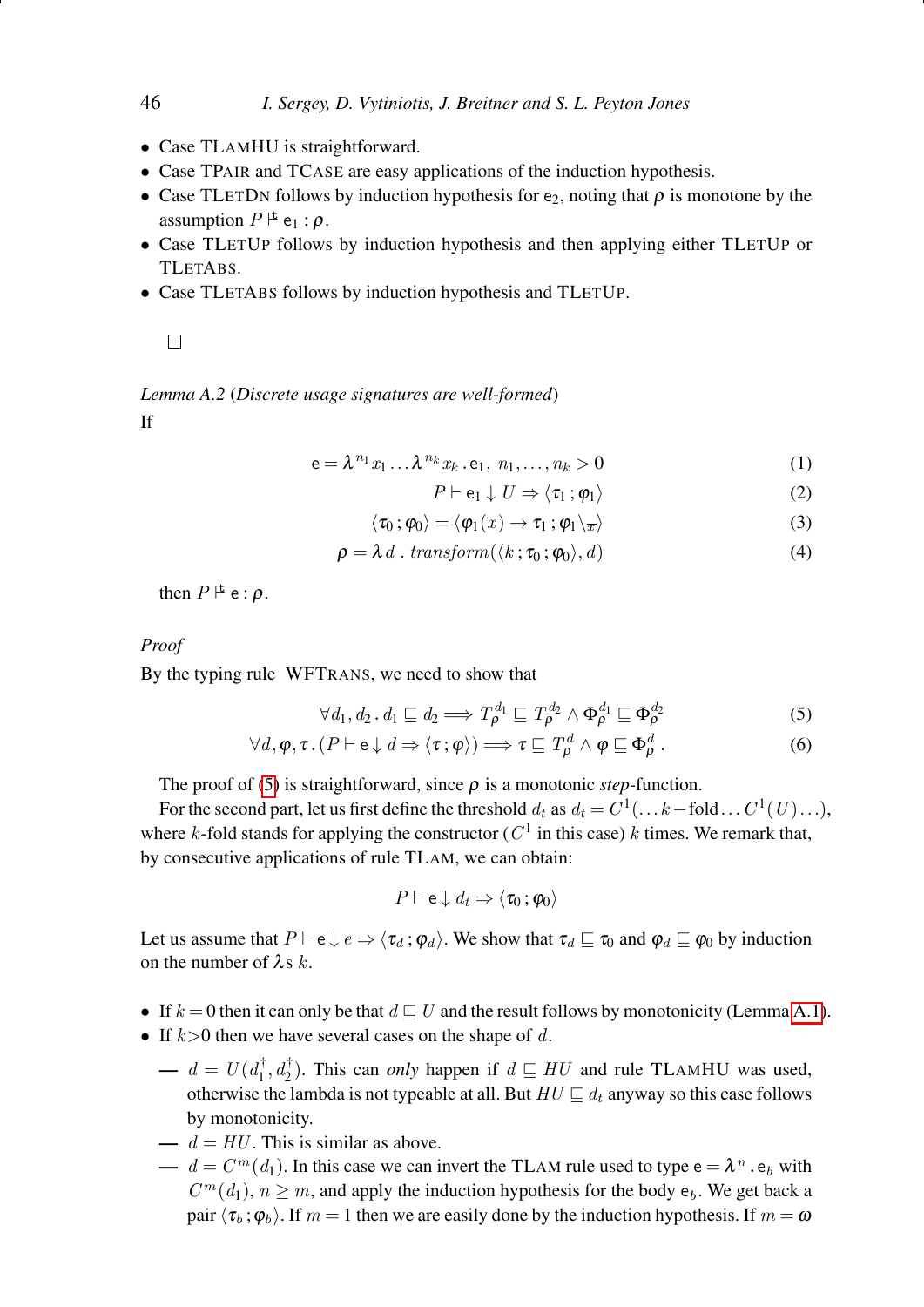- Case TLAMHU is straightforward.
- Case TPAIR and TCASE are easy applications of the induction hypothesis.
- Case TLETDN follows by induction hypothesis for $\mathsf{e}_2$, noting that $\rho$ is monotone by the assumption $P \Vdash \mathsf{e}_1 : \rho$.
- Case TLETUP follows by induction hypothesis and then applying either TLETUP or TLETABS.
- Case TLETABS follows by induction hypothesis and TLETUP.

□

*Lemma A.2* (*Discrete usage signatures are well-formed*)

If

$$\mathsf{e} = \lambda^{n_1} x_1 \ldots \lambda^{n_k} x_k \,.\, \mathsf{e}_1,\; n_1, \ldots, n_k > 0 \tag{1}$$

$$P \vdash \mathsf{e}_1 \downarrow U \Rightarrow \langle \tau_1 \,;\, \varphi_1 \rangle \tag{2}$$

$$\langle \tau_0 \,;\, \varphi_0 \rangle = \langle \varphi_1(\overline{x}) \rightarrow \tau_1 \,;\, \varphi_1 \backslash_{\overline{x}} \rangle \tag{3}$$

$$\rho = \lambda\, d \,.\, \mathit{transform}(\langle k \,;\, \tau_0 \,;\, \varphi_0 \rangle, d) \tag{4}$$

then $P \Vdash \mathsf{e} : \rho$.

*Proof*

By the typing rule WFTRANS, we need to show that

$$\forall d_1, d_2 \,.\, d_1 \sqsubseteq d_2 \Longrightarrow T_\rho^{d_1} \sqsubseteq T_\rho^{d_2} \wedge \Phi_\rho^{d_1} \sqsubseteq \Phi_\rho^{d_2} \tag{5}$$

$$\forall d, \varphi, \tau \,.\, (P \vdash \mathsf{e} \downarrow d \Rightarrow \langle \tau \,;\, \varphi \rangle) \Longrightarrow \tau \sqsubseteq T_\rho^{d} \wedge \varphi \sqsubseteq \Phi_\rho^{d} \,. \tag{6}$$

The proof of (5) is straightforward, since $\rho$ is a monotonic *step*-function.

For the second part, let us first define the threshold $d_t$ as $d_t = C^1(\ldots k\text{-fold} \ldots C^1(U)\ldots)$, where $k$-fold stands for applying the constructor ($C^1$ in this case) $k$ times. We remark that, by consecutive applications of rule TLAM, we can obtain:

$$P \vdash \mathsf{e} \downarrow d_t \Rightarrow \langle \tau_0 \,;\, \varphi_0 \rangle$$

Let us assume that $P \vdash \mathsf{e} \downarrow e \Rightarrow \langle \tau_d \,;\, \varphi_d \rangle$. We show that $\tau_d \sqsubseteq \tau_0$ and $\varphi_d \sqsubseteq \varphi_0$ by induction on the number of $\lambda$s $k$.

- If $k = 0$ then it can only be that $d \sqsubseteq U$ and the result follows by monotonicity (Lemma A.1).
- If $k{>}0$ then we have several cases on the shape of $d$.
  - — $d = U(d_1^\dagger, d_2^\dagger)$. This can *only* happen if $d \sqsubseteq HU$ and rule TLAMHU was used, otherwise the lambda is not typeable at all. But $HU \sqsubseteq d_t$ anyway so this case follows by monotonicity.
  - — $d = HU$. This is similar as above.
  - — $d = C^m(d_1)$. In this case we can invert the TLAM rule used to type $\mathsf{e} = \lambda^n \,.\, \mathsf{e}_b$ with $C^m(d_1)$, $n \geq m$, and apply the induction hypothesis for the body $\mathsf{e}_b$. We get back a pair $\langle \tau_b \,;\, \varphi_b \rangle$. If $m = 1$ then we are easily done by the induction hypothesis. If $m = \omega$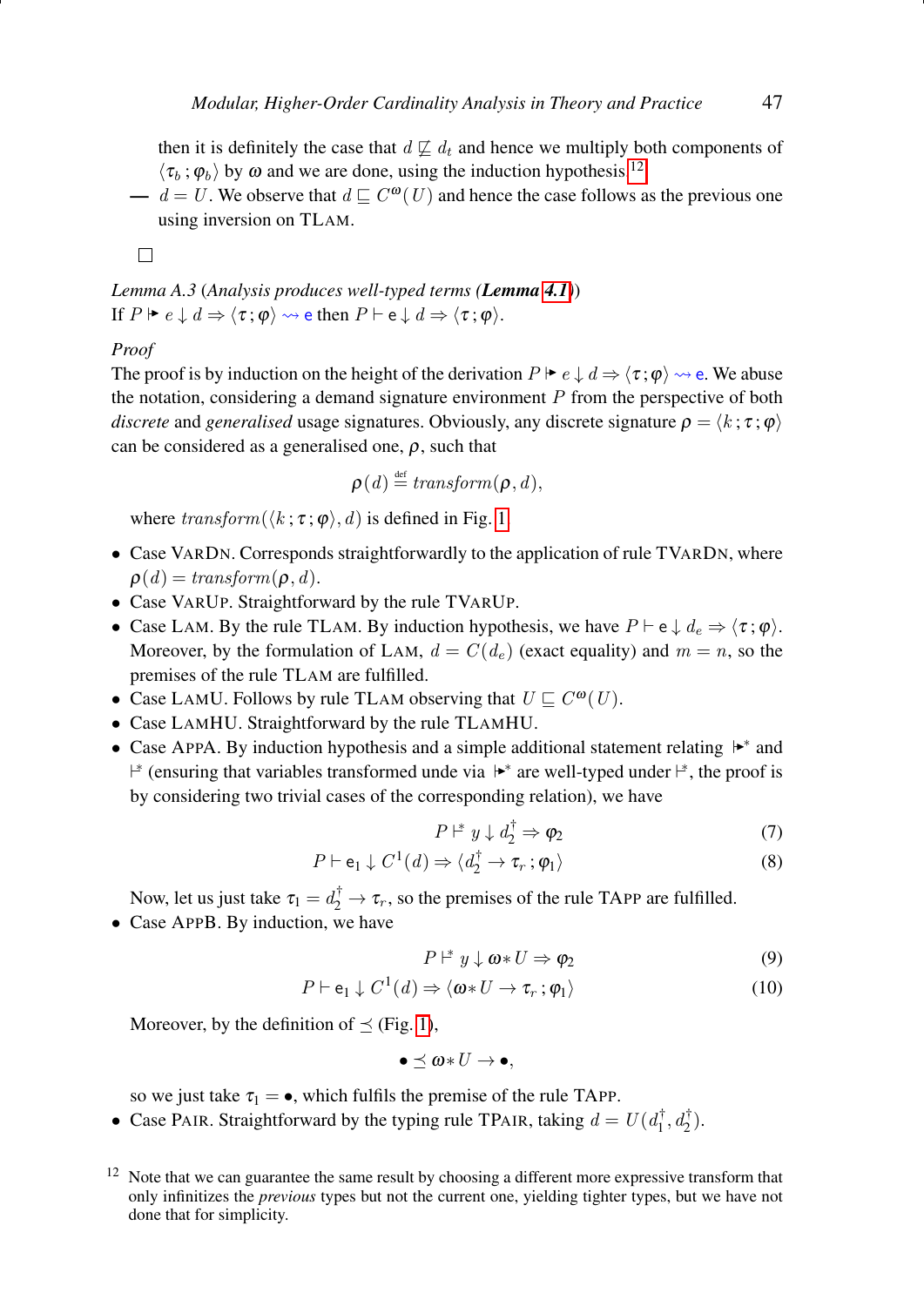then it is definitely the case that $d \not\sqsubseteq d_t$ and hence we multiply both components of $\langle \tau_b\,;\varphi_b \rangle$ by $\omega$ and we are done, using the induction hypothesis.[12]

— $d = U$. We observe that $d \sqsubseteq C^{\omega}(U)$ and hence the case follows as the previous one using inversion on TLAM.

□

*Lemma A.3* (*Analysis produces well-typed terms* (***Lemma 4.1***))
If $P \Vdash e \downarrow d \Rightarrow \langle \tau\,;\varphi \rangle \rightsquigarrow \mathsf{e}$ then $P \vdash \mathsf{e} \downarrow d \Rightarrow \langle \tau\,;\varphi \rangle$.

*Proof*

The proof is by induction on the height of the derivation $P \Vdash e \downarrow d \Rightarrow \langle \tau\,;\varphi \rangle \rightsquigarrow \mathsf{e}$. We abuse the notation, considering a demand signature environment $P$ from the perspective of both *discrete* and *generalised* usage signatures. Obviously, any discrete signature $\rho = \langle k\,;\tau\,;\varphi \rangle$ can be considered as a generalised one, $\rho$, such that

$$\rho(d) \stackrel{\text{def}}{=} \mathit{transform}(\rho, d),$$

where $\mathit{transform}(\langle k\,;\tau\,;\varphi \rangle, d)$ is defined in Fig. 1.

- Case VARDN. Corresponds straightforwardly to the application of rule TVARDN, where $\rho(d) = \mathit{transform}(\rho, d)$.
- Case VARUP. Straightforward by the rule TVARUP.
- Case LAM. By the rule TLAM. By induction hypothesis, we have $P \vdash \mathsf{e} \downarrow d_e \Rightarrow \langle \tau\,;\varphi \rangle$. Moreover, by the formulation of LAM, $d = C(d_e)$ (exact equality) and $m = n$, so the premises of the rule TLAM are fulfilled.
- Case LAMU. Follows by rule TLAM observing that $U \sqsubseteq C^{\omega}(U)$.
- Case LAMHU. Straightforward by the rule TLAMHU.
- Case APPA. By induction hypothesis and a simple additional statement relating $\Vdash^*$ and $\vdash^*$ (ensuring that variables transformed unde via $\Vdash^*$ are well-typed under $\vdash^*$, the proof is by considering two trivial cases of the corresponding relation), we have

$$P \vdash^* y \downarrow d_2^{\dagger} \Rightarrow \varphi_2 \tag{7}$$

$$P \vdash \mathsf{e}_1 \downarrow C^1(d) \Rightarrow \langle d_2^{\dagger} \to \tau_r\,;\varphi_1 \rangle \tag{8}$$

Now, let us just take $\tau_1 = d_2^{\dagger} \to \tau_r$, so the premises of the rule TAPP are fulfilled.

- Case APPB. By induction, we have

$$P \vdash^* y \downarrow \omega{*}U \Rightarrow \varphi_2 \tag{9}$$

$$P \vdash \mathsf{e}_1 \downarrow C^1(d) \Rightarrow \langle \omega{*}U \to \tau_r\,;\varphi_1 \rangle \tag{10}$$

Moreover, by the definition of $\preceq$ (Fig. 1),

$$\bullet \preceq \omega{*}U \to \bullet,$$

so we just take $\tau_1 = \bullet$, which fulfils the premise of the rule TAPP.

- Case PAIR. Straightforward by the typing rule TPAIR, taking $d = U(d_1^{\dagger}, d_2^{\dagger})$.

[12] Note that we can guarantee the same result by choosing a different more expressive transform that only infinitizes the *previous* types but not the current one, yielding tighter types, but we have not done that for simplicity.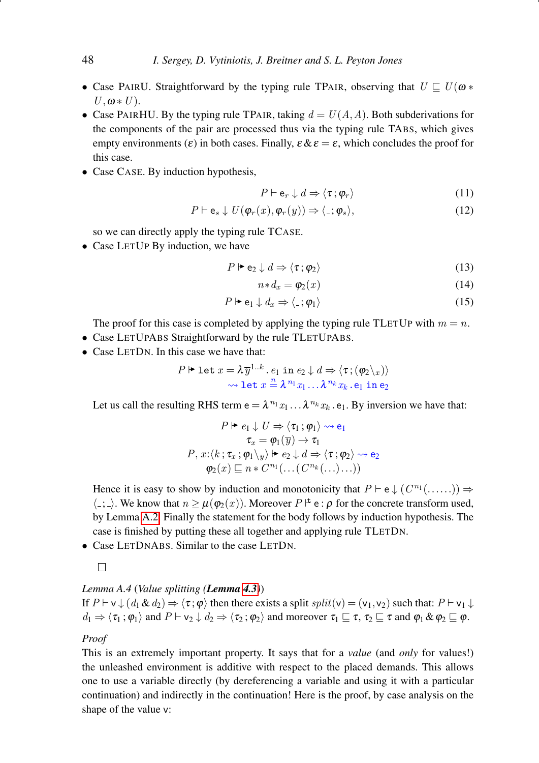- Case PAIRU. Straightforward by the typing rule TPAIR, observing that $U \sqsubseteq U(\omega * U, \omega * U)$.
- Case PAIRHU. By the typing rule TPAIR, taking $d = U(A, A)$. Both subderivations for the components of the pair are processed thus via the typing rule TABS, which gives empty environments ($\varepsilon$) in both cases. Finally, $\varepsilon \,\&\, \varepsilon = \varepsilon$, which concludes the proof for this case.
- Case CASE. By induction hypothesis,

$$P \vdash \mathsf{e}_r \downarrow d \Rightarrow \langle \tau \,;\, \varphi_r \rangle \tag{11}$$

$$P \vdash \mathsf{e}_s \downarrow U(\varphi_r(x), \varphi_r(y)) \Rightarrow \langle \_ \,;\, \varphi_s \rangle, \tag{12}$$

so we can directly apply the typing rule TCASE.
- Case LETUP By induction, we have

$$P \Vdash \mathsf{e}_2 \downarrow d \Rightarrow \langle \tau \,;\, \varphi_2 \rangle \tag{13}$$

$$n * d_x = \varphi_2(x) \tag{14}$$

$$P \Vdash \mathsf{e}_1 \downarrow d_x \Rightarrow \langle \_ \,;\, \varphi_1 \rangle \tag{15}$$

The proof for this case is completed by applying the typing rule TLETUP with $m = n$.
- Case LETUPABS Straightforward by the rule TLETUPABS.
- Case LETDN. In this case we have that:

$$P \Vdash \mathtt{let}\ x = \lambda \overline{y}^{1..k}\,.\,e_1\ \mathtt{in}\ e_2 \downarrow d \Rightarrow \langle \tau \,;\, (\varphi_2 \backslash_x) \rangle$$
$$\rightsquigarrow \mathtt{let}\ x \overset{n}{=} \lambda^{n_1} x_1 \ldots \lambda^{n_k} x_k\,.\,\mathsf{e}_1\ \mathtt{in}\ \mathsf{e}_2$$

Let us call the resulting RHS term $\mathsf{e} = \lambda^{n_1} x_1 \ldots \lambda^{n_k} x_k\,.\,\mathsf{e}_1$. By inversion we have that:

$$P \Vdash e_1 \downarrow U \Rightarrow \langle \tau_1 \,;\, \varphi_1 \rangle \rightsquigarrow \mathsf{e}_1$$
$$\tau_x = \varphi_1(\overline{y}) \rightarrow \tau_1$$
$$P,\, x{:}\langle k \,;\, \tau_x \,;\, \varphi_1 \backslash_{\overline{y}} \rangle \Vdash e_2 \downarrow d \Rightarrow \langle \tau \,;\, \varphi_2 \rangle \rightsquigarrow \mathsf{e}_2$$
$$\varphi_2(x) \sqsubseteq n * C^{n_1}(\ldots(C^{n_k}(\ldots))\ldots)$$

Hence it is easy to show by induction and monotonicity that $P \vdash \mathsf{e} \downarrow (C^{n_1}(\ldots\ldots)) \Rightarrow \langle \_ ; \_ \rangle$. We know that $n \geq \mu(\varphi_2(x))$. Moreover $P \vdash^{\mu} \mathsf{e} : \rho$ for the concrete transform used, by Lemma A.2. Finally the statement for the body follows by induction hypothesis. The case is finished by putting these all together and applying rule TLETDN.
- Case LETDNABS. Similar to the case LETDN.

□

*Lemma A.4* (*Value splitting* (***Lemma 4.3***))
If $P \vdash \mathsf{v} \downarrow (d_1 \,\&\, d_2) \Rightarrow \langle \tau \,;\, \varphi \rangle$ then there exists a split $split(\mathsf{v}) = (\mathsf{v}_1, \mathsf{v}_2)$ such that: $P \vdash \mathsf{v}_1 \downarrow d_1 \Rightarrow \langle \tau_1 \,;\, \varphi_1 \rangle$ and $P \vdash \mathsf{v}_2 \downarrow d_2 \Rightarrow \langle \tau_2 \,;\, \varphi_2 \rangle$ and moreover $\tau_1 \sqsubseteq \tau$, $\tau_2 \sqsubseteq \tau$ and $\varphi_1 \,\&\, \varphi_2 \sqsubseteq \varphi$.

*Proof*
This is an extremely important property. It says that for a *value* (and *only* for values!) the unleashed environment is additive with respect to the placed demands. This allows one to use a variable directly (by dereferencing a variable and using it with a particular continuation) and indirectly in the continuation! Here is the proof, by case analysis on the shape of the value $\mathsf{v}$: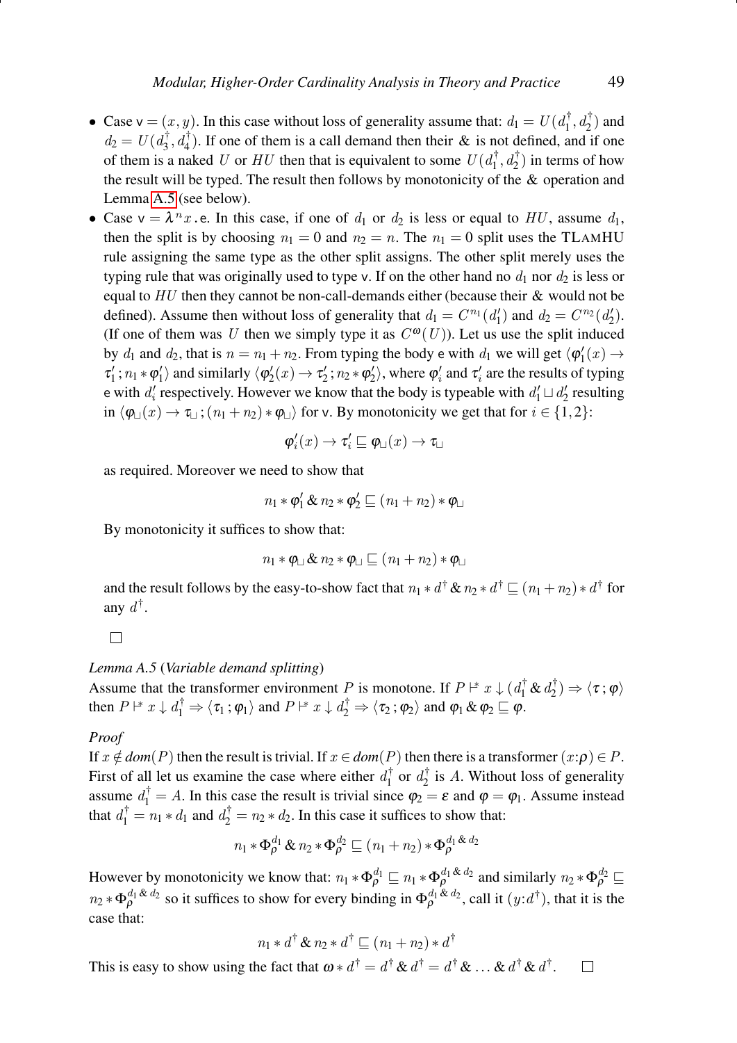- Case $\mathsf{v} = (x, y)$. In this case without loss of generality assume that: $d_1 = U(d_1^\dagger, d_2^\dagger)$ and $d_2 = U(d_3^\dagger, d_4^\dagger)$. If one of them is a call demand then their & is not defined, and if one of them is a naked $U$ or $HU$ then that is equivalent to some $U(d_1^\dagger, d_2^\dagger)$ in terms of how the result will be typed. The result then follows by monotonicity of the & operation and Lemma A.5 (see below).
- Case $\mathsf{v} = \lambda^n x \,.\, \mathsf{e}$. In this case, if one of $d_1$ or $d_2$ is less or equal to $HU$, assume $d_1$, then the split is by choosing $n_1 = 0$ and $n_2 = n$. The $n_1 = 0$ split uses the TLAMHU rule assigning the same type as the other split assigns. The other split merely uses the typing rule that was originally used to type $\mathsf{v}$. If on the other hand no $d_1$ nor $d_2$ is less or equal to $HU$ then they cannot be non-call-demands either (because their & would not be defined). Assume then without loss of generality that $d_1 = C^{n_1}(d_1')$ and $d_2 = C^{n_2}(d_2')$. (If one of them was $U$ then we simply type it as $C^{\omega}(U)$). Let us use the split induced by $d_1$ and $d_2$, that is $n = n_1 + n_2$. From typing the body $\mathsf{e}$ with $d_1$ we will get $\langle \varphi_1'(x) \to \tau_1' \,;\, n_1 * \varphi_1' \rangle$ and similarly $\langle \varphi_2'(x) \to \tau_2' \,;\, n_2 * \varphi_2' \rangle$, where $\varphi_i'$ and $\tau_i'$ are the results of typing $\mathsf{e}$ with $d_i'$ respectively. However we know that the body is typeable with $d_1' \sqcup d_2'$ resulting in $\langle \varphi_\sqcup(x) \to \tau_\sqcup \,;\, (n_1 + n_2) * \varphi_\sqcup \rangle$ for $\mathsf{v}$. By monotonicity we get that for $i \in \{1, 2\}$:

$$\varphi_i'(x) \to \tau_i' \sqsubseteq \varphi_\sqcup(x) \to \tau_\sqcup$$

as required. Moreover we need to show that

$$n_1 * \varphi_1' \,\&\, n_2 * \varphi_2' \sqsubseteq (n_1 + n_2) * \varphi_\sqcup$$

By monotonicity it suffices to show that:

$$n_1 * \varphi_\sqcup \,\&\, n_2 * \varphi_\sqcup \sqsubseteq (n_1 + n_2) * \varphi_\sqcup$$

and the result follows by the easy-to-show fact that $n_1 * d^\dagger \,\&\, n_2 * d^\dagger \sqsubseteq (n_1 + n_2) * d^\dagger$ for any $d^\dagger$.

$\square$

*Lemma A.5* (*Variable demand splitting*)
Assume that the transformer environment $P$ is monotone. If $P \vDash x \downarrow (d_1^\dagger \,\&\, d_2^\dagger) \Rightarrow \langle \tau \,;\, \varphi \rangle$ then $P \vDash x \downarrow d_1^\dagger \Rightarrow \langle \tau_1 \,;\, \varphi_1 \rangle$ and $P \vDash x \downarrow d_2^\dagger \Rightarrow \langle \tau_2 \,;\, \varphi_2 \rangle$ and $\varphi_1 \,\&\, \varphi_2 \sqsubseteq \varphi$.

*Proof*
If $x \notin dom(P)$ then the result is trivial. If $x \in dom(P)$ then there is a transformer $(x{:}\rho) \in P$. First of all let us examine the case where either $d_1^\dagger$ or $d_2^\dagger$ is $A$. Without loss of generality assume $d_1^\dagger = A$. In this case the result is trivial since $\varphi_2 = \varepsilon$ and $\varphi = \varphi_1$. Assume instead that $d_1^\dagger = n_1 * d_1$ and $d_2^\dagger = n_2 * d_2$. In this case it suffices to show that:

$$n_1 * \Phi_\rho^{d_1} \,\&\, n_2 * \Phi_\rho^{d_2} \sqsubseteq (n_1 + n_2) * \Phi_\rho^{d_1 \,\&\, d_2}$$

However by monotonicity we know that: $n_1 * \Phi_\rho^{d_1} \sqsubseteq n_1 * \Phi_\rho^{d_1 \,\&\, d_2}$ and similarly $n_2 * \Phi_\rho^{d_2} \sqsubseteq n_2 * \Phi_\rho^{d_1 \,\&\, d_2}$ so it suffices to show for every binding in $\Phi_\rho^{d_1 \,\&\, d_2}$, call it $(y{:}d^\dagger)$, that it is the case that:

$$n_1 * d^\dagger \,\&\, n_2 * d^\dagger \sqsubseteq (n_1 + n_2) * d^\dagger$$

This is easy to show using the fact that $\omega * d^\dagger = d^\dagger \,\&\, d^\dagger = d^\dagger \,\&\, \ldots \,\&\, d^\dagger \,\&\, d^\dagger$. $\square$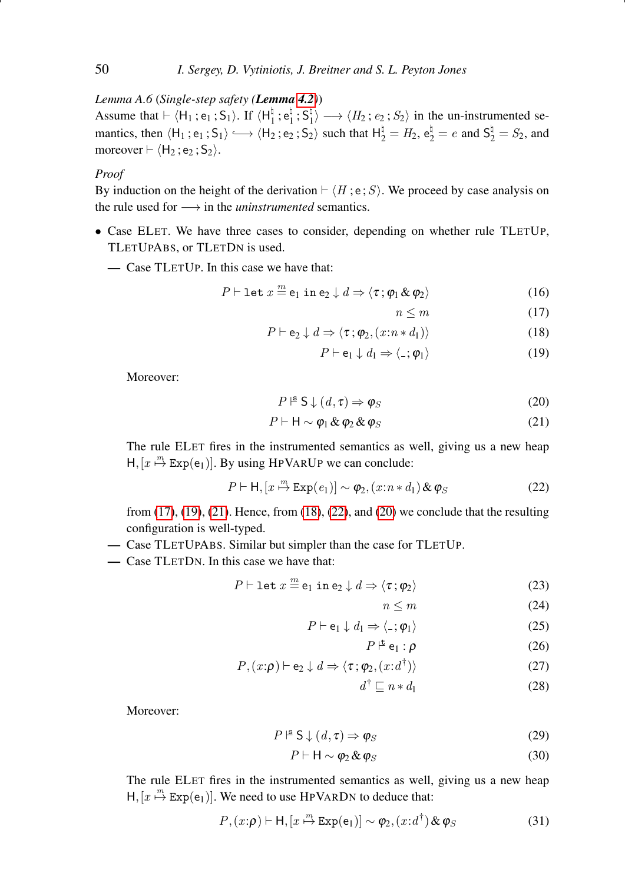*Lemma A.6* (*Single-step safety* (***Lemma 4.2***))
Assume that $\vdash \langle \mathsf{H}_1 \,;\, \mathsf{e}_1 \,;\, \mathsf{S}_1 \rangle$. If $\langle \mathsf{H}_1^\natural \,;\, \mathsf{e}_1^\natural \,;\, \mathsf{S}_1^\natural \rangle \longrightarrow \langle H_2 \,;\, e_2 \,;\, S_2 \rangle$ in the un-instrumented semantics, then $\langle \mathsf{H}_1 \,;\, \mathsf{e}_1 \,;\, \mathsf{S}_1 \rangle \hookrightarrow \langle \mathsf{H}_2 \,;\, \mathsf{e}_2 \,;\, \mathsf{S}_2 \rangle$ such that $\mathsf{H}_2^\natural = H_2$, $\mathsf{e}_2^\natural = e$ and $\mathsf{S}_2^\natural = S_2$, and moreover $\vdash \langle \mathsf{H}_2 \,;\, \mathsf{e}_2 \,;\, \mathsf{S}_2 \rangle$.

*Proof*
By induction on the height of the derivation $\vdash \langle H \,;\, \mathsf{e} \,;\, S \rangle$. We proceed by case analysis on the rule used for $\longrightarrow$ in the *uninstrumented* semantics.

- Case ELET. We have three cases to consider, depending on whether rule TLETUP, TLETUPABS, or TLETDN is used.
  - — Case TLETUP. In this case we have that:

$$P \vdash \mathtt{let}\ x \overset{m}{=} \mathsf{e}_1\ \mathtt{in}\ \mathsf{e}_2 \downarrow d \Rightarrow \langle \tau \,;\, \varphi_1 \,\&\, \varphi_2 \rangle \tag{16}$$

$$n \le m \tag{17}$$

$$P \vdash \mathsf{e}_2 \downarrow d \Rightarrow \langle \tau \,;\, \varphi_2, (x{:}n * d_1) \rangle \tag{18}$$

$$P \vdash \mathsf{e}_1 \downarrow d_1 \Rightarrow \langle \_ \,;\, \varphi_1 \rangle \tag{19}$$

Moreover:

$$P \vDash^{\mathsf{s}} \mathsf{S} \downarrow (d, \tau) \Rightarrow \varphi_S \tag{20}$$

$$P \vdash \mathsf{H} \sim \varphi_1 \,\&\, \varphi_2 \,\&\, \varphi_S \tag{21}$$

The rule ELET fires in the instrumented semantics as well, giving us a new heap $\mathsf{H}, [x \overset{m}{\mapsto} \mathtt{Exp}(\mathsf{e}_1)]$. By using HPVARUP we can conclude:

$$P \vdash \mathsf{H}, [x \overset{m}{\mapsto} \mathtt{Exp}(e_1)] \sim \varphi_2, (x{:}n * d_1) \,\&\, \varphi_S \tag{22}$$

from (17), (19), (21). Hence, from (18), (22), and (20) we conclude that the resulting configuration is well-typed.
  - — Case TLETUPABS. Similar but simpler than the case for TLETUP.
  - — Case TLETDN. In this case we have that:

$$P \vdash \mathtt{let}\ x \overset{m}{=} \mathsf{e}_1\ \mathtt{in}\ \mathsf{e}_2 \downarrow d \Rightarrow \langle \tau \,;\, \varphi_2 \rangle \tag{23}$$

$$n \le m \tag{24}$$

$$P \vdash \mathsf{e}_1 \downarrow d_1 \Rightarrow \langle \_ \,;\, \varphi_1 \rangle \tag{25}$$

$$P \vDash^{\mathsf{t}} \mathsf{e}_1 : \rho \tag{26}$$

$$P, (x{:}\rho) \vdash \mathsf{e}_2 \downarrow d \Rightarrow \langle \tau \,;\, \varphi_2, (x{:}d^\dagger) \rangle \tag{27}$$

$$d^\dagger \sqsubseteq n * d_1 \tag{28}$$

Moreover:

$$P \vDash^{\mathsf{s}} \mathsf{S} \downarrow (d, \tau) \Rightarrow \varphi_S \tag{29}$$

$$P \vdash \mathsf{H} \sim \varphi_2 \,\&\, \varphi_S \tag{30}$$

The rule ELET fires in the instrumented semantics as well, giving us a new heap $\mathsf{H}, [x \overset{m}{\mapsto} \mathtt{Exp}(\mathsf{e}_1)]$. We need to use HPVARDN to deduce that:

$$P, (x{:}\rho) \vdash \mathsf{H}, [x \overset{m}{\mapsto} \mathtt{Exp}(\mathsf{e}_1)] \sim \varphi_2, (x{:}d^\dagger) \,\&\, \varphi_S \tag{31}$$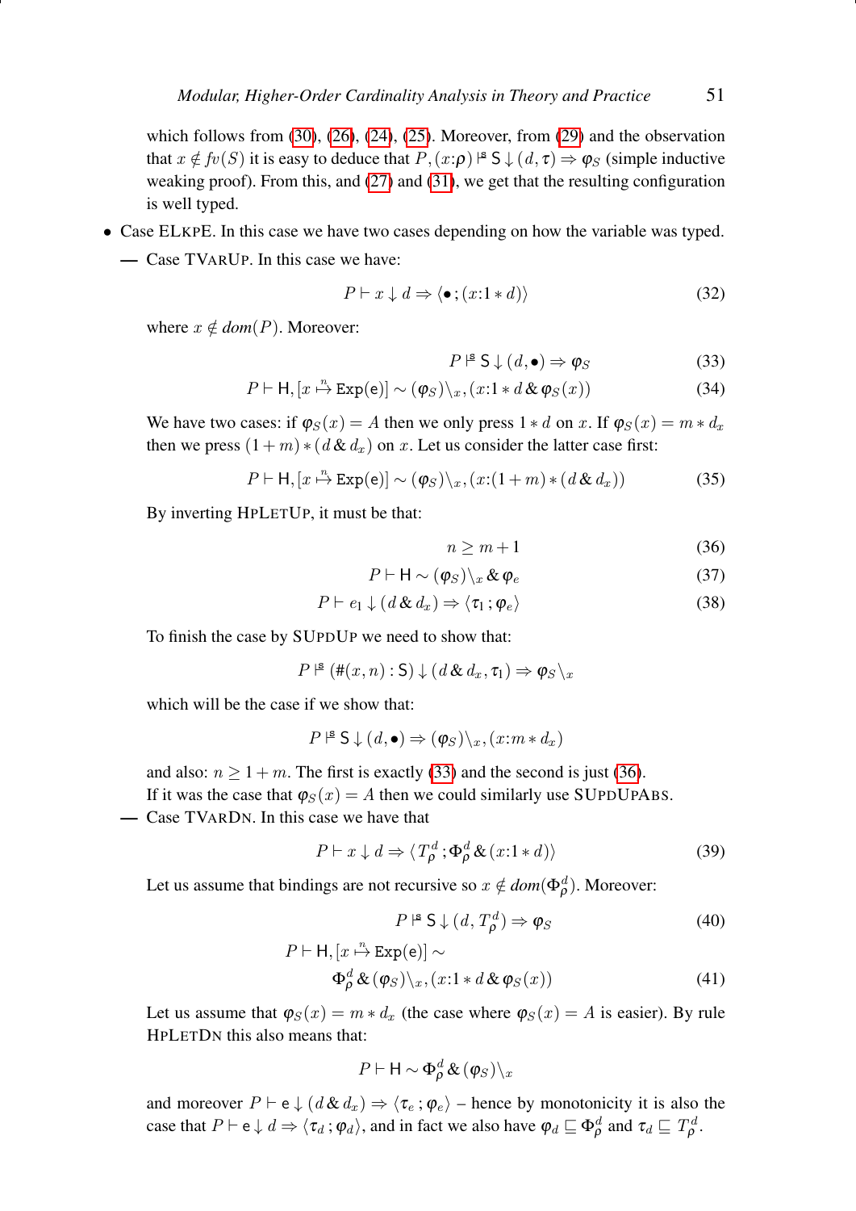which follows from (30), (26), (24), (25). Moreover, from (29) and the observation that $x \notin fv(S)$ it is easy to deduce that $P,(x{:}\rho) \models^{\mathsf{s}} \mathsf{S} \downarrow (d,\tau) \Rightarrow \varphi_S$ (simple inductive weaking proof). From this, and (27) and (31), we get that the resulting configuration is well typed.

- Case ELKPE. In this case we have two cases depending on how the variable was typed.
  - Case TVARUP. In this case we have:

$$P \vdash x \downarrow d \Rightarrow \langle \bullet \,;(x{:}1 * d) \rangle \tag{32}$$

where $x \notin dom(P)$. Moreover:

$$P \models^{\mathsf{s}} \mathsf{S} \downarrow (d,\bullet) \Rightarrow \varphi_S \tag{33}$$

$$P \vdash \mathsf{H}, [x \overset{n}{\mapsto} \mathtt{Exp}(\mathsf{e})] \sim (\varphi_S)\backslash_x, (x{:}1 * d \,\&\, \varphi_S(x)) \tag{34}$$

We have two cases: if $\varphi_S(x) = A$ then we only press $1 * d$ on $x$. If $\varphi_S(x) = m * d_x$ then we press $(1+m) * (d \,\&\, d_x)$ on $x$. Let us consider the latter case first:

$$P \vdash \mathsf{H}, [x \overset{n}{\mapsto} \mathtt{Exp}(\mathsf{e})] \sim (\varphi_S)\backslash_x, (x{:}(1+m) * (d \,\&\, d_x)) \tag{35}$$

By inverting HPLETUP, it must be that:

$$n \geq m+1 \tag{36}$$

$$P \vdash \mathsf{H} \sim (\varphi_S)\backslash_x \,\&\, \varphi_e \tag{37}$$

$$P \vdash e_1 \downarrow (d \,\&\, d_x) \Rightarrow \langle \tau_1 \,; \varphi_e \rangle \tag{38}$$

To finish the case by SUPDUP we need to show that:

$$P \models^{\mathsf{s}} (\#(x,n) : \mathsf{S}) \downarrow (d \,\&\, d_x, \tau_1) \Rightarrow \varphi_S\backslash_x$$

which will be the case if we show that:

$$P \models^{\mathsf{s}} \mathsf{S} \downarrow (d,\bullet) \Rightarrow (\varphi_S)\backslash_x, (x{:}m * d_x)$$

and also: $n \geq 1+m$. The first is exactly (33) and the second is just (36). If it was the case that $\varphi_S(x) = A$ then we could similarly use SUPDUPABS.

  - Case TVARDN. In this case we have that

$$P \vdash x \downarrow d \Rightarrow \langle T^d_\rho \,; \Phi^d_\rho \,\&\, (x{:}1 * d) \rangle \tag{39}$$

Let us assume that bindings are not recursive so $x \notin dom(\Phi^d_\rho)$. Moreover:

$$P \models^{\mathsf{s}} \mathsf{S} \downarrow (d, T^d_\rho) \Rightarrow \varphi_S \tag{40}$$

$$P \vdash \mathsf{H}, [x \overset{n}{\mapsto} \mathtt{Exp}(\mathsf{e})] \sim \Phi^d_\rho \,\&\, (\varphi_S)\backslash_x, (x{:}1 * d \,\&\, \varphi_S(x)) \tag{41}$$

Let us assume that $\varphi_S(x) = m * d_x$ (the case where $\varphi_S(x) = A$ is easier). By rule HPLETDN this also means that:

$$P \vdash \mathsf{H} \sim \Phi^d_\rho \,\&\, (\varphi_S)\backslash_x$$

and moreover $P \vdash \mathsf{e} \downarrow (d \,\&\, d_x) \Rightarrow \langle \tau_e \,; \varphi_e \rangle$ – hence by monotonicity it is also the case that $P \vdash \mathsf{e} \downarrow d \Rightarrow \langle \tau_d \,; \varphi_d \rangle$, and in fact we also have $\varphi_d \sqsubseteq \Phi^d_\rho$ and $\tau_d \sqsubseteq T^d_\rho$.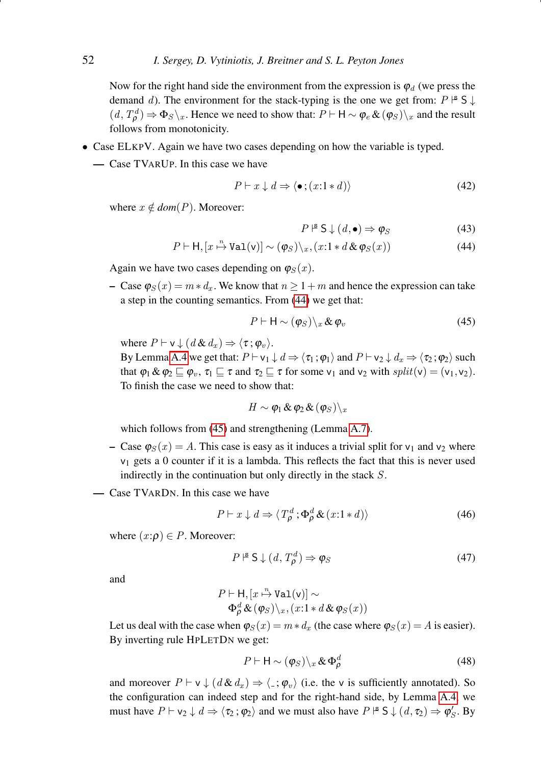Now for the right hand side the environment from the expression is $\varphi_d$ (we press the demand $d$). The environment for the stack-typing is the one we get from: $P \models^{\mathsf{s}} \mathsf{S} \downarrow (d, T^d_\rho) \Rightarrow \Phi_S \backslash_x$. Hence we need to show that: $P \vdash \mathsf{H} \sim \varphi_e \,\&\, (\varphi_S)\backslash_x$ and the result follows from monotonicity.

- Case ELKPV. Again we have two cases depending on how the variable is typed.
  - Case TVARUP. In this case we have

$$P \vdash x \downarrow d \Rightarrow \langle \bullet \,;(x{:}1 * d)\rangle \tag{42}$$

where $x \notin dom(P)$. Moreover:

$$P \models^{\mathsf{s}} \mathsf{S} \downarrow (d, \bullet) \Rightarrow \varphi_S \tag{43}$$

$$P \vdash \mathsf{H}, [x \overset{n}{\mapsto} \mathtt{Val}(\mathsf{v})] \sim (\varphi_S)\backslash_x, (x{:}1 * d \,\&\, \varphi_S(x)) \tag{44}$$

Again we have two cases depending on $\varphi_S(x)$.

– Case $\varphi_S(x) = m * d_x$. We know that $n \geq 1 + m$ and hence the expression can take a step in the counting semantics. From (44) we get that:

$$P \vdash \mathsf{H} \sim (\varphi_S)\backslash_x \,\&\, \varphi_v \tag{45}$$

where $P \vdash \mathsf{v} \downarrow (d \,\&\, d_x) \Rightarrow \langle \tau \,; \varphi_v \rangle$.
By Lemma A.4 we get that: $P \vdash \mathsf{v}_1 \downarrow d \Rightarrow \langle \tau_1 \,; \varphi_1 \rangle$ and $P \vdash \mathsf{v}_2 \downarrow d_x \Rightarrow \langle \tau_2 \,; \varphi_2 \rangle$ such that $\varphi_1 \,\&\, \varphi_2 \sqsubseteq \varphi_v$, $\tau_1 \sqsubseteq \tau$ and $\tau_2 \sqsubseteq \tau$ for some $\mathsf{v}_1$ and $\mathsf{v}_2$ with $split(\mathsf{v}) = (\mathsf{v}_1, \mathsf{v}_2)$.
To finish the case we need to show that:

$$H \sim \varphi_1 \,\&\, \varphi_2 \,\&\, (\varphi_S)\backslash_x$$

which follows from (45) and strengthening (Lemma A.7).

– Case $\varphi_S(x) = A$. This case is easy as it induces a trivial split for $\mathsf{v}_1$ and $\mathsf{v}_2$ where $\mathsf{v}_1$ gets a 0 counter if it is a lambda. This reflects the fact that this is never used indirectly in the continuation but only directly in the stack $S$.

  - Case TVARDN. In this case we have

$$P \vdash x \downarrow d \Rightarrow \langle T^d_\rho \,; \Phi^d_\rho \,\&\, (x{:}1 * d)\rangle \tag{46}$$

where $(x{:}\rho) \in P$. Moreover:

$$P \models^{\mathsf{s}} \mathsf{S} \downarrow (d, T^d_\rho) \Rightarrow \varphi_S \tag{47}$$

and

$$P \vdash \mathsf{H}, [x \overset{n}{\mapsto} \mathtt{Val}(\mathsf{v})] \sim \Phi^d_\rho \,\&\, (\varphi_S)\backslash_x, (x{:}1 * d \,\&\, \varphi_S(x))$$

Let us deal with the case when $\varphi_S(x) = m * d_x$ (the case where $\varphi_S(x) = A$ is easier). By inverting rule HPLETDN we get:

$$P \vdash \mathsf{H} \sim (\varphi_S)\backslash_x \,\&\, \Phi^d_\rho \tag{48}$$

and moreover $P \vdash \mathsf{v} \downarrow (d \,\&\, d_x) \Rightarrow \langle \_ \,; \varphi_v \rangle$ (i.e. the $\mathsf{v}$ is sufficiently annotated). So the configuration can indeed step and for the right-hand side, by Lemma A.4, we must have $P \vdash \mathsf{v}_2 \downarrow d \Rightarrow \langle \tau_2 \,; \varphi_2 \rangle$ and we must also have $P \models^{\mathsf{s}} \mathsf{S} \downarrow (d, \tau_2) \Rightarrow \varphi'_S$. By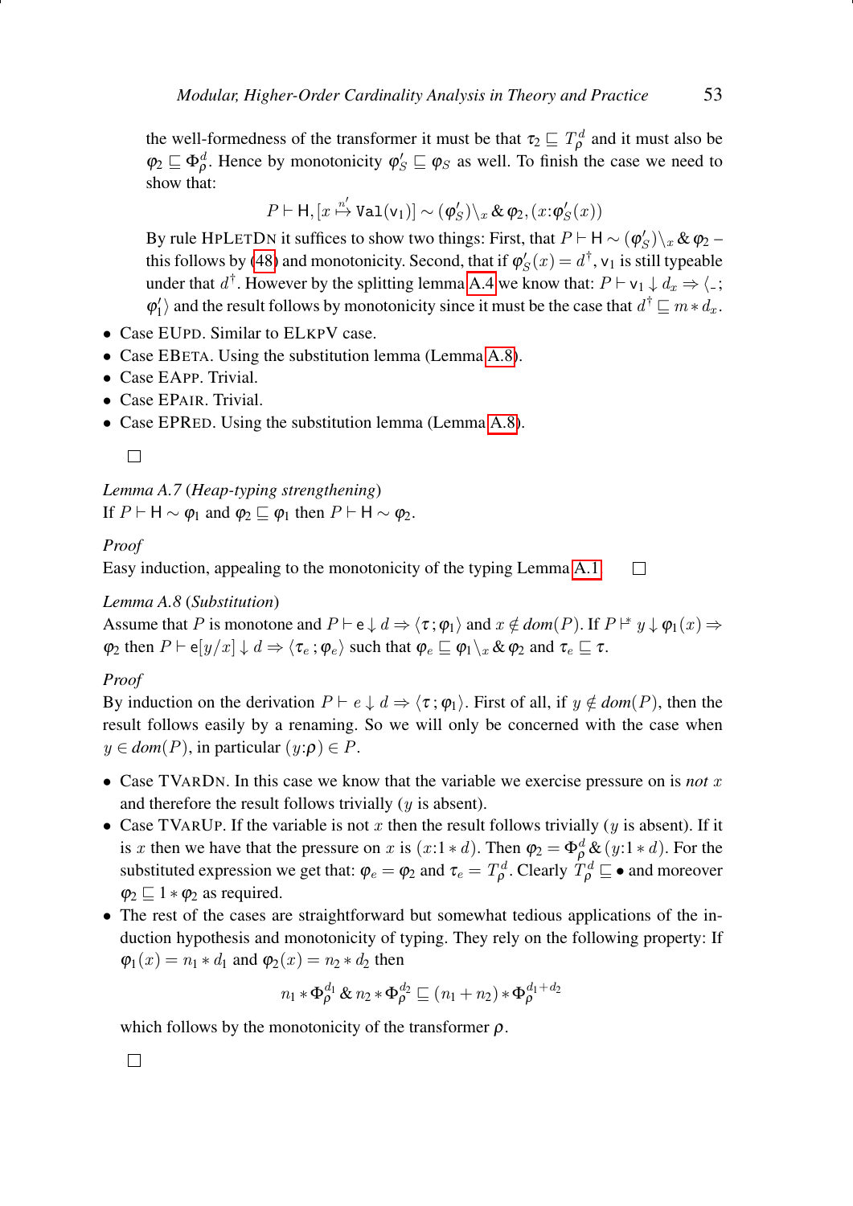the well-formedness of the transformer it must be that $\tau_2 \sqsubseteq T^d_\rho$ and it must also be $\varphi_2 \sqsubseteq \Phi^d_\rho$. Hence by monotonicity $\varphi'_S \sqsubseteq \varphi_S$ as well. To finish the case we need to show that:

$$P \vdash \mathsf{H}, [x \overset{n'}{\mapsto} \mathtt{Val}(\mathsf{v}_1)] \sim (\varphi'_S)\backslash_x \,\&\, \varphi_2, (x{:}\varphi'_S(x))$$

By rule HPLETDN it suffices to show two things: First, that $P \vdash \mathsf{H} \sim (\varphi'_S)\backslash_x \,\&\, \varphi_2$ – this follows by (48) and monotonicity. Second, that if $\varphi'_S(x) = d^\dagger$, $\mathsf{v}_1$ is still typeable under that $d^\dagger$. However by the splitting lemma A.4 we know that: $P \vdash \mathsf{v}_1 \downarrow d_x \Rightarrow \langle \_ ; \varphi'_1\rangle$ and the result follows by monotonicity since it must be the case that $d^\dagger \sqsubseteq m * d_x$.

- Case EUPD. Similar to ELKPV case.
- Case EBETA. Using the substitution lemma (Lemma A.8).
- Case EAPP. Trivial.
- Case EPAIR. Trivial.
- Case EPRED. Using the substitution lemma (Lemma A.8).

□

*Lemma A.7* (*Heap-typing strengthening*)
If $P \vdash \mathsf{H} \sim \varphi_1$ and $\varphi_2 \sqsubseteq \varphi_1$ then $P \vdash \mathsf{H} \sim \varphi_2$.

*Proof*
Easy induction, appealing to the monotonicity of the typing Lemma A.1. □

*Lemma A.8* (*Substitution*)
Assume that $P$ is monotone and $P \vdash \mathsf{e} \downarrow d \Rightarrow \langle \tau ; \varphi_1\rangle$ and $x \notin dom(P)$. If $P \vDash^{\!*} y \downarrow \varphi_1(x) \Rightarrow \varphi_2$ then $P \vdash \mathsf{e}[y/x] \downarrow d \Rightarrow \langle \tau_e ; \varphi_e\rangle$ such that $\varphi_e \sqsubseteq \varphi_1\backslash_x \,\&\, \varphi_2$ and $\tau_e \sqsubseteq \tau$.

*Proof*
By induction on the derivation $P \vdash e \downarrow d \Rightarrow \langle \tau ; \varphi_1\rangle$. First of all, if $y \notin dom(P)$, then the result follows easily by a renaming. So we will only be concerned with the case when $y \in dom(P)$, in particular $(y{:}\rho) \in P$.

- Case TVARDN. In this case we know that the variable we exercise pressure on is *not* $x$ and therefore the result follows trivially ($y$ is absent).
- Case TVARUP. If the variable is not $x$ then the result follows trivially ($y$ is absent). If it is $x$ then we have that the pressure on $x$ is $(x{:}1 * d)$. Then $\varphi_2 = \Phi^d_\rho \,\&\, (y{:}1 * d)$. For the substituted expression we get that: $\varphi_e = \varphi_2$ and $\tau_e = T^d_\rho$. Clearly $T^d_\rho \sqsubseteq \bullet$ and moreover $\varphi_2 \sqsubseteq 1 * \varphi_2$ as required.
- The rest of the cases are straightforward but somewhat tedious applications of the induction hypothesis and monotonicity of typing. They rely on the following property: If $\varphi_1(x) = n_1 * d_1$ and $\varphi_2(x) = n_2 * d_2$ then

$$n_1 * \Phi^{d_1}_\rho \,\&\, n_2 * \Phi^{d_2}_\rho \sqsubseteq (n_1 + n_2) * \Phi^{d_1 + d_2}_\rho$$

which follows by the monotonicity of the transformer $\rho$.

□